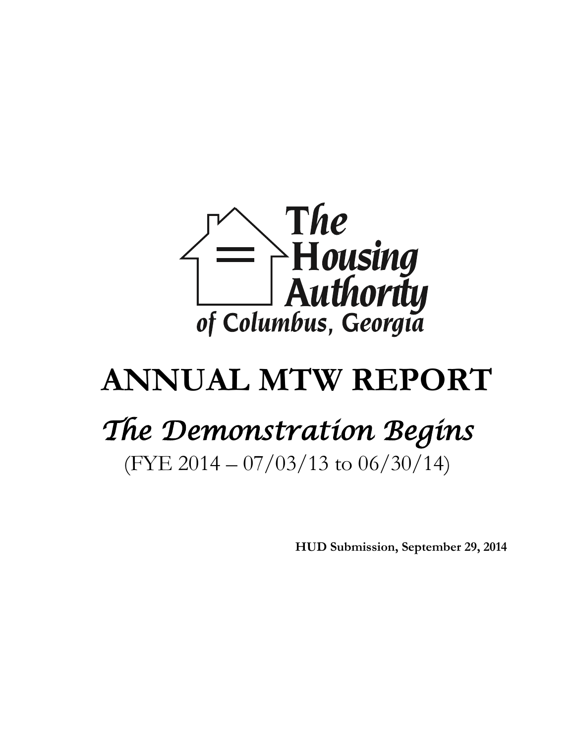The Housing Authority of Columbus, Georgia

# ANNUAL MTW REPORT

## *The Demonstration Begins*

(FYE 2014 – 07/03/13 to 06/30/14)

**HUD Submission, September 29, 2014**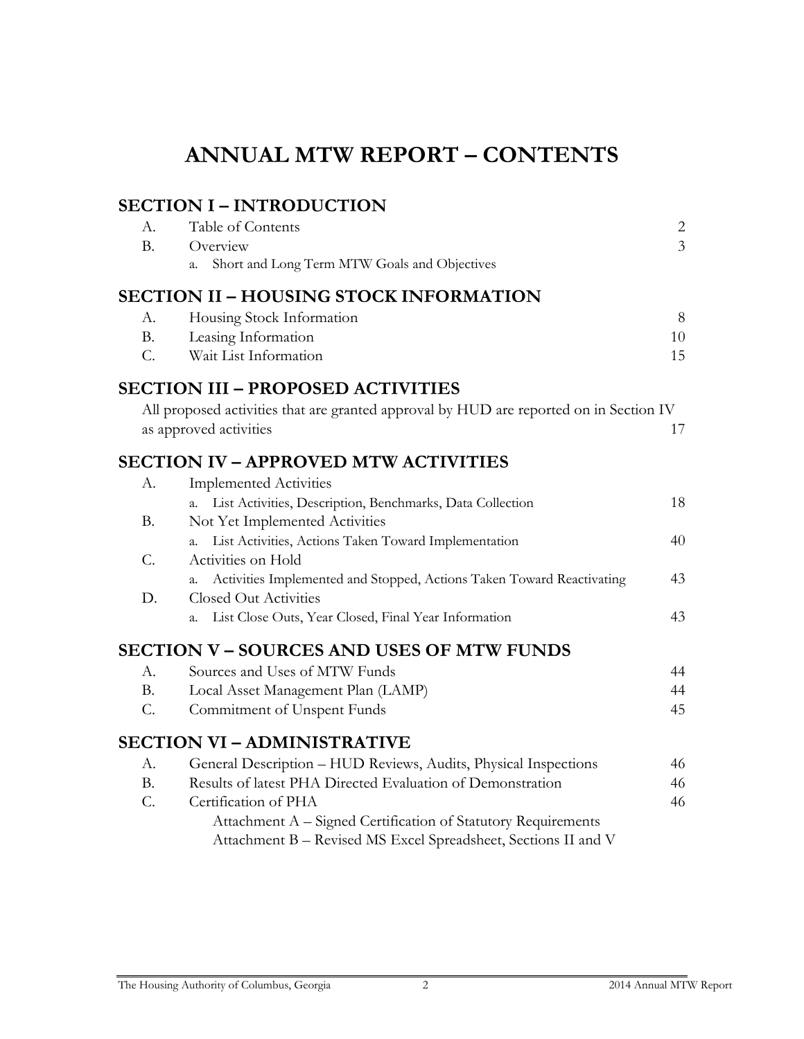# ANNUAL MTW REPORT – CONTENTS

## SECTION I – INTRODUCTION

| | | |
|---|---|---|
| A. | Table of Contents | 2 |
| B. | Overview | 3 |
| | a. Short and Long Term MTW Goals and Objectives | |

## SECTION II – HOUSING STOCK INFORMATION

| | | |
|---|---|---|
| A. | Housing Stock Information | 8 |
| B. | Leasing Information | 10 |
| C. | Wait List Information | 15 |

## SECTION III – PROPOSED ACTIVITIES

All proposed activities that are granted approval by HUD are reported on in Section IV as approved activities — 17

## SECTION IV – APPROVED MTW ACTIVITIES

| | | |
|---|---|---|
| A. | Implemented Activities | |
| | a. List Activities, Description, Benchmarks, Data Collection | 18 |
| B. | Not Yet Implemented Activities | |
| | a. List Activities, Actions Taken Toward Implementation | 40 |
| C. | Activities on Hold | |
| | a. Activities Implemented and Stopped, Actions Taken Toward Reactivating | 43 |
| D. | Closed Out Activities | |
| | a. List Close Outs, Year Closed, Final Year Information | 43 |

## SECTION V – SOURCES AND USES OF MTW FUNDS

| | | |
|---|---|---|
| A. | Sources and Uses of MTW Funds | 44 |
| B. | Local Asset Management Plan (LAMP) | 44 |
| C. | Commitment of Unspent Funds | 45 |

## SECTION VI – ADMINISTRATIVE

| | | |
|---|---|---|
| A. | General Description – HUD Reviews, Audits, Physical Inspections | 46 |
| B. | Results of latest PHA Directed Evaluation of Demonstration | 46 |
| C. | Certification of PHA | 46 |
| | Attachment A – Signed Certification of Statutory Requirements | |
| | Attachment B – Revised MS Excel Spreadsheet, Sections II and V | |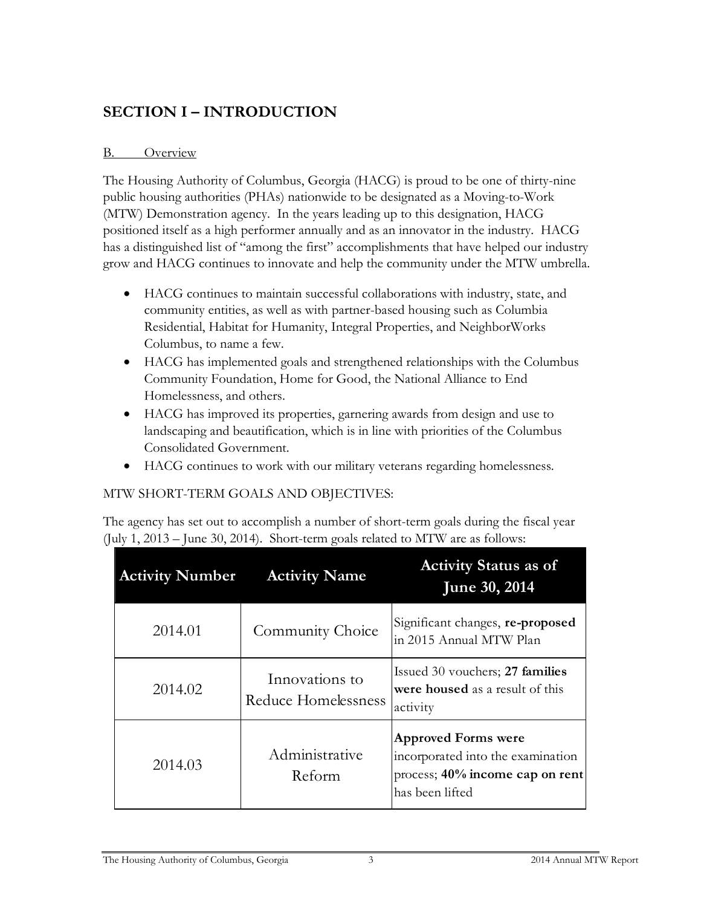# SECTION I – INTRODUCTION

B. Overview

The Housing Authority of Columbus, Georgia (HACG) is proud to be one of thirty-nine public housing authorities (PHAs) nationwide to be designated as a Moving-to-Work (MTW) Demonstration agency. In the years leading up to this designation, HACG positioned itself as a high performer annually and as an innovator in the industry. HACG has a distinguished list of "among the first" accomplishments that have helped our industry grow and HACG continues to innovate and help the community under the MTW umbrella.

- HACG continues to maintain successful collaborations with industry, state, and community entities, as well as with partner-based housing such as Columbia Residential, Habitat for Humanity, Integral Properties, and NeighborWorks Columbus, to name a few.
- HACG has implemented goals and strengthened relationships with the Columbus Community Foundation, Home for Good, the National Alliance to End Homelessness, and others.
- HACG has improved its properties, garnering awards from design and use to landscaping and beautification, which is in line with priorities of the Columbus Consolidated Government.
- HACG continues to work with our military veterans regarding homelessness.

MTW SHORT-TERM GOALS AND OBJECTIVES:

The agency has set out to accomplish a number of short-term goals during the fiscal year (July 1, 2013 – June 30, 2014). Short-term goals related to MTW are as follows:

| Activity Number | Activity Name | Activity Status as of June 30, 2014 |
| --- | --- | --- |
| 2014.01 | Community Choice | Significant changes, **re-proposed** in 2015 Annual MTW Plan |
| 2014.02 | Innovations to Reduce Homelessness | Issued 30 vouchers; **27 families were housed** as a result of this activity |
| 2014.03 | Administrative Reform | **Approved Forms were** incorporated into the examination process; **40% income cap on rent** has been lifted |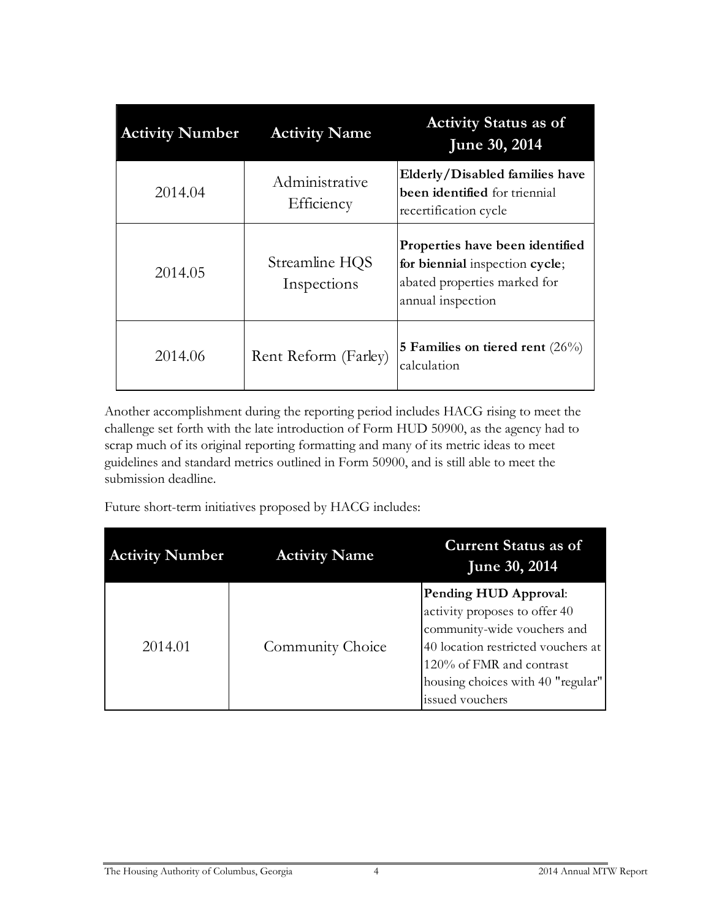| Activity Number | Activity Name | Activity Status as of June 30, 2014 |
| --- | --- | --- |
| 2014.04 | Administrative Efficiency | **Elderly/Disabled families have been identified** for triennial recertification cycle |
| 2014.05 | Streamline HQS Inspections | **Properties have been identified for biennial** inspection **cycle**; abated properties marked for annual inspection |
| 2014.06 | Rent Reform (Farley) | **5 Families on tiered rent** (26%) calculation |

Another accomplishment during the reporting period includes HACG rising to meet the challenge set forth with the late introduction of Form HUD 50900, as the agency had to scrap much of its original reporting formatting and many of its metric ideas to meet guidelines and standard metrics outlined in Form 50900, and is still able to meet the submission deadline.

Future short-term initiatives proposed by HACG includes:

| Activity Number | Activity Name | Current Status as of June 30, 2014 |
| --- | --- | --- |
| 2014.01 | Community Choice | **Pending HUD Approval**: activity proposes to offer 40 community-wide vouchers and 40 location restricted vouchers at 120% of FMR and contrast housing choices with 40 "regular" issued vouchers |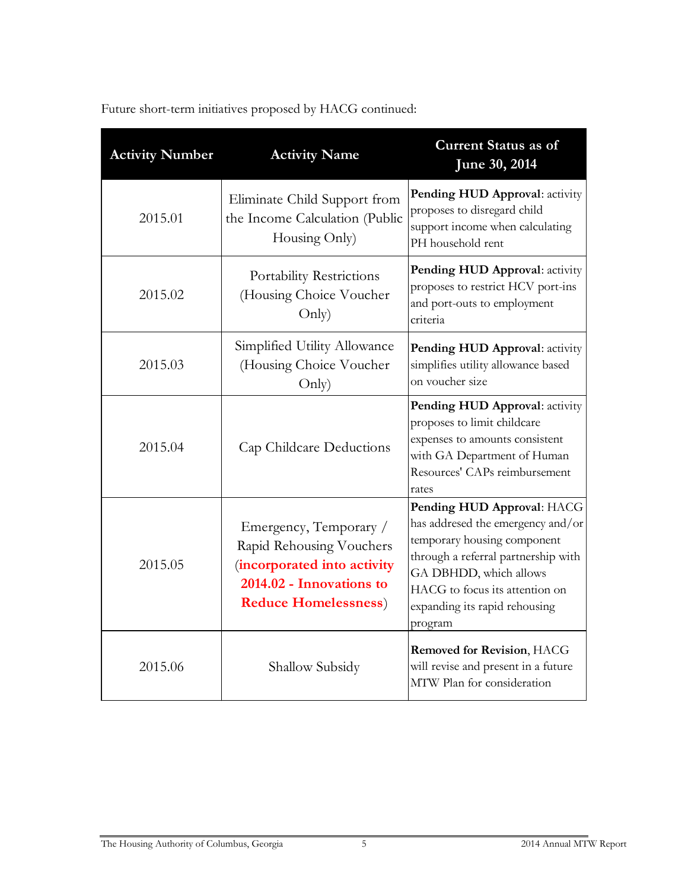Future short-term initiatives proposed by HACG continued:

| Activity Number | Activity Name | Current Status as of June 30, 2014 |
|---|---|---|
| 2015.01 | Eliminate Child Support from the Income Calculation (Public Housing Only) | **Pending HUD Approval**: activity proposes to disregard child support income when calculating PH household rent |
| 2015.02 | Portability Restrictions (Housing Choice Voucher Only) | **Pending HUD Approval**: activity proposes to restrict HCV port-ins and port-outs to employment criteria |
| 2015.03 | Simplified Utility Allowance (Housing Choice Voucher Only) | **Pending HUD Approval**: activity simplifies utility allowance based on voucher size |
| 2015.04 | Cap Childcare Deductions | **Pending HUD Approval**: activity proposes to limit childcare expenses to amounts consistent with GA Department of Human Resources' CAPs reimbursement rates |
| 2015.05 | Emergency, Temporary / Rapid Rehousing Vouchers (**incorporated into activity 2014.02 - Innovations to Reduce Homelessness**) | **Pending HUD Approval**: HACG has addresed the emergency and/or temporary housing component through a referral partnership with GA DBHDD, which allows HACG to focus its attention on expanding its rapid rehousing program |
| 2015.06 | Shallow Subsidy | **Removed for Revision**, HACG will revise and present in a future MTW Plan for consideration |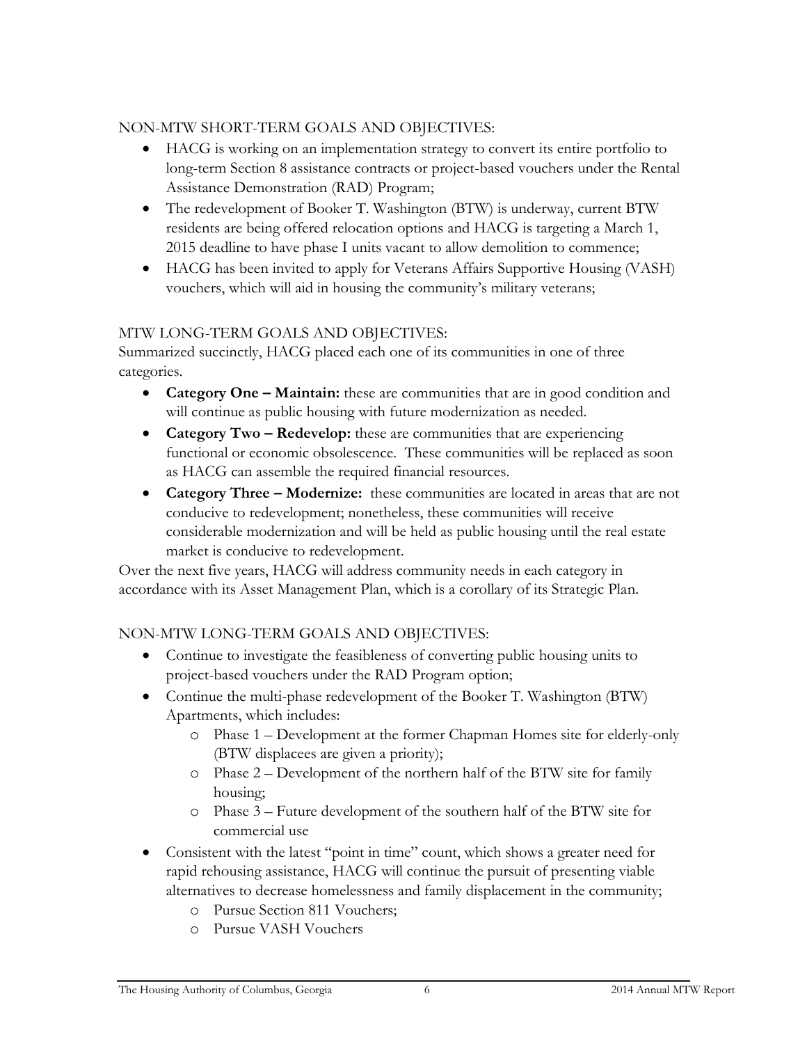NON-MTW SHORT-TERM GOALS AND OBJECTIVES:

- HACG is working on an implementation strategy to convert its entire portfolio to long-term Section 8 assistance contracts or project-based vouchers under the Rental Assistance Demonstration (RAD) Program;
- The redevelopment of Booker T. Washington (BTW) is underway, current BTW residents are being offered relocation options and HACG is targeting a March 1, 2015 deadline to have phase I units vacant to allow demolition to commence;
- HACG has been invited to apply for Veterans Affairs Supportive Housing (VASH) vouchers, which will aid in housing the community's military veterans;

MTW LONG-TERM GOALS AND OBJECTIVES:

Summarized succinctly, HACG placed each one of its communities in one of three categories.

- **Category One – Maintain:** these are communities that are in good condition and will continue as public housing with future modernization as needed.
- **Category Two – Redevelop:** these are communities that are experiencing functional or economic obsolescence. These communities will be replaced as soon as HACG can assemble the required financial resources.
- **Category Three – Modernize:** these communities are located in areas that are not conducive to redevelopment; nonetheless, these communities will receive considerable modernization and will be held as public housing until the real estate market is conducive to redevelopment.

Over the next five years, HACG will address community needs in each category in accordance with its Asset Management Plan, which is a corollary of its Strategic Plan.

NON-MTW LONG-TERM GOALS AND OBJECTIVES:

- Continue to investigate the feasibleness of converting public housing units to project-based vouchers under the RAD Program option;
- Continue the multi-phase redevelopment of the Booker T. Washington (BTW) Apartments, which includes:
  - Phase 1 – Development at the former Chapman Homes site for elderly-only (BTW displacees are given a priority);
  - Phase 2 – Development of the northern half of the BTW site for family housing;
  - Phase 3 – Future development of the southern half of the BTW site for commercial use
- Consistent with the latest "point in time" count, which shows a greater need for rapid rehousing assistance, HACG will continue the pursuit of presenting viable alternatives to decrease homelessness and family displacement in the community;
  - Pursue Section 811 Vouchers;
  - Pursue VASH Vouchers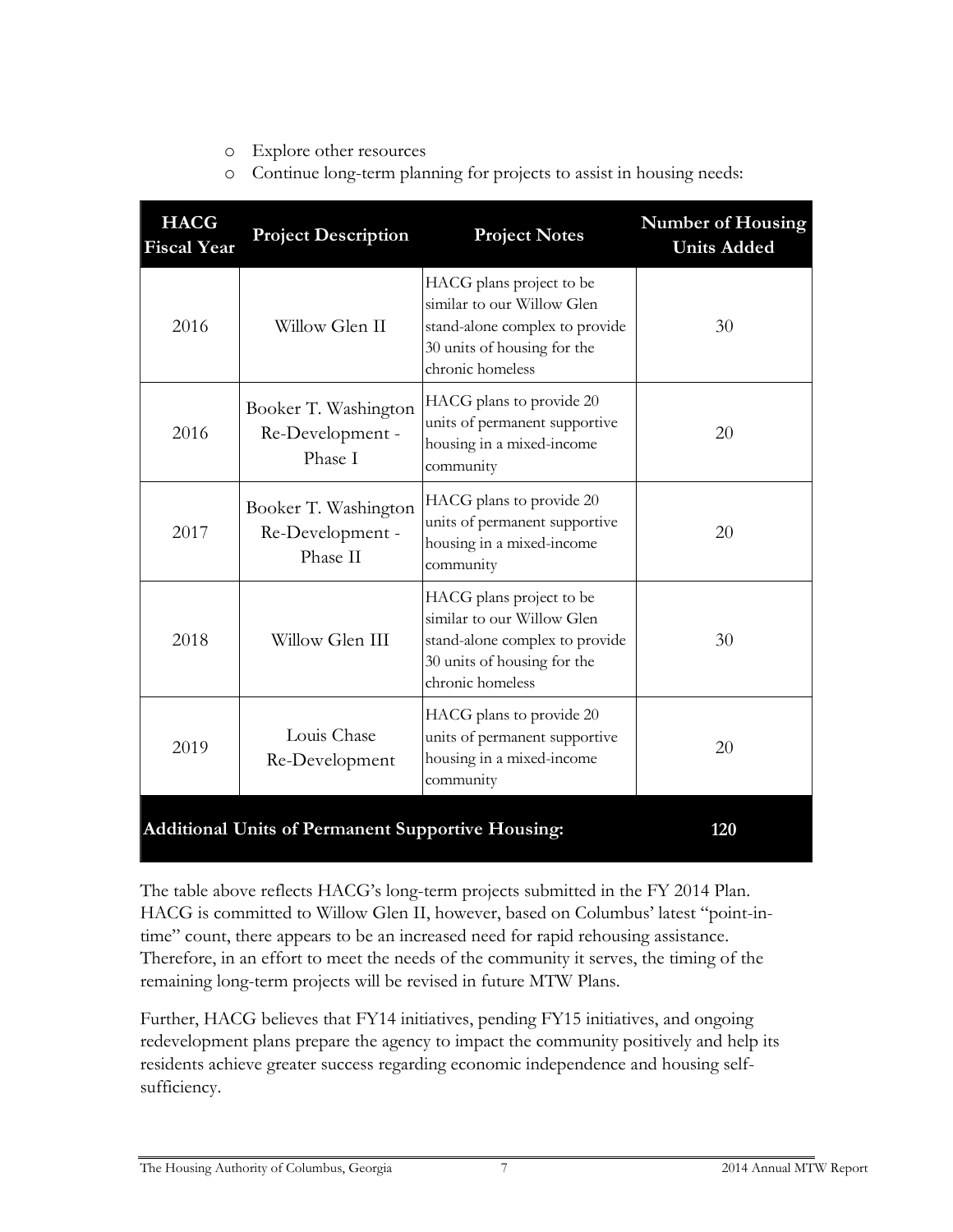- Explore other resources
- Continue long-term planning for projects to assist in housing needs:

| HACG Fiscal Year | Project Description | Project Notes | Number of Housing Units Added |
|---|---|---|---|
| 2016 | Willow Glen II | HACG plans project to be similar to our Willow Glen stand-alone complex to provide 30 units of housing for the chronic homeless | 30 |
| 2016 | Booker T. Washington Re-Development - Phase I | HACG plans to provide 20 units of permanent supportive housing in a mixed-income community | 20 |
| 2017 | Booker T. Washington Re-Development - Phase II | HACG plans to provide 20 units of permanent supportive housing in a mixed-income community | 20 |
| 2018 | Willow Glen III | HACG plans project to be similar to our Willow Glen stand-alone complex to provide 30 units of housing for the chronic homeless | 30 |
| 2019 | Louis Chase Re-Development | HACG plans to provide 20 units of permanent supportive housing in a mixed-income community | 20 |
| **Additional Units of Permanent Supportive Housing:** | | | **120** |

The table above reflects HACG's long-term projects submitted in the FY 2014 Plan. HACG is committed to Willow Glen II, however, based on Columbus' latest "point-in-time" count, there appears to be an increased need for rapid rehousing assistance. Therefore, in an effort to meet the needs of the community it serves, the timing of the remaining long-term projects will be revised in future MTW Plans.

Further, HACG believes that FY14 initiatives, pending FY15 initiatives, and ongoing redevelopment plans prepare the agency to impact the community positively and help its residents achieve greater success regarding economic independence and housing self-sufficiency.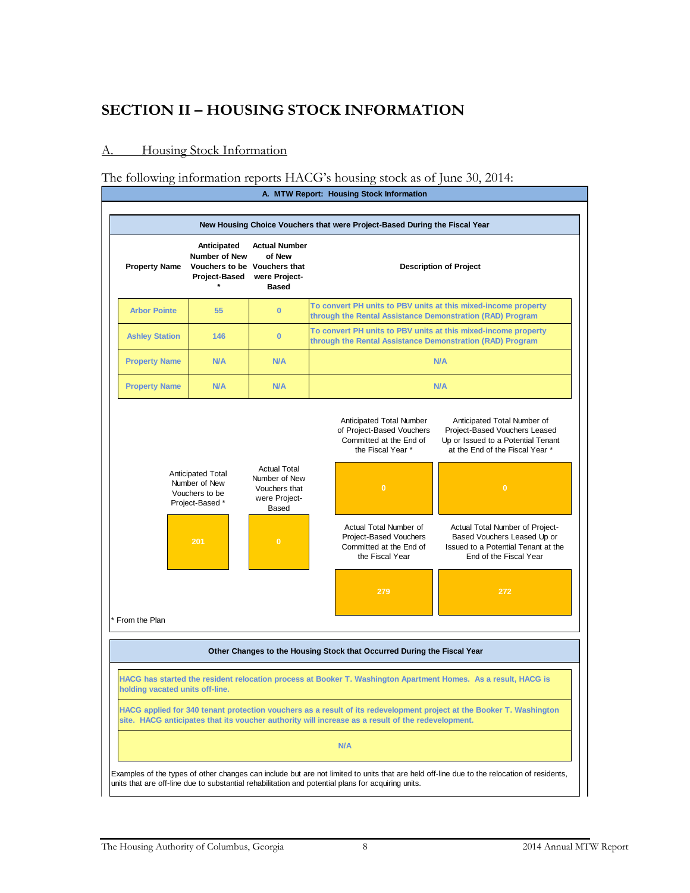# SECTION II – HOUSING STOCK INFORMATION

## A. Housing Stock Information

The following information reports HACG's housing stock as of June 30, 2014:

**A. MTW Report: Housing Stock Information**

**New Housing Choice Vouchers that were Project-Based During the Fiscal Year**

| Property Name | Anticipated Number of New Vouchers to be Project-Based * | Actual Number of New Vouchers that were Project-Based | Description of Project |
|---|---|---|---|
| Arbor Pointe | 55 | 0 | To convert PH units to PBV units at this mixed-income property through the Rental Assistance Demonstration (RAD) Program |
| Ashley Station | 146 | 0 | To convert PH units to PBV units at this mixed-income property through the Rental Assistance Demonstration (RAD) Program |
| Property Name | N/A | N/A | N/A |
| Property Name | N/A | N/A | N/A |

| Anticipated Total Number of New Vouchers to be Project-Based * | Actual Total Number of New Vouchers that were Project-Based | Anticipated Total Number of Project-Based Vouchers Committed at the End of the Fiscal Year * | Anticipated Total Number of Project-Based Vouchers Leased Up or Issued to a Potential Tenant at the End of the Fiscal Year * | Actual Total Number of Project-Based Vouchers Committed at the End of the Fiscal Year | Actual Total Number of Project-Based Vouchers Leased Up or Issued to a Potential Tenant at the End of the Fiscal Year |
|---|---|---|---|---|---|
| 201 | 0 | 0 | 0 | 279 | 272 |

\* From the Plan

**Other Changes to the Housing Stock that Occurred During the Fiscal Year**

HACG has started the resident relocation process at Booker T. Washington Apartment Homes. As a result, HACG is holding vacated units off-line.

HACG applied for 340 tenant protection vouchers as a result of its redevelopment project at the Booker T. Washington site. HACG anticipates that its voucher authority will increase as a result of the redevelopment.

N/A

Examples of the types of other changes can include but are not limited to units that are held off-line due to the relocation of residents, units that are off-line due to substantial rehabilitation and potential plans for acquiring units.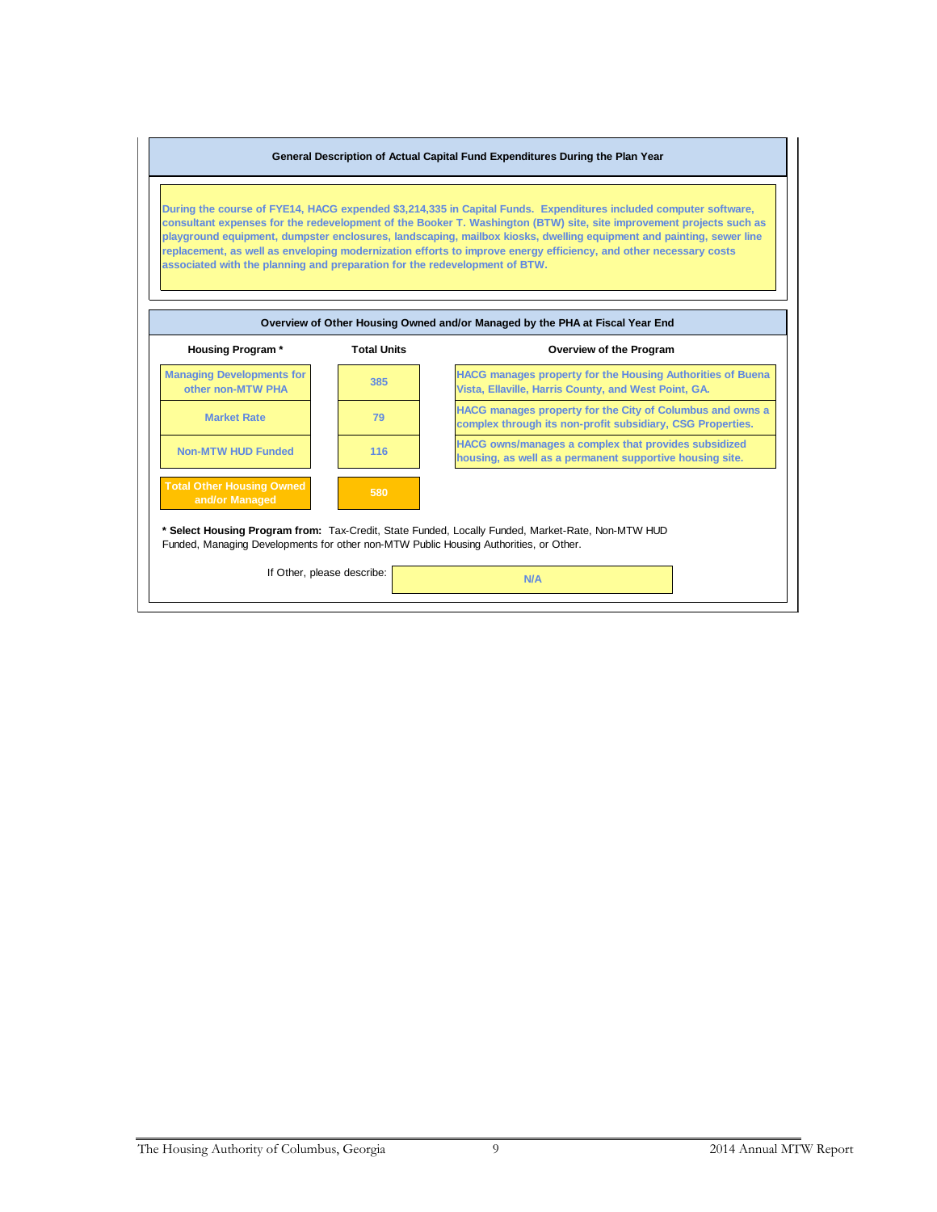### General Description of Actual Capital Fund Expenditures During the Plan Year

During the course of FYE14, HACG expended $3,214,335 in Capital Funds. Expenditures included computer software, consultant expenses for the redevelopment of the Booker T. Washington (BTW) site, site improvement projects such as playground equipment, dumpster enclosures, landscaping, mailbox kiosks, dwelling equipment and painting, sewer line replacement, as well as enveloping modernization efforts to improve energy efficiency, and other necessary costs associated with the planning and preparation for the redevelopment of BTW.

### Overview of Other Housing Owned and/or Managed by the PHA at Fiscal Year End

| Housing Program * | Total Units | Overview of the Program |
|---|---|---|
| Managing Developments for other non-MTW PHA | 385 | HACG manages property for the Housing Authorities of Buena Vista, Ellaville, Harris County, and West Point, GA. |
| Market Rate | 79 | HACG manages property for the City of Columbus and owns a complex through its non-profit subsidiary, CSG Properties. |
| Non-MTW HUD Funded | 116 | HACG owns/manages a complex that provides subsidized housing, as well as a permanent supportive housing site. |
| **Total Other Housing Owned and/or Managed** | **580** | |

**\* Select Housing Program from:** Tax-Credit, State Funded, Locally Funded, Market-Rate, Non-MTW HUD Funded, Managing Developments for other non-MTW Public Housing Authorities, or Other.

If Other, please describe: N/A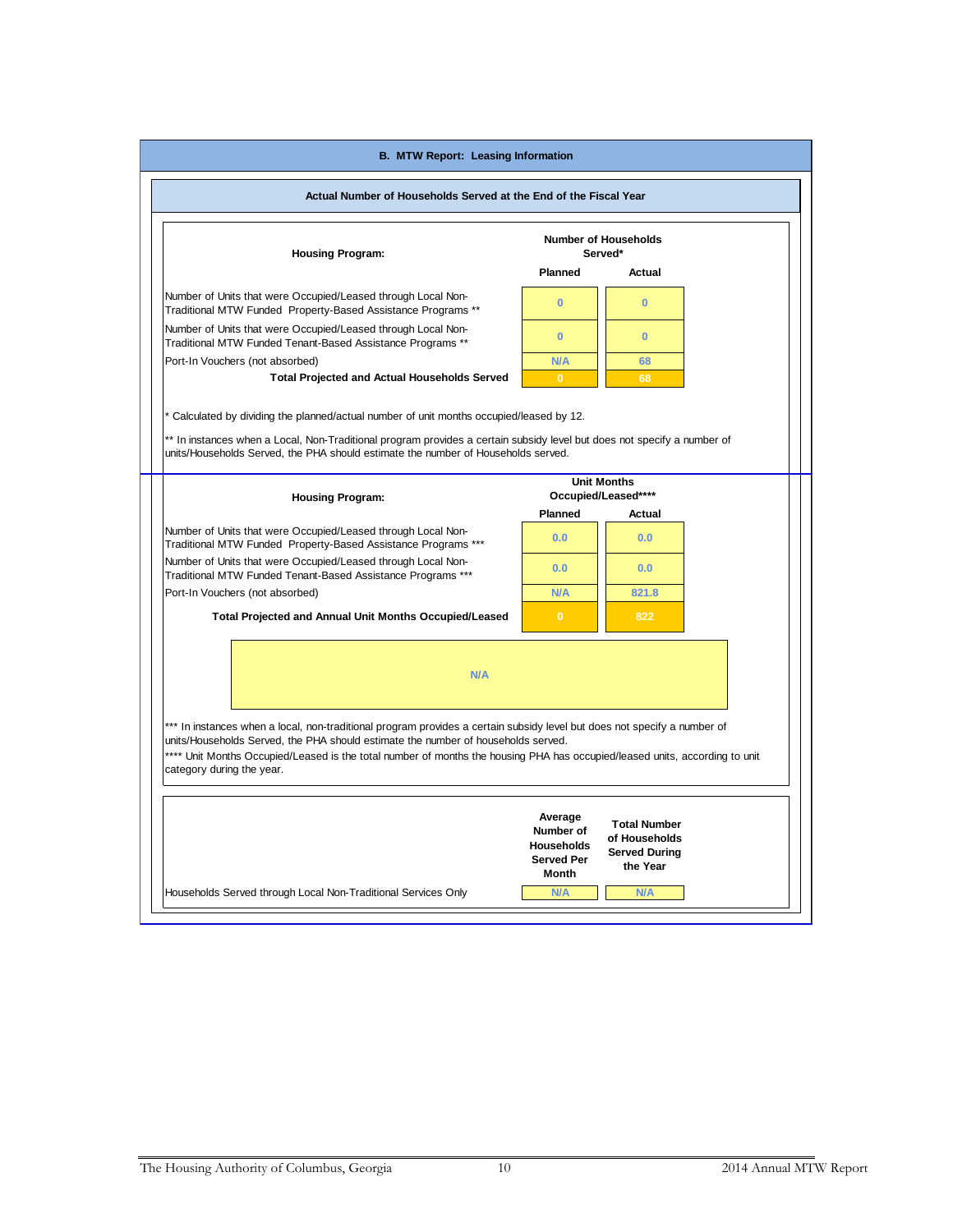## B. MTW Report: Leasing Information

### Actual Number of Households Served at the End of the Fiscal Year

| Housing Program: | Number of Households Served* | |
|---|---|---|
| | Planned | Actual |
| Number of Units that were Occupied/Leased through Local Non-Traditional MTW Funded Property-Based Assistance Programs ** | 0 | 0 |
| Number of Units that were Occupied/Leased through Local Non-Traditional MTW Funded Tenant-Based Assistance Programs ** | 0 | 0 |
| Port-In Vouchers (not absorbed) | N/A | 68 |
| **Total Projected and Actual Households Served** | 0 | 68 |

* Calculated by dividing the planned/actual number of unit months occupied/leased by 12.

** In instances when a Local, Non-Traditional program provides a certain subsidy level but does not specify a number of units/Households Served, the PHA should estimate the number of Households served.

| Housing Program: | Unit Months Occupied/Leased**** | |
|---|---|---|
| | Planned | Actual |
| Number of Units that were Occupied/Leased through Local Non-Traditional MTW Funded Property-Based Assistance Programs *** | 0.0 | 0.0 |
| Number of Units that were Occupied/Leased through Local Non-Traditional MTW Funded Tenant-Based Assistance Programs *** | 0.0 | 0.0 |
| Port-In Vouchers (not absorbed) | N/A | 821.8 |
| **Total Projected and Annual Unit Months Occupied/Leased** | 0 | 822 |

N/A

*** In instances when a local, non-traditional program provides a certain subsidy level but does not specify a number of units/Households Served, the PHA should estimate the number of households served.

**** Unit Months Occupied/Leased is the total number of months the housing PHA has occupied/leased units, according to unit category during the year.

| | Average Number of Households Served Per Month | Total Number of Households Served During the Year |
|---|---|---|
| Households Served through Local Non-Traditional Services Only | N/A | N/A |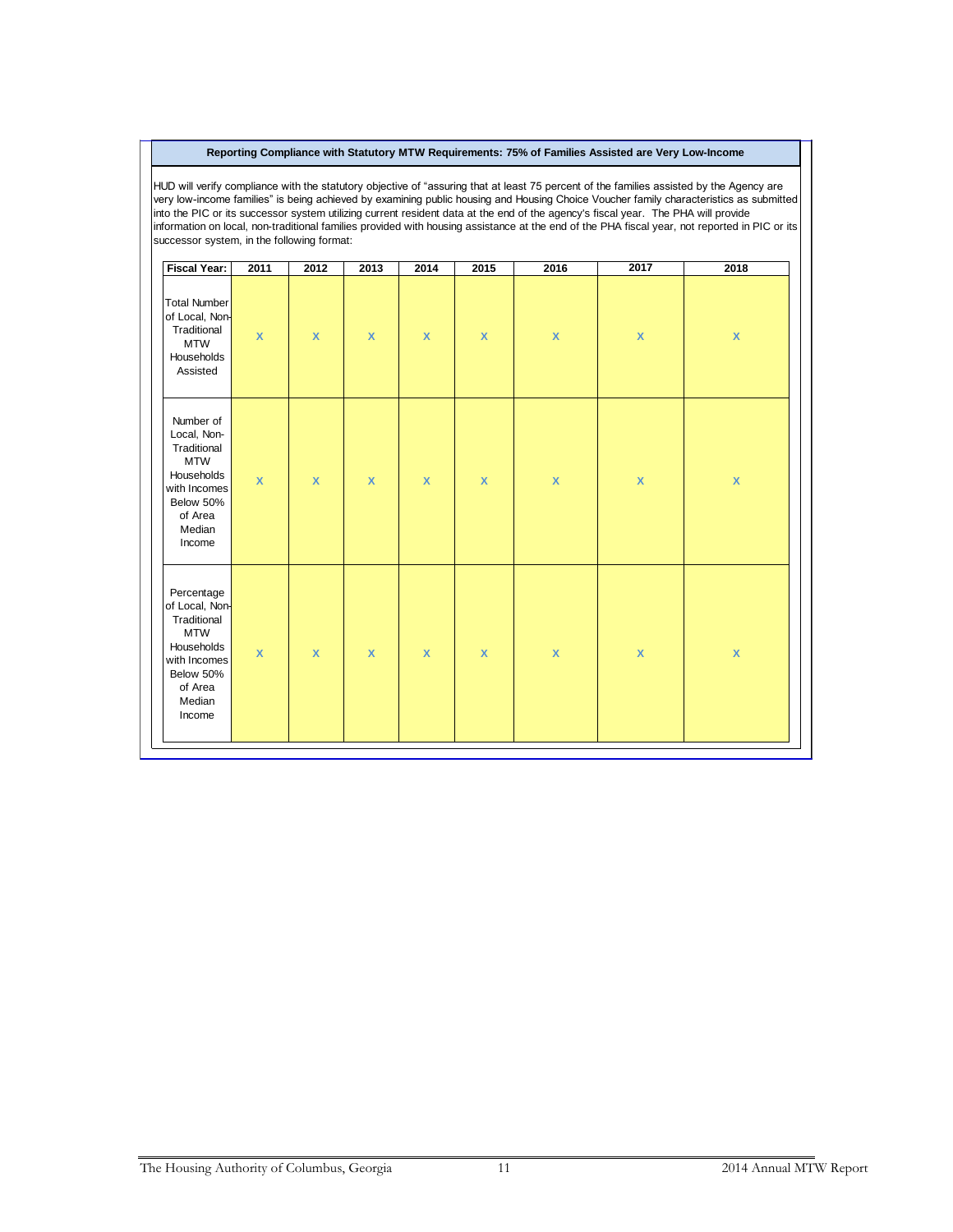**Reporting Compliance with Statutory MTW Requirements: 75% of Families Assisted are Very Low-Income**

HUD will verify compliance with the statutory objective of "assuring that at least 75 percent of the families assisted by the Agency are very low-income families" is being achieved by examining public housing and Housing Choice Voucher family characteristics as submitted into the PIC or its successor system utilizing current resident data at the end of the agency's fiscal year. The PHA will provide information on local, non-traditional families provided with housing assistance at the end of the PHA fiscal year, not reported in PIC or its successor system, in the following format:

| Fiscal Year: | 2011 | 2012 | 2013 | 2014 | 2015 | 2016 | 2017 | 2018 |
|---|---|---|---|---|---|---|---|---|
| Total Number of Local, Non-Traditional MTW Households Assisted | X | X | X | X | X | X | X | X |
| Number of Local, Non-Traditional MTW Households with Incomes Below 50% of Area Median Income | X | X | X | X | X | X | X | X |
| Percentage of Local, Non-Traditional MTW Households with Incomes Below 50% of Area Median Income | X | X | X | X | X | X | X | X |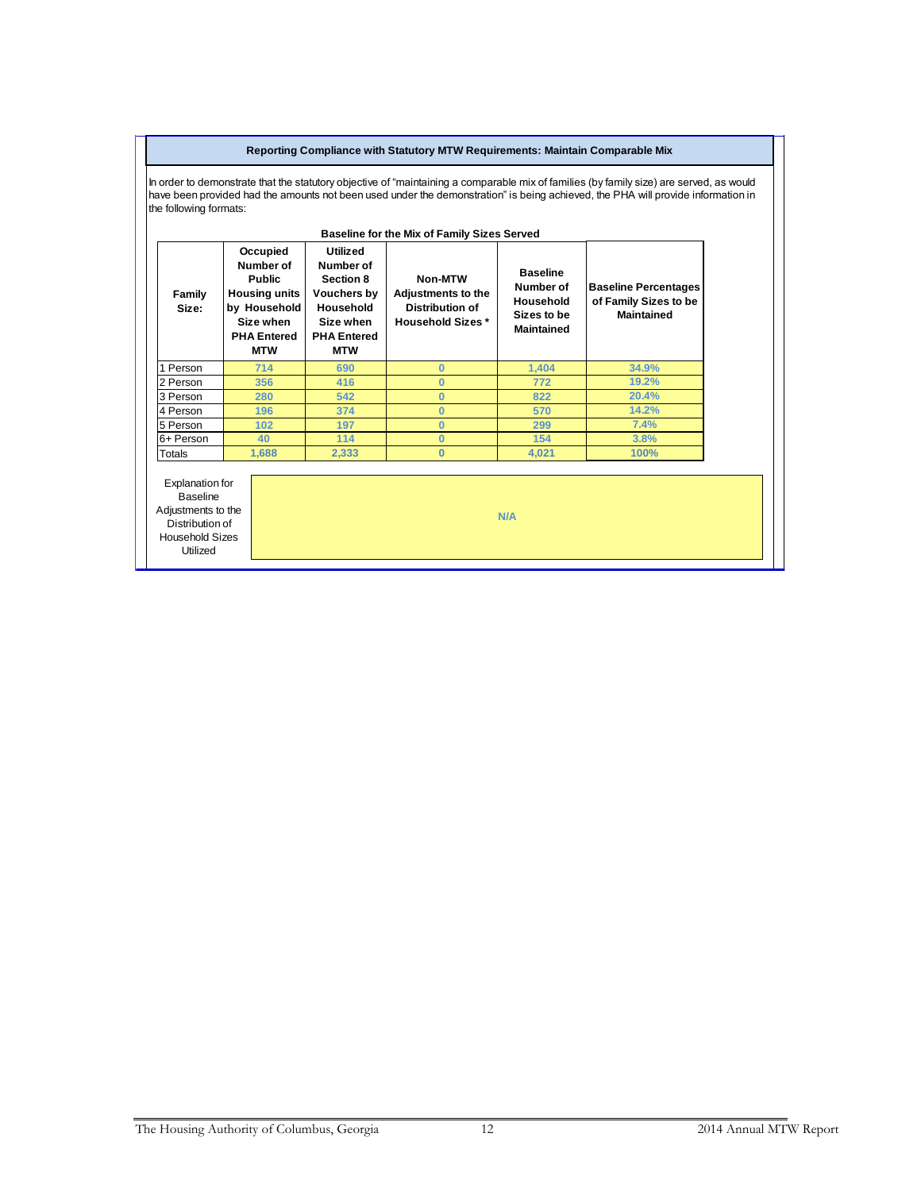## Reporting Compliance with Statutory MTW Requirements: Maintain Comparable Mix

In order to demonstrate that the statutory objective of "maintaining a comparable mix of families (by family size) are served, as would have been provided had the amounts not been used under the demonstration" is being achieved, the PHA will provide information in the following formats:

**Baseline for the Mix of Family Sizes Served**

| Family Size: | Occupied Number of Public Housing units by Household Size when PHA Entered MTW | Utilized Number of Section 8 Vouchers by Household Size when PHA Entered MTW | Non-MTW Adjustments to the Distribution of Household Sizes * | Baseline Number of Household Sizes to be Maintained | Baseline Percentages of Family Sizes to be Maintained |
|---|---|---|---|---|---|
| 1 Person | 714 | 690 | 0 | 1,404 | 34.9% |
| 2 Person | 356 | 416 | 0 | 772 | 19.2% |
| 3 Person | 280 | 542 | 0 | 822 | 20.4% |
| 4 Person | 196 | 374 | 0 | 570 | 14.2% |
| 5 Person | 102 | 197 | 0 | 299 | 7.4% |
| 6+ Person | 40 | 114 | 0 | 154 | 3.8% |
| Totals | 1,688 | 2,333 | 0 | 4,021 | 100% |

| Explanation for Baseline Adjustments to the Distribution of Household Sizes Utilized | N/A |
|---|---|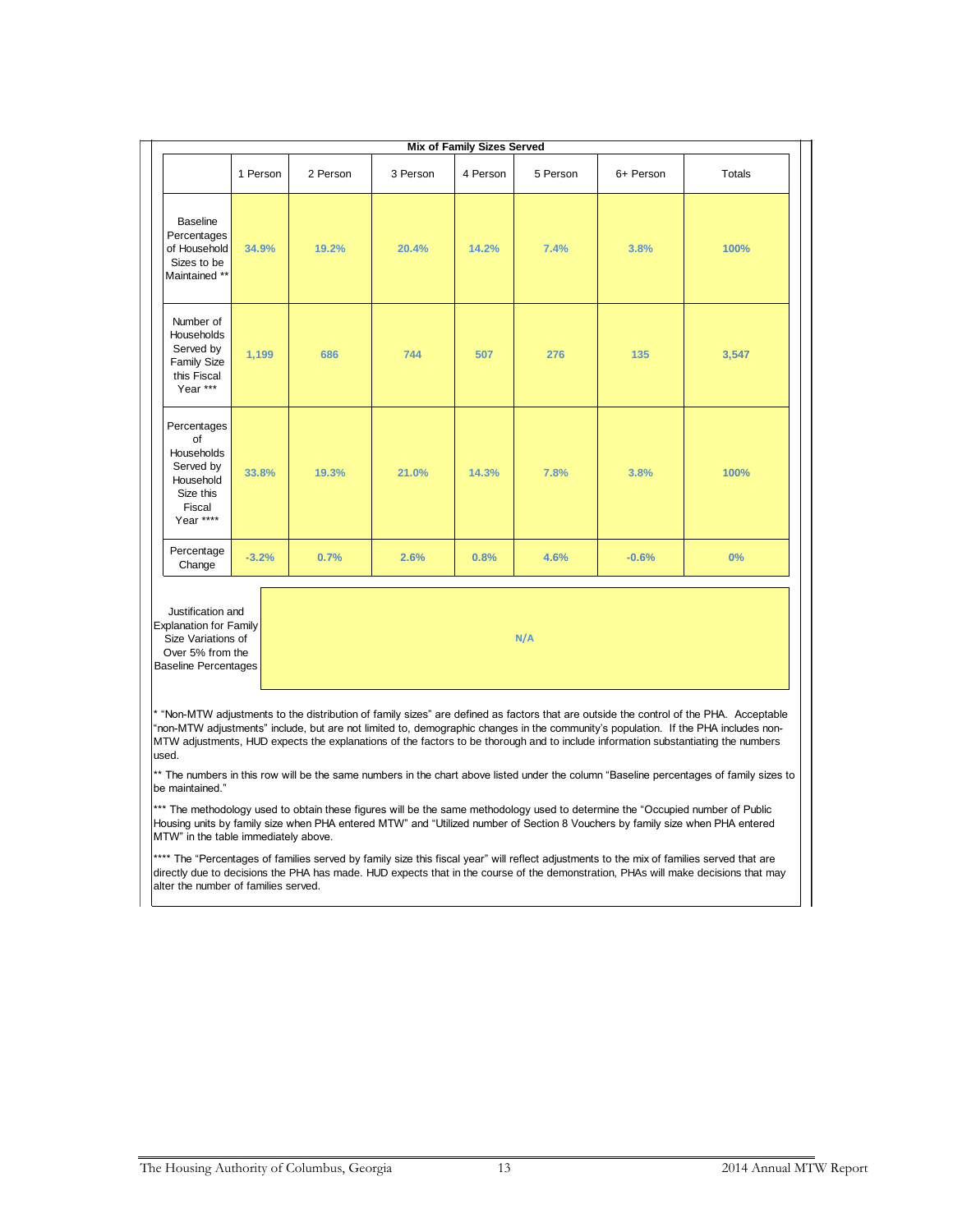**Mix of Family Sizes Served**

| | 1 Person | 2 Person | 3 Person | 4 Person | 5 Person | 6+ Person | Totals |
|---|---|---|---|---|---|---|---|
| Baseline Percentages of Household Sizes to be Maintained ** | 34.9% | 19.2% | 20.4% | 14.2% | 7.4% | 3.8% | 100% |
| Number of Households Served by Family Size this Fiscal Year *** | 1,199 | 686 | 744 | 507 | 276 | 135 | 3,547 |
| Percentages of Households Served by Household Size this Fiscal Year **** | 33.8% | 19.3% | 21.0% | 14.3% | 7.8% | 3.8% | 100% |
| Percentage Change | -3.2% | 0.7% | 2.6% | 0.8% | 4.6% | -0.6% | 0% |

| Justification and Explanation for Family Size Variations of Over 5% from the Baseline Percentages | N/A |
|---|---|

* "Non-MTW adjustments to the distribution of family sizes" are defined as factors that are outside the control of the PHA. Acceptable "non-MTW adjustments" include, but are not limited to, demographic changes in the community's population. If the PHA includes non-MTW adjustments, HUD expects the explanations of the factors to be thorough and to include information substantiating the numbers used.

** The numbers in this row will be the same numbers in the chart above listed under the column "Baseline percentages of family sizes to be maintained."

*** The methodology used to obtain these figures will be the same methodology used to determine the "Occupied number of Public Housing units by family size when PHA entered MTW" and "Utilized number of Section 8 Vouchers by family size when PHA entered MTW" in the table immediately above.

**** The "Percentages of families served by family size this fiscal year" will reflect adjustments to the mix of families served that are directly due to decisions the PHA has made. HUD expects that in the course of the demonstration, PHAs will make decisions that may alter the number of families served.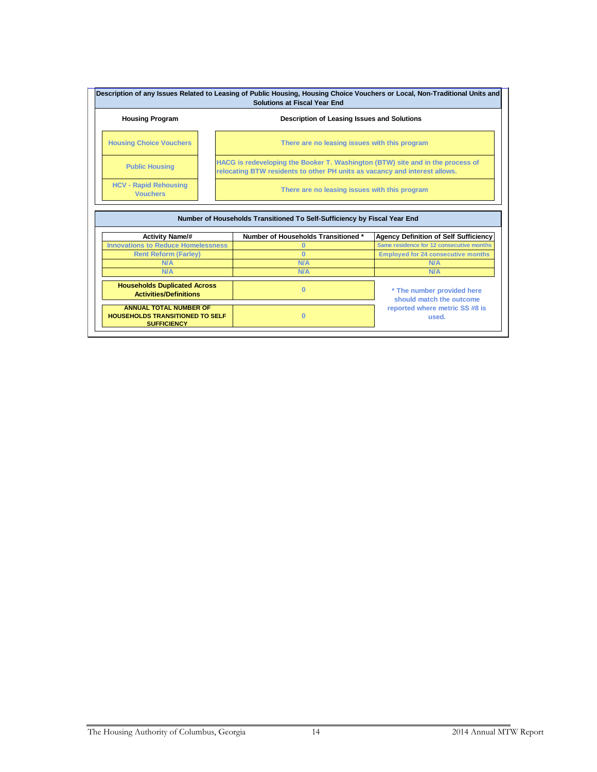**Description of any Issues Related to Leasing of Public Housing, Housing Choice Vouchers or Local, Non-Traditional Units and Solutions at Fiscal Year End**

| Housing Program | Description of Leasing Issues and Solutions |
|---|---|
| Housing Choice Vouchers | There are no leasing issues with this program |
| Public Housing | HACG is redeveloping the Booker T. Washington (BTW) site and in the process of relocating BTW residents to other PH units as vacancy and interest allows. |
| HCV - Rapid Rehousing Vouchers | There are no leasing issues with this program |

**Number of Households Transitioned To Self-Sufficiency by Fiscal Year End**

| Activity Name/# | Number of Households Transitioned * | Agency Definition of Self Sufficiency |
|---|---|---|
| Innovations to Reduce Homelessness | 0 | Same residence for 12 consecutive months |
| Rent Reform (Farley) | 0 | Employed for 24 consecutive months |
| N/A | N/A | N/A |
| N/A | N/A | N/A |

| | | |
|---|---|---|
| **Households Duplicated Across Activities/Definitions** | 0 | * The number provided here should match the outcome reported where metric SS #8 is used. |
| **ANNUAL TOTAL NUMBER OF HOUSEHOLDS TRANSITIONED TO SELF SUFFICIENCY** | 0 | |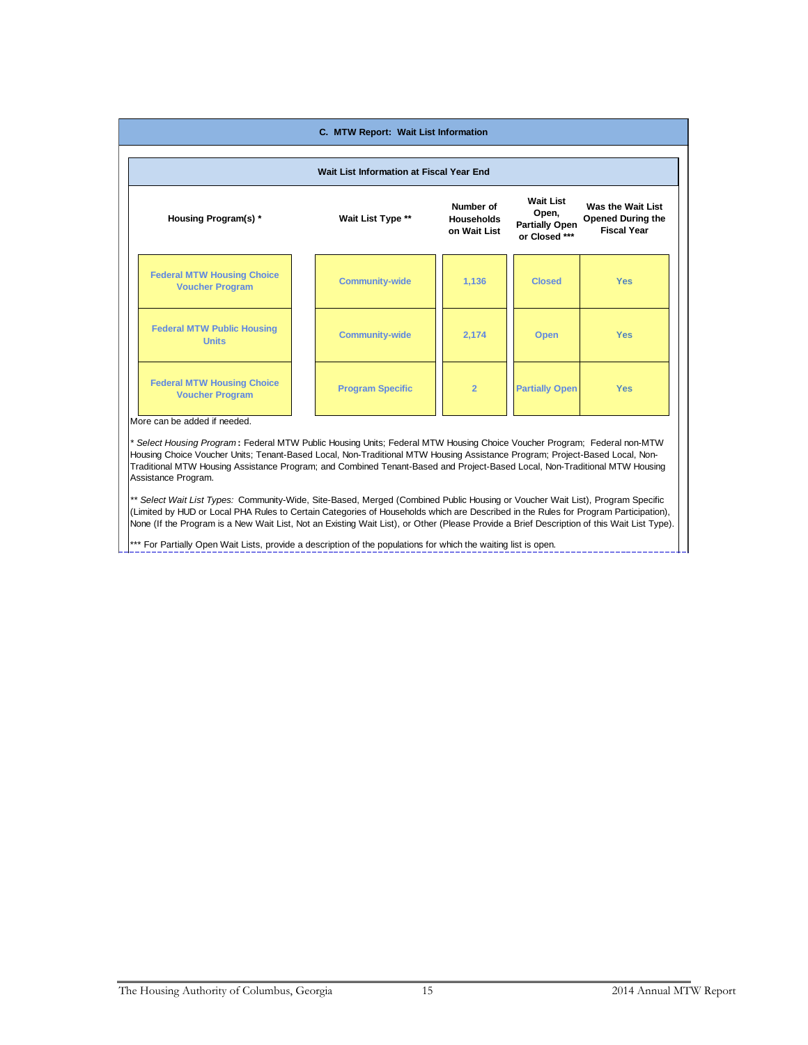## C. MTW Report: Wait List Information

### Wait List Information at Fiscal Year End

| Housing Program(s) * | Wait List Type ** | Number of Households on Wait List | Wait List Open, Partially Open or Closed *** | Was the Wait List Opened During the Fiscal Year |
|---|---|---|---|---|
| Federal MTW Housing Choice Voucher Program | Community-wide | 1,136 | Closed | Yes |
| Federal MTW Public Housing Units | Community-wide | 2,174 | Open | Yes |
| Federal MTW Housing Choice Voucher Program | Program Specific | 2 | Partially Open | Yes |

More can be added if needed.

* *Select Housing Program* **:** Federal MTW Public Housing Units; Federal MTW Housing Choice Voucher Program; Federal non-MTW Housing Choice Voucher Units; Tenant-Based Local, Non-Traditional MTW Housing Assistance Program; Project-Based Local, Non-Traditional MTW Housing Assistance Program; and Combined Tenant-Based and Project-Based Local, Non-Traditional MTW Housing Assistance Program.

** *Select Wait List Types:* Community-Wide, Site-Based, Merged (Combined Public Housing or Voucher Wait List), Program Specific (Limited by HUD or Local PHA Rules to Certain Categories of Households which are Described in the Rules for Program Participation), None (If the Program is a New Wait List, Not an Existing Wait List), or Other (Please Provide a Brief Description of this Wait List Type).

*** For Partially Open Wait Lists, provide a description of the populations for which the waiting list is open.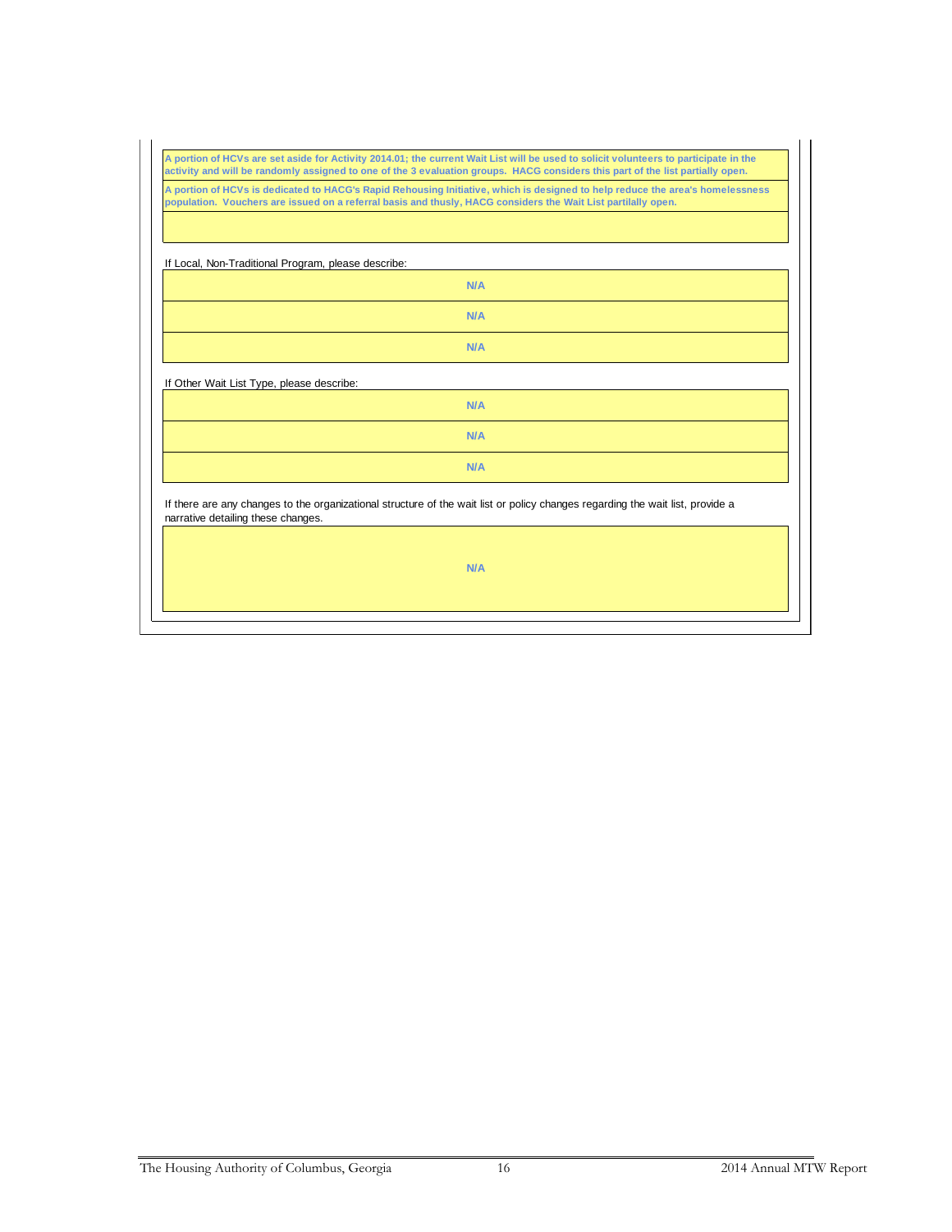| |
|---|
| A portion of HCVs are set aside for Activity 2014.01; the current Wait List will be used to solicit volunteers to participate in the activity and will be randomly assigned to one of the 3 evaluation groups. HACG considers this part of the list partially open. |
| A portion of HCVs is dedicated to HACG's Rapid Rehousing Initiative, which is designed to help reduce the area's homelessness population. Vouchers are issued on a referral basis and thusly, HACG considers the Wait List partially open. |
| |

If Local, Non-Traditional Program, please describe:

| |
|---|
| N/A |
| N/A |
| N/A |

If Other Wait List Type, please describe:

| |
|---|
| N/A |
| N/A |
| N/A |

If there are any changes to the organizational structure of the wait list or policy changes regarding the wait list, provide a narrative detailing these changes.

| |
|---|
| N/A |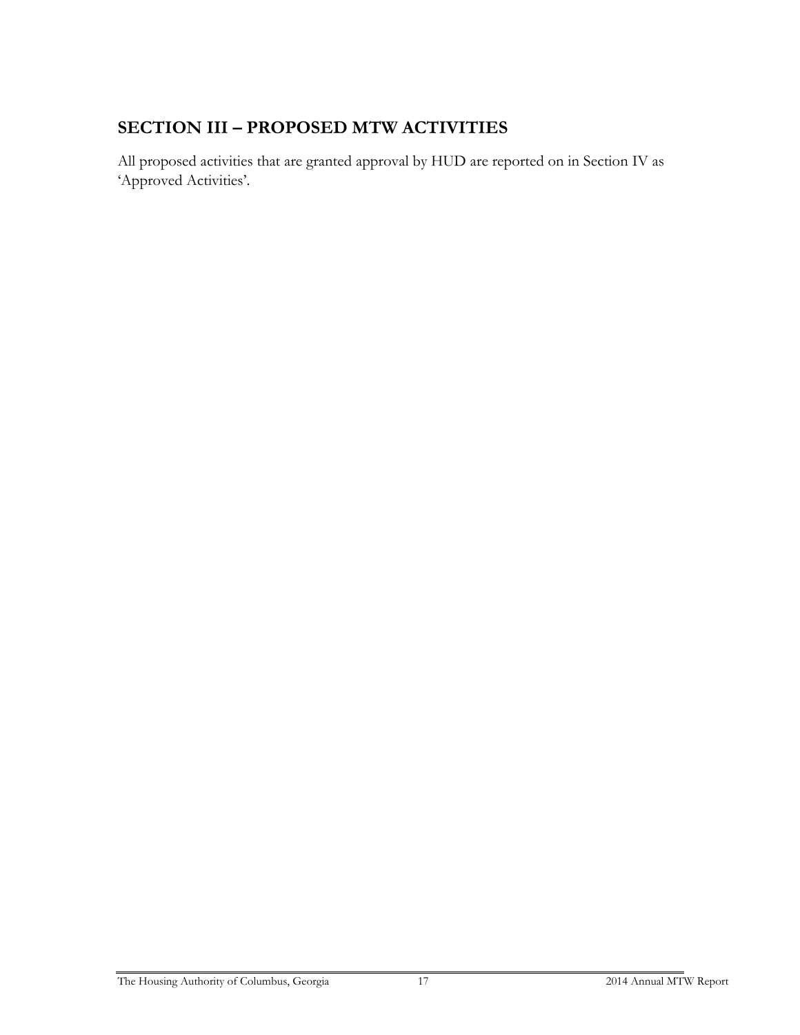## SECTION III – PROPOSED MTW ACTIVITIES

All proposed activities that are granted approval by HUD are reported on in Section IV as 'Approved Activities'.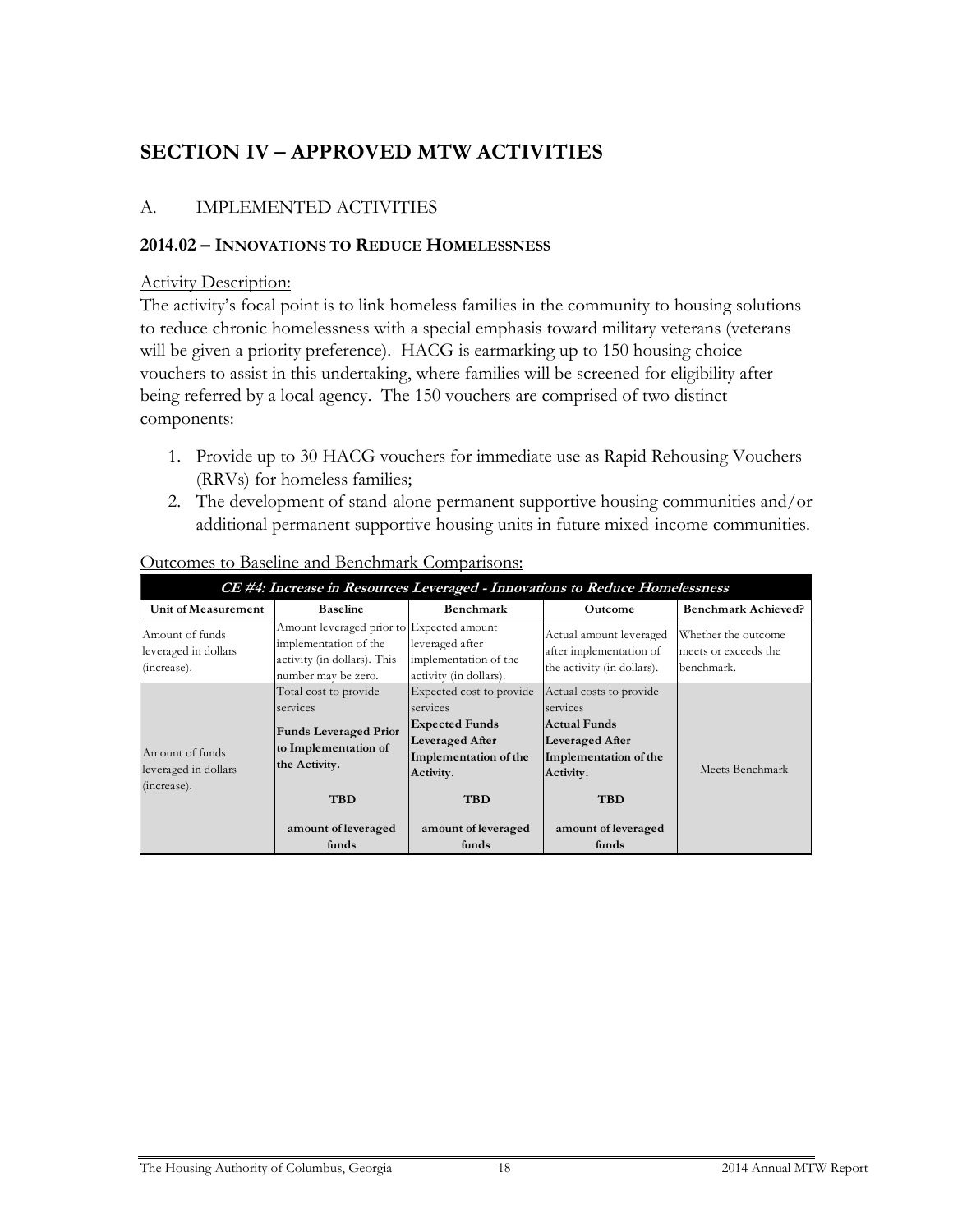# SECTION IV – APPROVED MTW ACTIVITIES

## A. IMPLEMENTED ACTIVITIES

### 2014.02 – INNOVATIONS TO REDUCE HOMELESSNESS

Activity Description:

The activity's focal point is to link homeless families in the community to housing solutions to reduce chronic homelessness with a special emphasis toward military veterans (veterans will be given a priority preference). HACG is earmarking up to 150 housing choice vouchers to assist in this undertaking, where families will be screened for eligibility after being referred by a local agency. The 150 vouchers are comprised of two distinct components:

1. Provide up to 30 HACG vouchers for immediate use as Rapid Rehousing Vouchers (RRVs) for homeless families;
2. The development of stand-alone permanent supportive housing communities and/or additional permanent supportive housing units in future mixed-income communities.

Outcomes to Baseline and Benchmark Comparisons:

| ***CE #4: Increase in Resources Leveraged - Innovations to Reduce Homelessness*** | | | | |
|---|---|---|---|---|
| **Unit of Measurement** | **Baseline** | **Benchmark** | **Outcome** | **Benchmark Achieved?** |
| Amount of funds leveraged in dollars (increase). | Amount leveraged prior to implementation of the activity (in dollars). This number may be zero. | Expected amount leveraged after implementation of the activity (in dollars). | Actual amount leveraged after implementation of the activity (in dollars). | Whether the outcome meets or exceeds the benchmark. |
| Amount of funds leveraged in dollars (increase). | Total cost to provide services<br>**Funds Leveraged Prior to Implementation of the Activity.**<br>**TBD**<br>**amount of leveraged funds** | Expected cost to provide services<br>**Expected Funds Leveraged After Implementation of the Activity.**<br>**TBD**<br>**amount of leveraged funds** | Actual costs to provide services<br>**Actual Funds Leveraged After Implementation of the Activity.**<br>**TBD**<br>**amount of leveraged funds** | Meets Benchmark |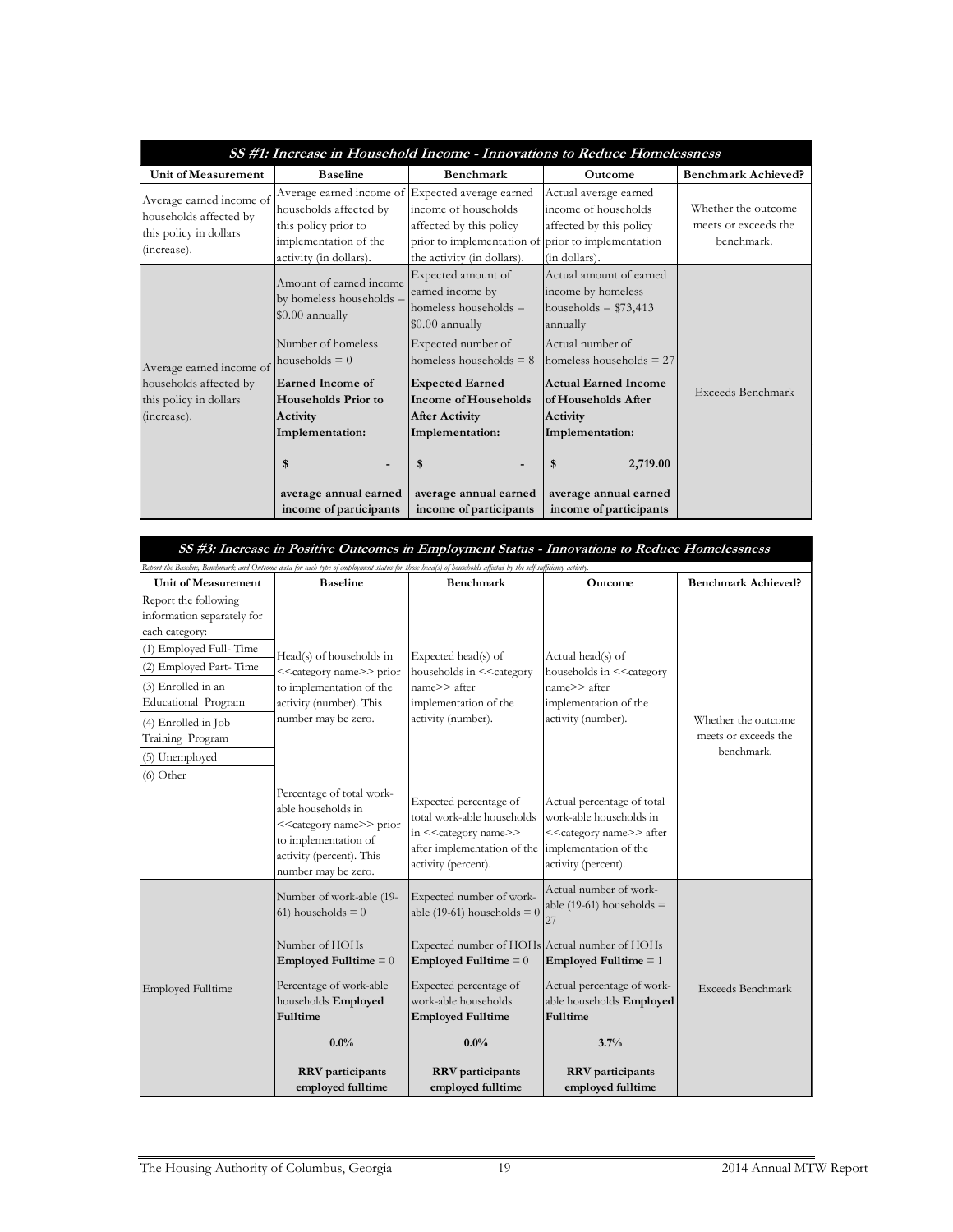| SS #1: Increase in Household Income - Innovations to Reduce Homelessness | | | | |
|---|---|---|---|---|
| **Unit of Measurement** | **Baseline** | **Benchmark** | **Outcome** | **Benchmark Achieved?** |
| Average earned income of households affected by this policy in dollars (increase). | Average earned income of households affected by this policy prior to implementation of the activity (in dollars). | Expected average earned income of households affected by this policy prior to implementation of the activity (in dollars). | Actual average earned income of households affected by this policy prior to implementation (in dollars). | Whether the outcome meets or exceeds the benchmark. |
| Average earned income of households affected by this policy in dollars (increase). | Amount of earned income by homeless households = $0.00 annually<br><br>Number of homeless households = 0<br><br>**Earned Income of Households Prior to Activity Implementation:**<br><br>**$ -**<br><br>**average annual earned income of participants** | Expected amount of earned income by homeless households = $0.00 annually<br><br>Expected number of homeless households = 8<br><br>**Expected Earned Income of Households After Activity Implementation:**<br><br>**$ -**<br><br>**average annual earned income of participants** | Actual amount of earned income by homeless households = $73,413 annually<br><br>Actual number of homeless households = 27<br><br>**Actual Earned Income of Households After Activity Implementation:**<br><br>**$ 2,719.00**<br><br>**average annual earned income of participants** | Exceeds Benchmark |

| SS #3: Increase in Positive Outcomes in Employment Status - Innovations to Reduce Homelessness | | | | |
|---|---|---|---|---|
| *Report the Baseline, Benchmark and Outcome data for each type of employment status for those head(s) of households affected by the self-sufficiency activity.* | | | | |
| **Unit of Measurement** | **Baseline** | **Benchmark** | **Outcome** | **Benchmark Achieved?** |
| Report the following information separately for each category:<br>(1) Employed Full- Time<br>(2) Employed Part- Time<br>(3) Enrolled in an Educational Program<br>(4) Enrolled in Job Training Program<br>(5) Unemployed<br>(6) Other | Head(s) of households in <<category name>> prior to implementation of the activity (number). This number may be zero. | Expected head(s) of households in <<category name>> after implementation of the activity (number). | Actual head(s) of households in <<category name>> after implementation of the activity (number). | Whether the outcome meets or exceeds the benchmark. |
| | Percentage of total work-able households in <<category name>> prior to implementation of activity (percent). This number may be zero. | Expected percentage of total work-able households in <<category name>> after implementation of the activity (percent). | Actual percentage of total work-able households in <<category name>> after implementation of the activity (percent). | |
| Employed Fulltime | Number of work-able (19-61) households = 0<br><br>Number of HOHs **Employed Fulltime** = 0<br><br>Percentage of work-able households **Employed Fulltime**<br><br>**0.0%**<br><br>**RRV participants employed fulltime** | Expected number of work-able (19-61) households = 0<br><br>Expected number of HOHs **Employed Fulltime** = 0<br><br>Expected percentage of work-able households **Employed Fulltime**<br><br>**0.0%**<br><br>**RRV participants employed fulltime** | Actual number of work-able (19-61) households = 27<br><br>Actual number of HOHs **Employed Fulltime** = 1<br><br>Actual percentage of work-able households **Employed Fulltime**<br><br>**3.7%**<br><br>**RRV participants employed fulltime** | Exceeds Benchmark |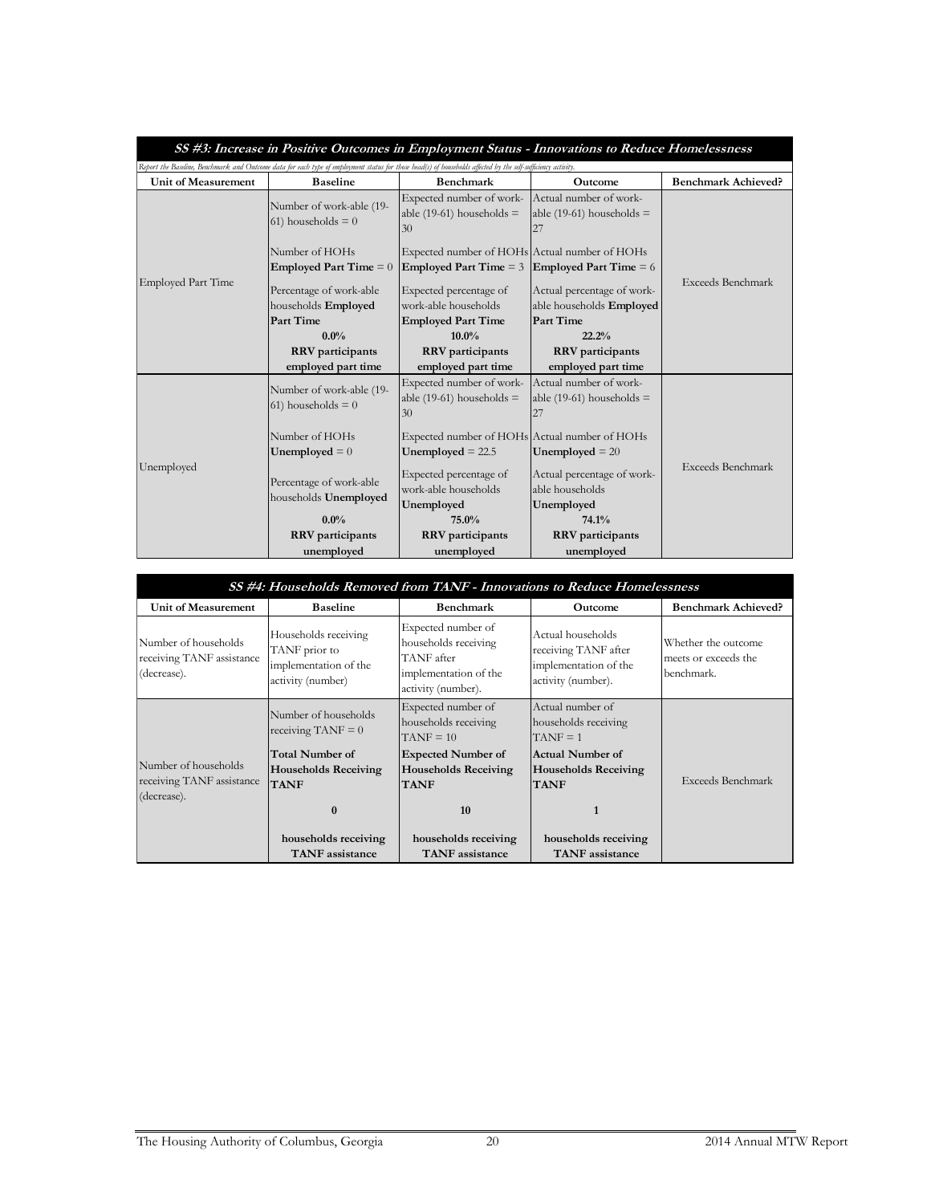| ***SS #3: Increase in Positive Outcomes in Employment Status - Innovations to Reduce Homelessness*** | | | | |
|---|---|---|---|---|
| *Report the Baseline, Benchmark and Outcome data for each type of employment status for those head(s) of households affected by the self-sufficiency activity.* | | | | |
| **Unit of Measurement** | **Baseline** | **Benchmark** | **Outcome** | **Benchmark Achieved?** |
| Employed Part Time | Number of work-able (19-61) households = 0<br><br>Number of HOHs **Employed Part Time** = 0<br><br>Percentage of work-able households **Employed Part Time**<br>**0.0%**<br>**RRV participants employed part time** | Expected number of work-able (19-61) households = 30<br><br>Expected number of HOHs **Employed Part Time** = 3<br><br>Expected percentage of work-able households **Employed Part Time**<br>**10.0%**<br>**RRV participants employed part time** | Actual number of work-able (19-61) households = 27<br><br>Actual number of HOHs **Employed Part Time** = 6<br><br>Actual percentage of work-able households **Employed Part Time**<br>**22.2%**<br>**RRV participants employed part time** | Exceeds Benchmark |
| Unemployed | Number of work-able (19-61) households = 0<br><br>Number of HOHs **Unemployed** = 0<br><br>Percentage of work-able households **Unemployed**<br>**0.0%**<br>**RRV participants unemployed** | Expected number of work-able (19-61) households = 30<br><br>Expected number of HOHs **Unemployed** = 22.5<br><br>Expected percentage of work-able households **Unemployed**<br>**75.0%**<br>**RRV participants unemployed** | Actual number of work-able (19-61) households = 27<br><br>Actual number of HOHs **Unemployed** = 20<br><br>Actual percentage of work-able households **Unemployed**<br>**74.1%**<br>**RRV participants unemployed** | Exceeds Benchmark |

| ***SS #4: Households Removed from TANF - Innovations to Reduce Homelessness*** | | | | |
|---|---|---|---|---|
| **Unit of Measurement** | **Baseline** | **Benchmark** | **Outcome** | **Benchmark Achieved?** |
| Number of households receiving TANF assistance (decrease). | Households receiving TANF prior to implementation of the activity (number) | Expected number of households receiving TANF after implementation of the activity (number). | Actual households receiving TANF after implementation of the activity (number). | Whether the outcome meets or exceeds the benchmark. |
| Number of households receiving TANF assistance (decrease). | Number of households receiving TANF = 0<br><br>**Total Number of Households Receiving TANF**<br><br>**0**<br><br>**households receiving TANF assistance** | Expected number of households receiving TANF = 10<br><br>**Expected Number of Households Receiving TANF**<br><br>**10**<br><br>**households receiving TANF assistance** | Actual number of households receiving TANF = 1<br><br>**Actual Number of Households Receiving TANF**<br><br>**1**<br><br>**households receiving TANF assistance** | Exceeds Benchmark |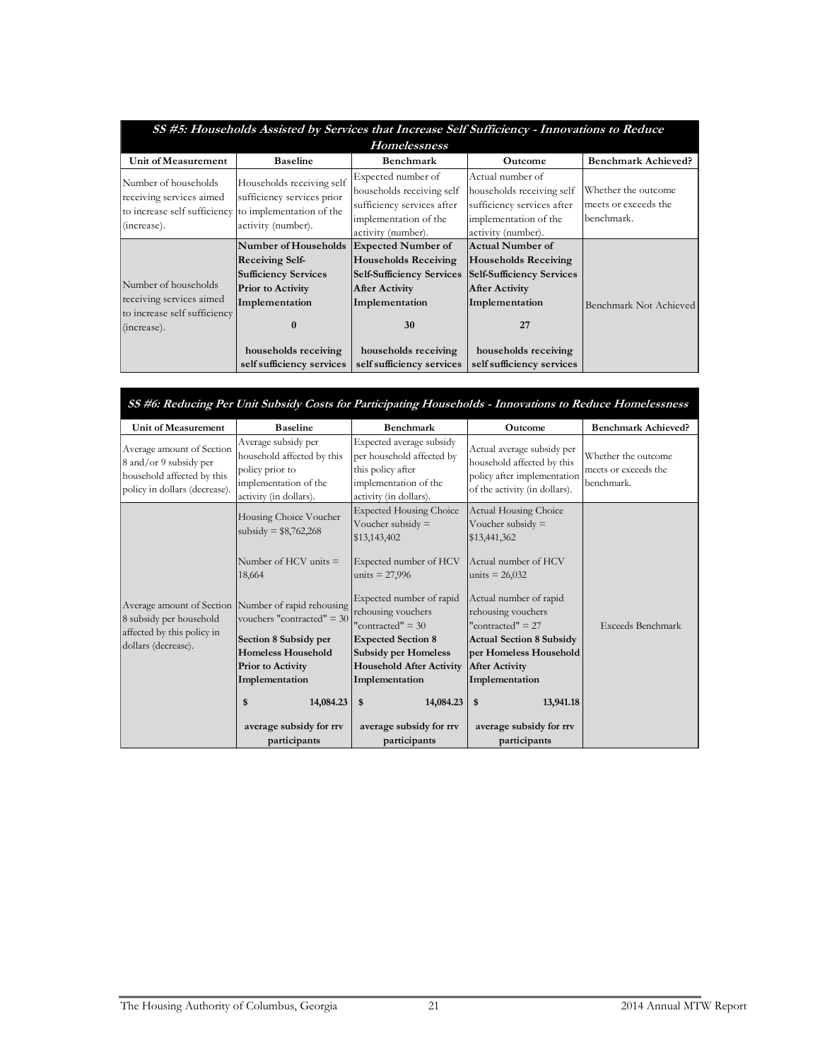| ***SS #5: Households Assisted by Services that Increase Self Sufficiency - Innovations to Reduce Homelessness*** | | | | |
|---|---|---|---|---|
| **Unit of Measurement** | **Baseline** | **Benchmark** | **Outcome** | **Benchmark Achieved?** |
| Number of households receiving services aimed to increase self sufficiency (increase). | Households receiving self sufficiency services prior to implementation of the activity (number). | Expected number of households receiving self sufficiency services after implementation of the activity (number). | Actual number of households receiving self sufficiency services after implementation of the activity (number). | Whether the outcome meets or exceeds the benchmark. |
| Number of households receiving services aimed to increase self sufficiency (increase). | **Number of Households Receiving Self-Sufficiency Services Prior to Activity Implementation**<br><br>**0**<br><br>**households receiving self sufficiency services** | **Expected Number of Households Receiving Self-Sufficiency Services After Activity Implementation**<br><br>**30**<br><br>**households receiving self sufficiency services** | **Actual Number of Households Receiving Self-Sufficiency Services After Activity Implementation**<br><br>**27**<br><br>**households receiving self sufficiency services** | Benchmark Not Achieved |

| ***SS #6: Reducing Per Unit Subsidy Costs for Participating Households - Innovations to Reduce Homelessness*** | | | | |
|---|---|---|---|---|
| **Unit of Measurement** | **Baseline** | **Benchmark** | **Outcome** | **Benchmark Achieved?** |
| Average amount of Section 8 and/or 9 subsidy per household affected by this policy in dollars (decrease). | Average subsidy per household affected by this policy prior to implementation of the activity (in dollars). | Expected average subsidy per household affected by this policy after implementation of the activity (in dollars). | Actual average subsidy per household affected by this policy after implementation of the activity (in dollars). | Whether the outcome meets or exceeds the benchmark. |
| Average amount of Section 8 subsidy per household affected by this policy in dollars (decrease). | Housing Choice Voucher subsidy = $8,762,268<br><br>Number of HCV units = 18,664<br><br>Number of rapid rehousing vouchers "contracted" = 30<br><br>**Section 8 Subsidy per Homeless Household Prior to Activity Implementation**<br><br>**$ 14,084.23**<br><br>**average subsidy for rrv participants** | Expected Housing Choice Voucher subsidy = $13,143,402<br><br>Expected number of HCV units = 27,996<br><br>Expected number of rapid rehousing vouchers "contracted" = 30<br><br>**Expected Section 8 Subsidy per Homeless Household After Activity Implementation**<br><br>**$ 14,084.23**<br><br>**average subsidy for rrv participants** | Actual Housing Choice Voucher subsidy = $13,441,362<br><br>Actual number of HCV units = 26,032<br><br>Actual number of rapid rehousing vouchers "contracted" = 27<br><br>**Actual Section 8 Subsidy per Homeless Household After Activity Implementation**<br><br>**$ 13,941.18**<br><br>**average subsidy for rrv participants** | Exceeds Benchmark |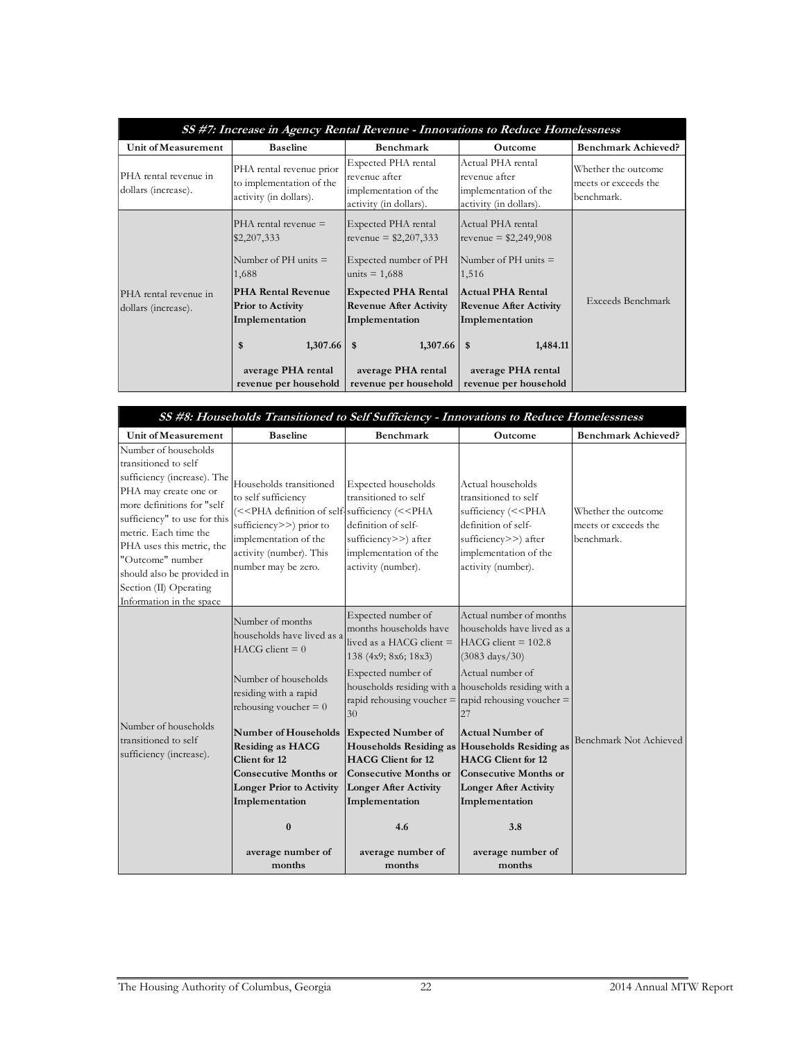| ***SS #7: Increase in Agency Rental Revenue - Innovations to Reduce Homelessness*** | | | | |
|---|---|---|---|---|
| **Unit of Measurement** | **Baseline** | **Benchmark** | **Outcome** | **Benchmark Achieved?** |
| PHA rental revenue in dollars (increase). | PHA rental revenue prior to implementation of the activity (in dollars). | Expected PHA rental revenue after implementation of the activity (in dollars). | Actual PHA rental revenue after implementation of the activity (in dollars). | Whether the outcome meets or exceeds the benchmark. |
| PHA rental revenue in dollars (increase). | PHA rental revenue = $2,207,333<br><br>Number of PH units = 1,688<br><br>**PHA Rental Revenue Prior to Activity Implementation**<br><br>**$ 1,307.66**<br><br>**average PHA rental revenue per household** | Expected PHA rental revenue = $2,207,333<br><br>Expected number of PH units = 1,688<br><br>**Expected PHA Rental Revenue After Activity Implementation**<br><br>**$ 1,307.66**<br><br>**average PHA rental revenue per household** | Actual PHA rental revenue = $2,249,908<br><br>Number of PH units = 1,516<br><br>**Actual PHA Rental Revenue After Activity Implementation**<br><br>**$ 1,484.11**<br><br>**average PHA rental revenue per household** | Exceeds Benchmark |

| ***SS #8: Households Transitioned to Self Sufficiency - Innovations to Reduce Homelessness*** | | | | |
|---|---|---|---|---|
| **Unit of Measurement** | **Baseline** | **Benchmark** | **Outcome** | **Benchmark Achieved?** |
| Number of households transitioned to self sufficiency (increase). The PHA may create one or more definitions for "self sufficiency" to use for this metric. Each time the PHA uses this metric, the "Outcome" number should also be provided in Section (II) Operating Information in the space | Households transitioned to self sufficiency (<<PHA definition of self-sufficiency>>) prior to implementation of the activity (number). This number may be zero. | Expected households transitioned to self sufficiency (<<PHA definition of self-sufficiency>>) after implementation of the activity (number). | Actual households transitioned to self sufficiency (<<PHA definition of self-sufficiency>>) after implementation of the activity (number). | Whether the outcome meets or exceeds the benchmark. |
| Number of households transitioned to self sufficiency (increase). | Number of months households have lived as a HACG client = 0<br><br>Number of households residing with a rapid rehousing voucher = 0<br><br>**Number of Households Residing as HACG Client for 12 Consecutive Months or Longer Prior to Activity Implementation**<br><br>**0**<br><br>**average number of months** | Expected number of months households have lived as a HACG client = 138 (4x9; 8x6; 18x3)<br><br>Expected number of households residing with a rapid rehousing voucher = 30<br><br>**Expected Number of Households Residing as HACG Client for 12 Consecutive Months or Longer After Activity Implementation**<br><br>**4.6**<br><br>**average number of months** | Actual number of months households have lived as a HACG client = 102.8 (3083 days/30)<br><br>Actual number of households residing with a rapid rehousing voucher = 27<br><br>**Actual Number of Households Residing as HACG Client for 12 Consecutive Months or Longer After Activity Implementation**<br><br>**3.8**<br><br>**average number of months** | Benchmark Not Achieved |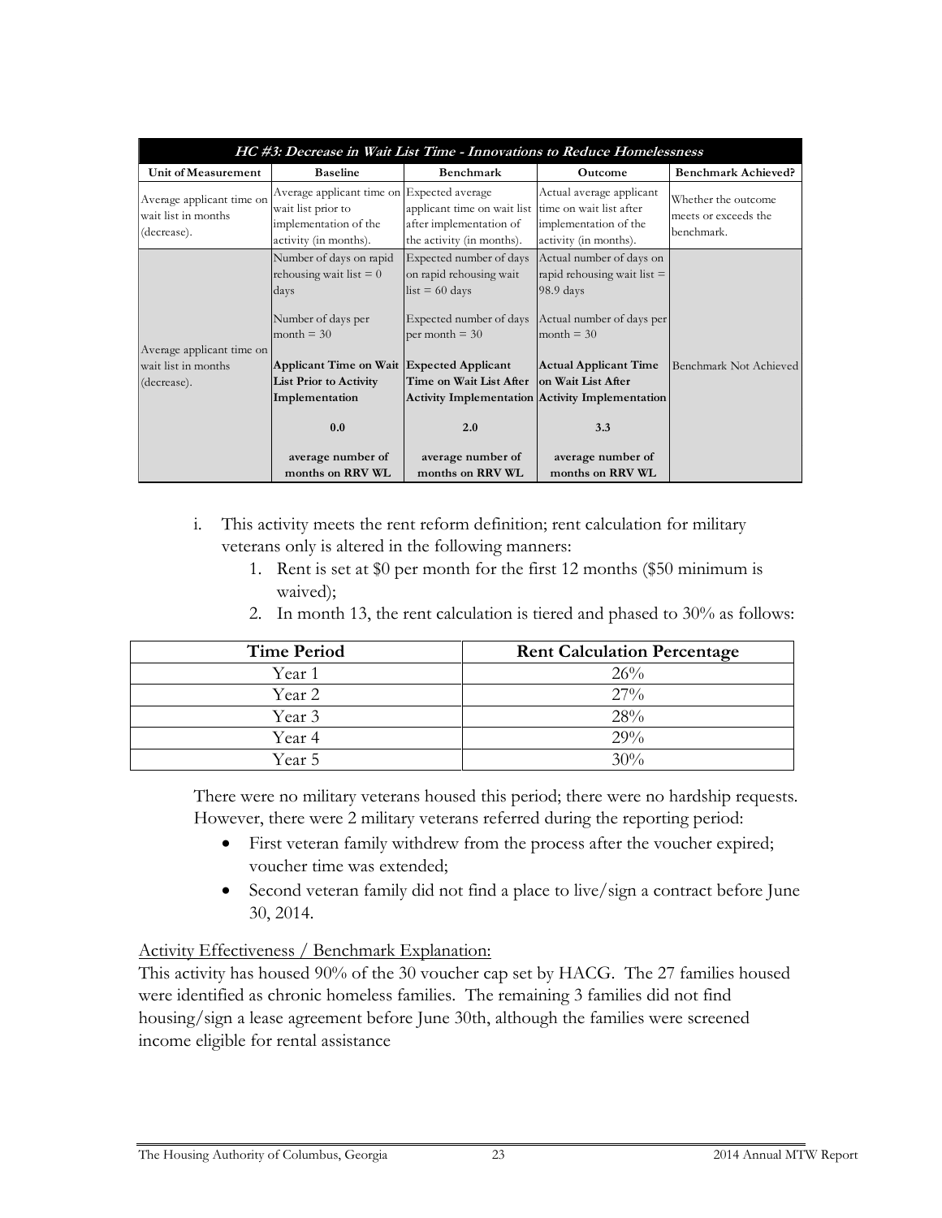| *HC #3: Decrease in Wait List Time - Innovations to Reduce Homelessness* | | | | |
|---|---|---|---|---|
| **Unit of Measurement** | **Baseline** | **Benchmark** | **Outcome** | **Benchmark Achieved?** |
| Average applicant time on wait list in months (decrease). | Average applicant time on wait list prior to implementation of the activity (in months). | Expected average applicant time on wait list after implementation of the activity (in months). | Actual average applicant time on wait list after implementation of the activity (in months). | Whether the outcome meets or exceeds the benchmark. |
| Average applicant time on wait list in months (decrease). | Number of days on rapid rehousing wait list = 0 days<br><br>Number of days per month = 30<br><br>**Applicant Time on Wait List Prior to Activity Implementation**<br><br>**0.0**<br><br>**average number of months on RRV WL** | Expected number of days on rapid rehousing wait list = 60 days<br><br>Expected number of days per month = 30<br><br>**Expected Applicant Time on Wait List After Activity Implementation**<br><br>**2.0**<br><br>**average number of months on RRV WL** | Actual number of days on rapid rehousing wait list = 98.9 days<br><br>Actual number of days per month = 30<br><br>**Actual Applicant Time on Wait List After Activity Implementation**<br><br>**3.3**<br><br>**average number of months on RRV WL** | Benchmark Not Achieved |

i. This activity meets the rent reform definition; rent calculation for military veterans only is altered in the following manners:
   1. Rent is set at $0 per month for the first 12 months ($50 minimum is waived);
   2. In month 13, the rent calculation is tiered and phased to 30% as follows:

| Time Period | Rent Calculation Percentage |
|---|---|
| Year 1 | 26% |
| Year 2 | 27% |
| Year 3 | 28% |
| Year 4 | 29% |
| Year 5 | 30% |

There were no military veterans housed this period; there were no hardship requests. However, there were 2 military veterans referred during the reporting period:

- First veteran family withdrew from the process after the voucher expired; voucher time was extended;
- Second veteran family did not find a place to live/sign a contract before June 30, 2014.

Activity Effectiveness / Benchmark Explanation:

This activity has housed 90% of the 30 voucher cap set by HACG. The 27 families housed were identified as chronic homeless families. The remaining 3 families did not find housing/sign a lease agreement before June 30th, although the families were screened income eligible for rental assistance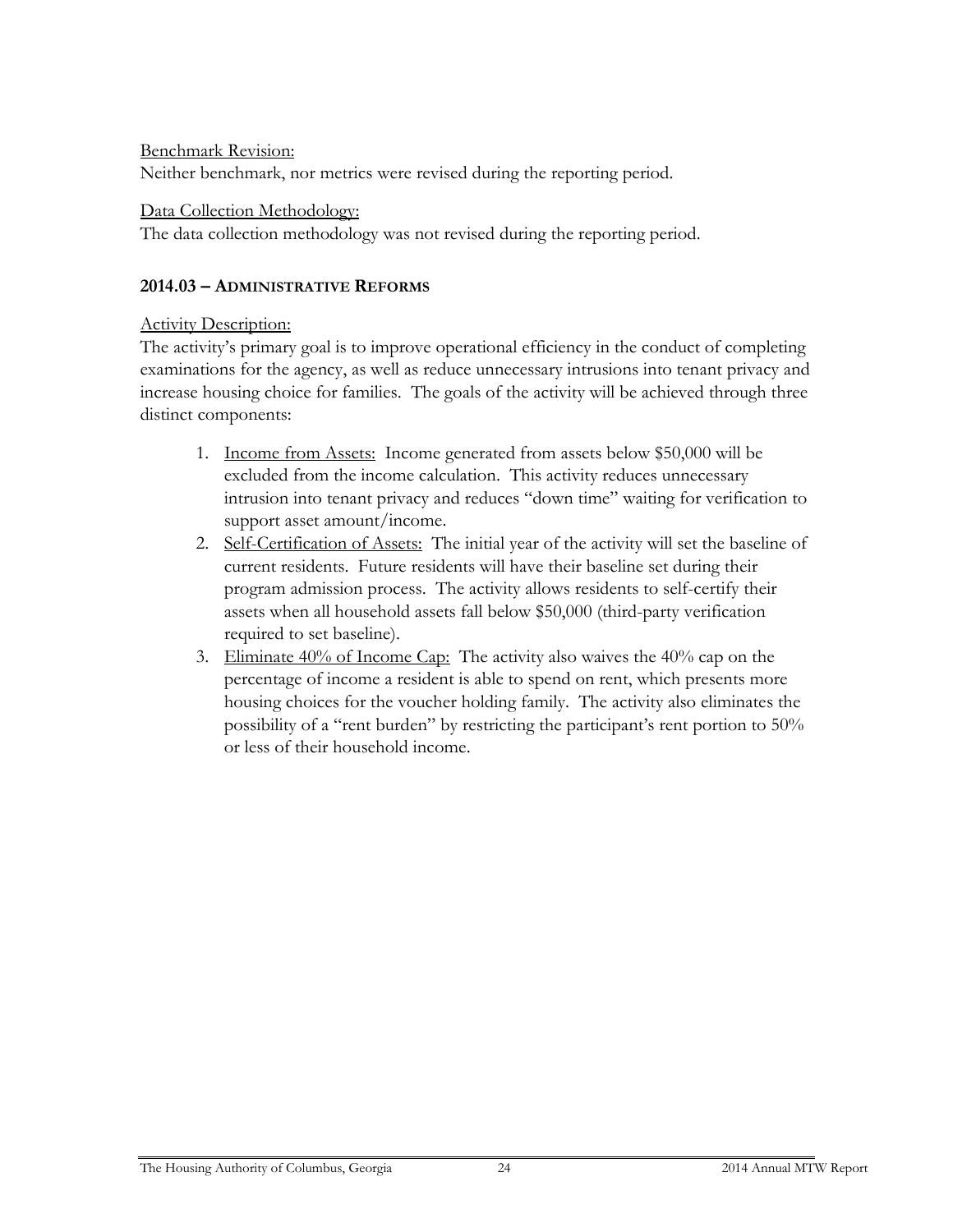Benchmark Revision:
Neither benchmark, nor metrics were revised during the reporting period.

Data Collection Methodology:
The data collection methodology was not revised during the reporting period.

### 2014.03 – ADMINISTRATIVE REFORMS

Activity Description:
The activity's primary goal is to improve operational efficiency in the conduct of completing examinations for the agency, as well as reduce unnecessary intrusions into tenant privacy and increase housing choice for families. The goals of the activity will be achieved through three distinct components:

1. Income from Assets: Income generated from assets below $50,000 will be excluded from the income calculation. This activity reduces unnecessary intrusion into tenant privacy and reduces "down time" waiting for verification to support asset amount/income.
2. Self-Certification of Assets: The initial year of the activity will set the baseline of current residents. Future residents will have their baseline set during their program admission process. The activity allows residents to self-certify their assets when all household assets fall below $50,000 (third-party verification required to set baseline).
3. Eliminate 40% of Income Cap: The activity also waives the 40% cap on the percentage of income a resident is able to spend on rent, which presents more housing choices for the voucher holding family. The activity also eliminates the possibility of a "rent burden" by restricting the participant's rent portion to 50% or less of their household income.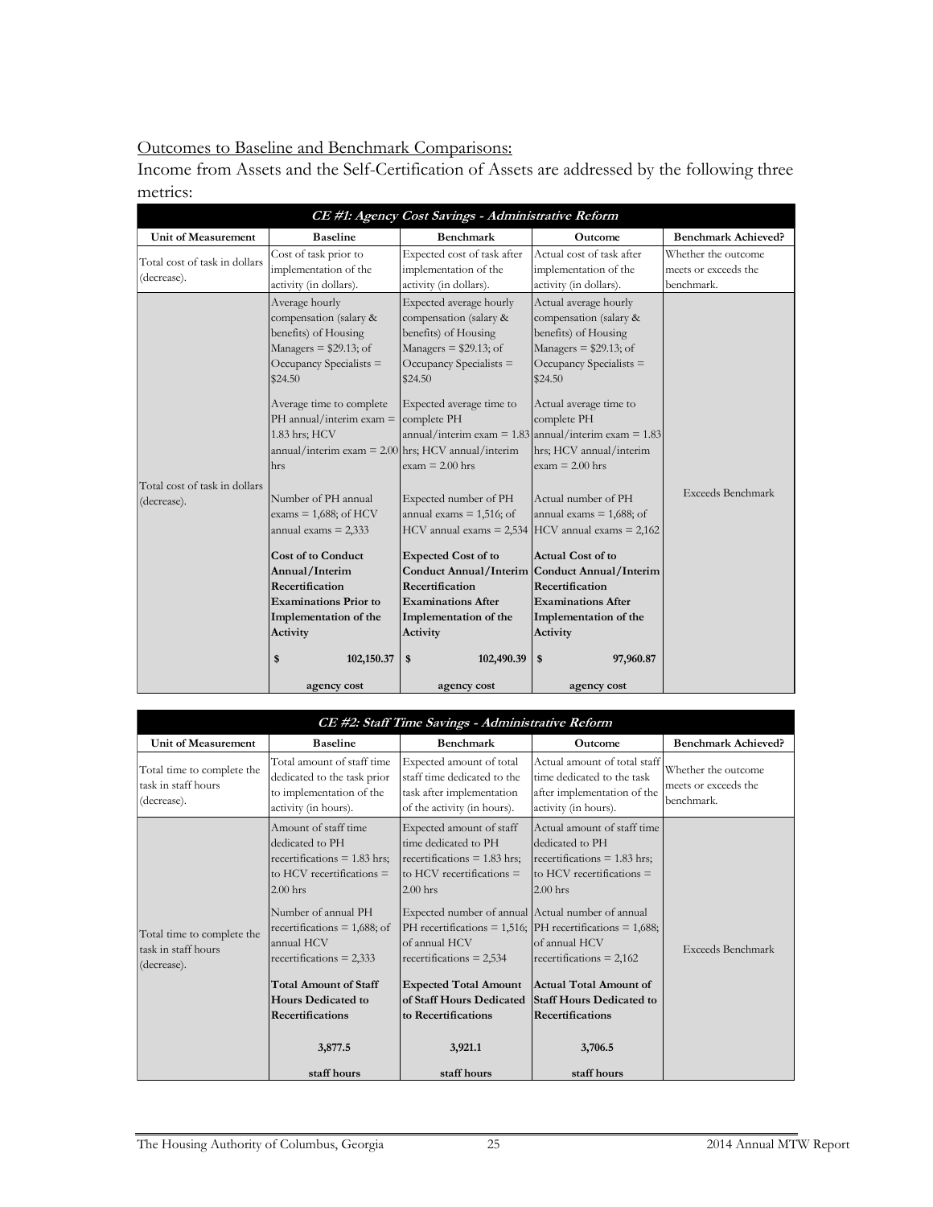Outcomes to Baseline and Benchmark Comparisons:

Income from Assets and the Self-Certification of Assets are addressed by the following three metrics:

| ***CE #1: Agency Cost Savings - Administrative Reform*** | | | | |
|---|---|---|---|---|
| **Unit of Measurement** | **Baseline** | **Benchmark** | **Outcome** | **Benchmark Achieved?** |
| Total cost of task in dollars (decrease). | Cost of task prior to implementation of the activity (in dollars). | Expected cost of task after implementation of the activity (in dollars). | Actual cost of task after implementation of the activity (in dollars). | Whether the outcome meets or exceeds the benchmark. |
| Total cost of task in dollars (decrease). | Average hourly compensation (salary & benefits) of Housing Managers = $29.13; of Occupancy Specialists = $24.50<br><br>Average time to complete PH annual/interim exam = 1.83 hrs; HCV annual/interim exam = 2.00 hrs<br><br>Number of PH annual exams = 1,688; of HCV annual exams = 2,333<br><br>**Cost of to Conduct Annual/Interim Recertification Examinations Prior to Implementation of the Activity**<br><br>**$ 102,150.37**<br><br>**agency cost** | Expected average hourly compensation (salary & benefits) of Housing Managers = $29.13; of Occupancy Specialists = $24.50<br><br>Expected average time to complete PH annual/interim exam = 1.83 hrs; HCV annual/interim exam = 2.00 hrs<br><br>Expected number of PH annual exams = 1,516; of HCV annual exams = 2,534<br><br>**Expected Cost of to Conduct Annual/Interim Recertification Examinations After Implementation of the Activity**<br><br>**$ 102,490.39**<br><br>**agency cost** | Actual average hourly compensation (salary & benefits) of Housing Managers = $29.13; of Occupancy Specialists = $24.50<br><br>Actual average time to complete PH annual/interim exam = 1.83 hrs; HCV annual/interim exam = 2.00 hrs<br><br>Actual number of PH annual exams = 1,688; of HCV annual exams = 2,162<br><br>**Actual Cost of to Conduct Annual/Interim Recertification Examinations After Implementation of the Activity**<br><br>**$ 97,960.87**<br><br>**agency cost** | Exceeds Benchmark |

| ***CE #2: Staff Time Savings - Administrative Reform*** | | | | |
|---|---|---|---|---|
| **Unit of Measurement** | **Baseline** | **Benchmark** | **Outcome** | **Benchmark Achieved?** |
| Total time to complete the task in staff hours (decrease). | Total amount of staff time dedicated to the task prior to implementation of the activity (in hours). | Expected amount of total staff time dedicated to the task after implementation of the activity (in hours). | Actual amount of total staff time dedicated to the task after implementation of the activity (in hours). | Whether the outcome meets or exceeds the benchmark. |
| Total time to complete the task in staff hours (decrease). | Amount of staff time dedicated to PH recertifications = 1.83 hrs; to HCV recertifications = 2.00 hrs<br><br>Number of annual PH recertifications = 1,688; of annual HCV recertifications = 2,333<br><br>**Total Amount of Staff Hours Dedicated to Recertifications**<br><br>**3,877.5**<br><br>**staff hours** | Expected amount of staff time dedicated to PH recertifications = 1.83 hrs; to HCV recertifications = 2.00 hrs<br><br>Expected number of annual PH recertifications = 1,516; of annual HCV recertifications = 2,534<br><br>**Expected Total Amount of Staff Hours Dedicated to Recertifications**<br><br>**3,921.1**<br><br>**staff hours** | Actual amount of staff time dedicated to PH recertifications = 1.83 hrs; to HCV recertifications = 2.00 hrs<br><br>Actual number of annual PH recertifications = 1,688; of annual HCV recertifications = 2,162<br><br>**Actual Total Amount of Staff Hours Dedicated to Recertifications**<br><br>**3,706.5**<br><br>**staff hours** | Exceeds Benchmark |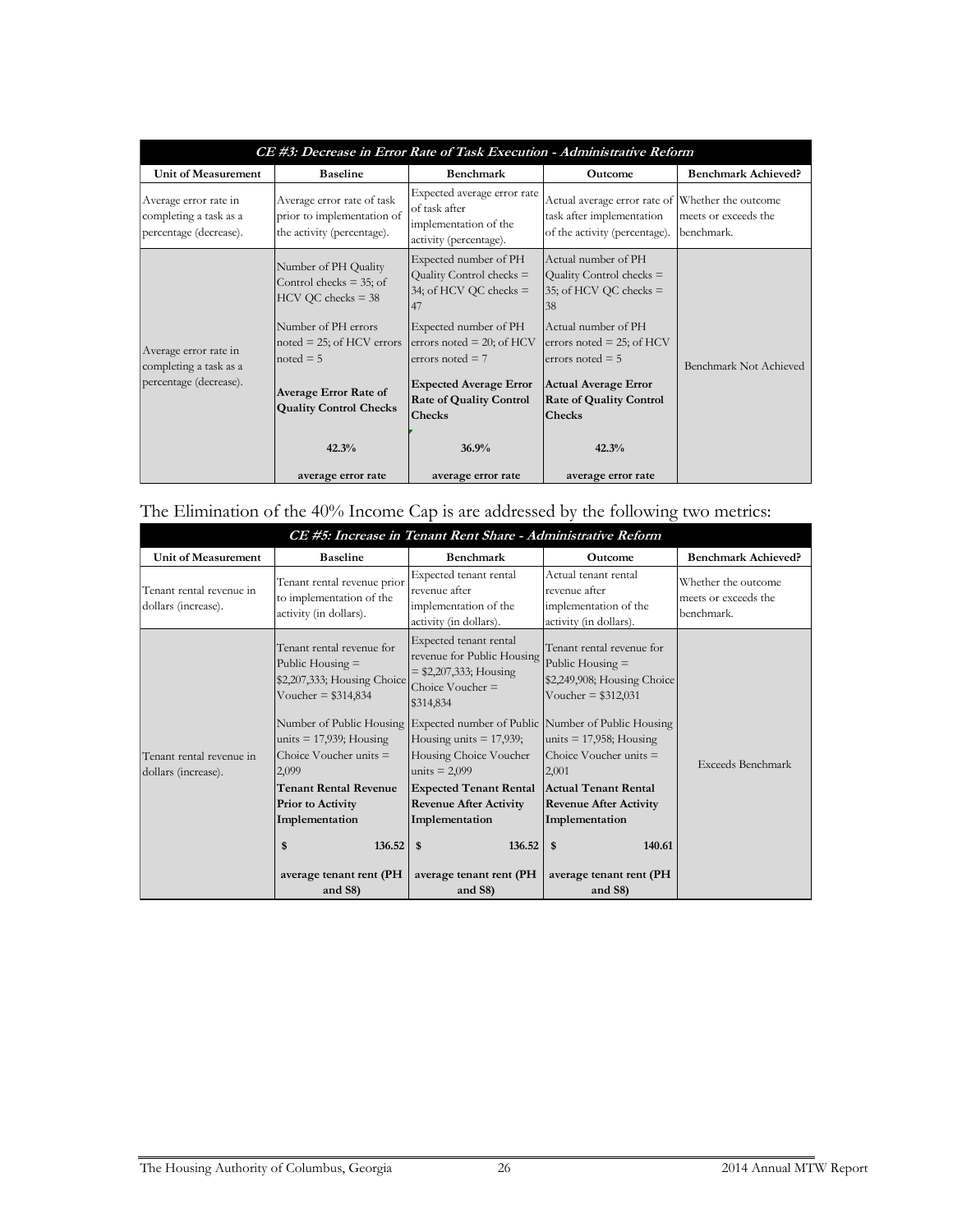| *CE #3: Decrease in Error Rate of Task Execution - Administrative Reform* | | | | |
|---|---|---|---|---|
| **Unit of Measurement** | **Baseline** | **Benchmark** | **Outcome** | **Benchmark Achieved?** |
| Average error rate in completing a task as a percentage (decrease). | Average error rate of task prior to implementation of the activity (percentage). | Expected average error rate of task after implementation of the activity (percentage). | Actual average error rate of task after implementation of the activity (percentage). | Whether the outcome meets or exceeds the benchmark. |
| Average error rate in completing a task as a percentage (decrease). | Number of PH Quality Control checks = 35; of HCV QC checks = 38<br><br>Number of PH errors noted = 25; of HCV errors noted = 5<br><br>**Average Error Rate of Quality Control Checks**<br><br>**42.3%**<br><br>**average error rate** | Expected number of PH Quality Control checks = 34; of HCV QC checks = 47<br><br>Expected number of PH errors noted = 20; of HCV errors noted = 7<br><br>**Expected Average Error Rate of Quality Control Checks**<br><br>**36.9%**<br><br>**average error rate** | Actual number of PH Quality Control checks = 35; of HCV QC checks = 38<br><br>Actual number of PH errors noted = 25; of HCV errors noted = 5<br><br>**Actual Average Error Rate of Quality Control Checks**<br><br>**42.3%**<br><br>**average error rate** | Benchmark Not Achieved |

The Elimination of the 40% Income Cap is are addressed by the following two metrics:

| *CE #5: Increase in Tenant Rent Share - Administrative Reform* | | | | |
|---|---|---|---|---|
| **Unit of Measurement** | **Baseline** | **Benchmark** | **Outcome** | **Benchmark Achieved?** |
| Tenant rental revenue in dollars (increase). | Tenant rental revenue prior to implementation of the activity (in dollars). | Expected tenant rental revenue after implementation of the activity (in dollars). | Actual tenant rental revenue after implementation of the activity (in dollars). | Whether the outcome meets or exceeds the benchmark. |
| Tenant rental revenue in dollars (increase). | Tenant rental revenue for Public Housing = \$2,207,333; Housing Choice Voucher = \$314,834<br><br>Number of Public Housing units = 17,939; Housing Choice Voucher units = 2,099<br><br>**Tenant Rental Revenue Prior to Activity Implementation**<br><br>**\$ 136.52**<br><br>**average tenant rent (PH and S8)** | Expected tenant rental revenue for Public Housing = \$2,207,333; Housing Choice Voucher = \$314,834<br><br>Expected number of Public Housing units = 17,939; Housing Choice Voucher units = 2,099<br><br>**Expected Tenant Rental Revenue After Activity Implementation**<br><br>**\$ 136.52**<br><br>**average tenant rent (PH and S8)** | Tenant rental revenue for Public Housing = \$2,249,908; Housing Choice Voucher = \$312,031<br><br>Number of Public Housing units = 17,958; Housing Choice Voucher units = 2,001<br><br>**Actual Tenant Rental Revenue After Activity Implementation**<br><br>**\$ 140.61**<br><br>**average tenant rent (PH and S8)** | Exceeds Benchmark |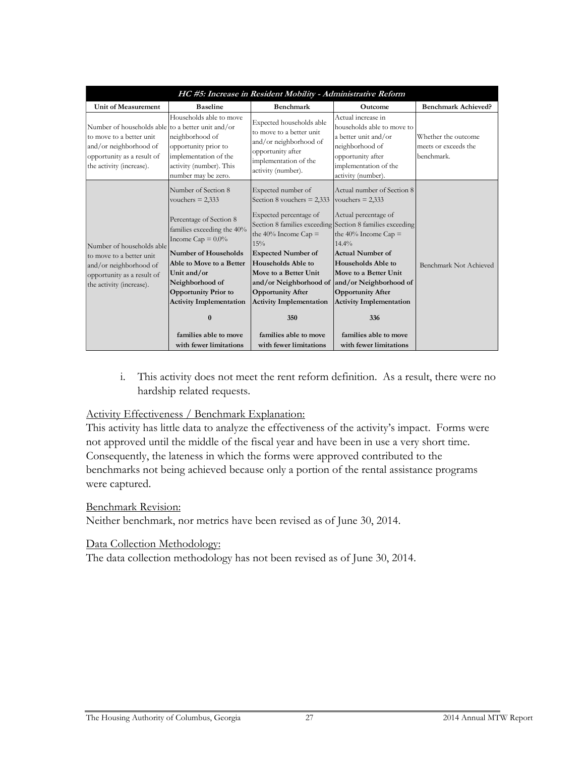| *HC #5: Increase in Resident Mobility - Administrative Reform* | | | | |
|---|---|---|---|---|
| **Unit of Measurement** | **Baseline** | **Benchmark** | **Outcome** | **Benchmark Achieved?** |
| Number of households able to move to a better unit and/or neighborhood of opportunity as a result of the activity (increase). | Households able to move to a better unit and/or neighborhood of opportunity prior to implementation of the activity (number). This number may be zero. | Expected households able to move to a better unit and/or neighborhood of opportunity after implementation of the activity (number). | Actual increase in households able to move to a better unit and/or neighborhood of opportunity after implementation of the activity (number). | Whether the outcome meets or exceeds the benchmark. |
| Number of households able to move to a better unit and/or neighborhood of opportunity as a result of the activity (increase). | Number of Section 8 vouchers = 2,333<br><br>Percentage of Section 8 families exceeding the 40% Income Cap = 0.0%<br><br>**Number of Households Able to Move to a Better Unit and/or Neighborhood of Opportunity Prior to Activity Implementation**<br><br>**0**<br><br>**families able to move with fewer limitations** | Expected number of Section 8 vouchers = 2,333<br><br>Expected percentage of Section 8 families exceeding the 40% Income Cap = 15%<br><br>**Expected Number of Households Able to Move to a Better Unit and/or Neighborhood of Opportunity After Activity Implementation**<br><br>**350**<br><br>**families able to move with fewer limitations** | Actual number of Section 8 vouchers = 2,333<br><br>Actual percentage of Section 8 families exceeding the 40% Income Cap = 14.4%<br><br>**Actual Number of Households Able to Move to a Better Unit and/or Neighborhood of Opportunity After Activity Implementation**<br><br>**336**<br><br>**families able to move with fewer limitations** | Benchmark Not Achieved |

i. This activity does not meet the rent reform definition. As a result, there were no hardship related requests.

Activity Effectiveness / Benchmark Explanation:

This activity has little data to analyze the effectiveness of the activity's impact. Forms were not approved until the middle of the fiscal year and have been in use a very short time. Consequently, the lateness in which the forms were approved contributed to the benchmarks not being achieved because only a portion of the rental assistance programs were captured.

Benchmark Revision:

Neither benchmark, nor metrics have been revised as of June 30, 2014.

Data Collection Methodology:

The data collection methodology has not been revised as of June 30, 2014.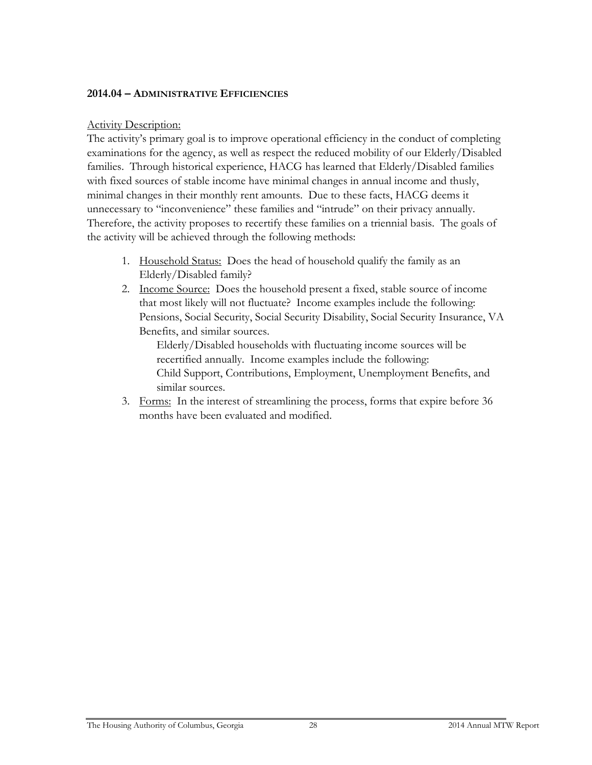### 2014.04 – Administrative Efficiencies

Activity Description:

The activity's primary goal is to improve operational efficiency in the conduct of completing examinations for the agency, as well as respect the reduced mobility of our Elderly/Disabled families. Through historical experience, HACG has learned that Elderly/Disabled families with fixed sources of stable income have minimal changes in annual income and thusly, minimal changes in their monthly rent amounts. Due to these facts, HACG deems it unnecessary to "inconvenience" these families and "intrude" on their privacy annually. Therefore, the activity proposes to recertify these families on a triennial basis. The goals of the activity will be achieved through the following methods:

1. Household Status: Does the head of household qualify the family as an Elderly/Disabled family?
2. Income Source: Does the household present a fixed, stable source of income that most likely will not fluctuate? Income examples include the following: Pensions, Social Security, Social Security Disability, Social Security Insurance, VA Benefits, and similar sources.

   Elderly/Disabled households with fluctuating income sources will be recertified annually. Income examples include the following: Child Support, Contributions, Employment, Unemployment Benefits, and similar sources.
3. Forms: In the interest of streamlining the process, forms that expire before 36 months have been evaluated and modified.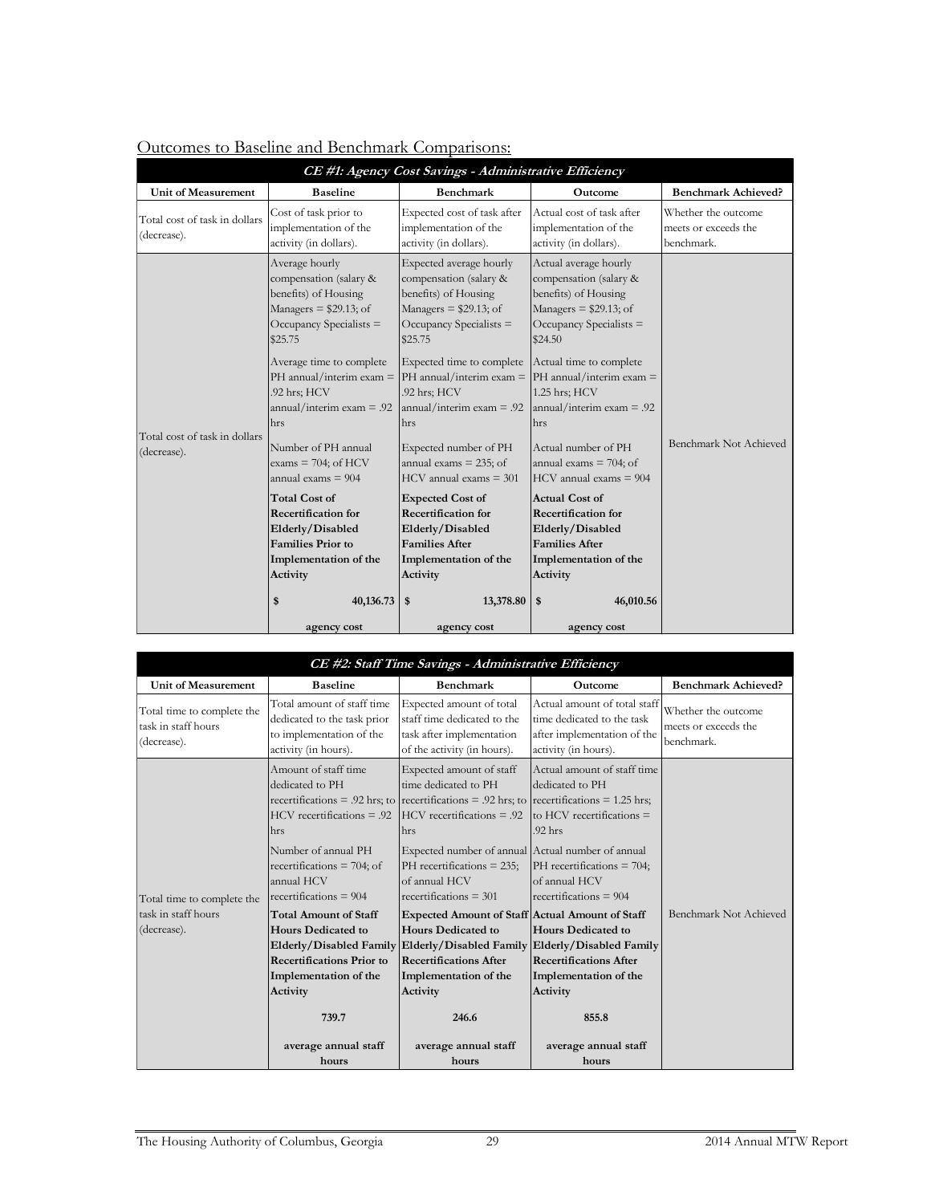Outcomes to Baseline and Benchmark Comparisons:

| CE #1: Agency Cost Savings - Administrative Efficiency | | | | |
|---|---|---|---|---|
| **Unit of Measurement** | **Baseline** | **Benchmark** | **Outcome** | **Benchmark Achieved?** |
| Total cost of task in dollars (decrease). | Cost of task prior to implementation of the activity (in dollars). | Expected cost of task after implementation of the activity (in dollars). | Actual cost of task after implementation of the activity (in dollars). | Whether the outcome meets or exceeds the benchmark. |
| Total cost of task in dollars (decrease). | Average hourly compensation (salary & benefits) of Housing Managers = $29.13; of Occupancy Specialists = $25.75<br><br>Average time to complete PH annual/interim exam = .92 hrs; HCV annual/interim exam = .92 hrs<br><br>Number of PH annual exams = 704; of HCV annual exams = 904<br><br>**Total Cost of Recertification for Elderly/Disabled Families Prior to Implementation of the Activity**<br><br>**$ 40,136.73**<br><br>**agency cost** | Expected average hourly compensation (salary & benefits) of Housing Managers = $29.13; of Occupancy Specialists = $25.75<br><br>Expected time to complete PH annual/interim exam = .92 hrs; HCV annual/interim exam = .92 hrs<br><br>Expected number of PH annual exams = 235; of HCV annual exams = 301<br><br>**Expected Cost of Recertification for Elderly/Disabled Families After Implementation of the Activity**<br><br>**$ 13,378.80**<br><br>**agency cost** | Actual average hourly compensation (salary & benefits) of Housing Managers = $29.13; of Occupancy Specialists = $24.50<br><br>Actual time to complete PH annual/interim exam = 1.25 hrs; HCV annual/interim exam = .92 hrs<br><br>Actual number of PH annual exams = 704; of HCV annual exams = 904<br><br>**Actual Cost of Recertification for Elderly/Disabled Families After Implementation of the Activity**<br><br>**$ 46,010.56**<br><br>**agency cost** | Benchmark Not Achieved |

| CE #2: Staff Time Savings - Administrative Efficiency | | | | |
|---|---|---|---|---|
| **Unit of Measurement** | **Baseline** | **Benchmark** | **Outcome** | **Benchmark Achieved?** |
| Total time to complete the task in staff hours (decrease). | Total amount of staff time dedicated to the task prior to implementation of the activity (in hours). | Expected amount of total staff time dedicated to the task after implementation of the activity (in hours). | Actual amount of total staff time dedicated to the task after implementation of the activity (in hours). | Whether the outcome meets or exceeds the benchmark. |
| Total time to complete the task in staff hours (decrease). | Amount of staff time dedicated to PH recertifications = .92 hrs; to HCV recertifications = .92 hrs<br><br>Number of annual PH recertifications = 704; of annual HCV recertifications = 904<br><br>**Total Amount of Staff Hours Dedicated to Elderly/Disabled Family Recertifications Prior to Implementation of the Activity**<br><br>**739.7**<br><br>**average annual staff hours** | Expected amount of staff time dedicated to PH recertifications = .92 hrs; to HCV recertifications = .92 hrs<br><br>Expected number of annual PH recertifications = 235; of annual HCV recertifications = 301<br><br>**Expected Amount of Staff Hours Dedicated to Elderly/Disabled Family Recertifications After Implementation of the Activity**<br><br>**246.6**<br><br>**average annual staff hours** | Actual amount of staff time dedicated to PH recertifications = 1.25 hrs; to HCV recertifications = .92 hrs<br><br>Actual number of annual PH recertifications = 704; of annual HCV recertifications = 904<br><br>**Actual Amount of Staff Hours Dedicated to Elderly/Disabled Family Recertifications After Implementation of the Activity**<br><br>**855.8**<br><br>**average annual staff hours** | Benchmark Not Achieved |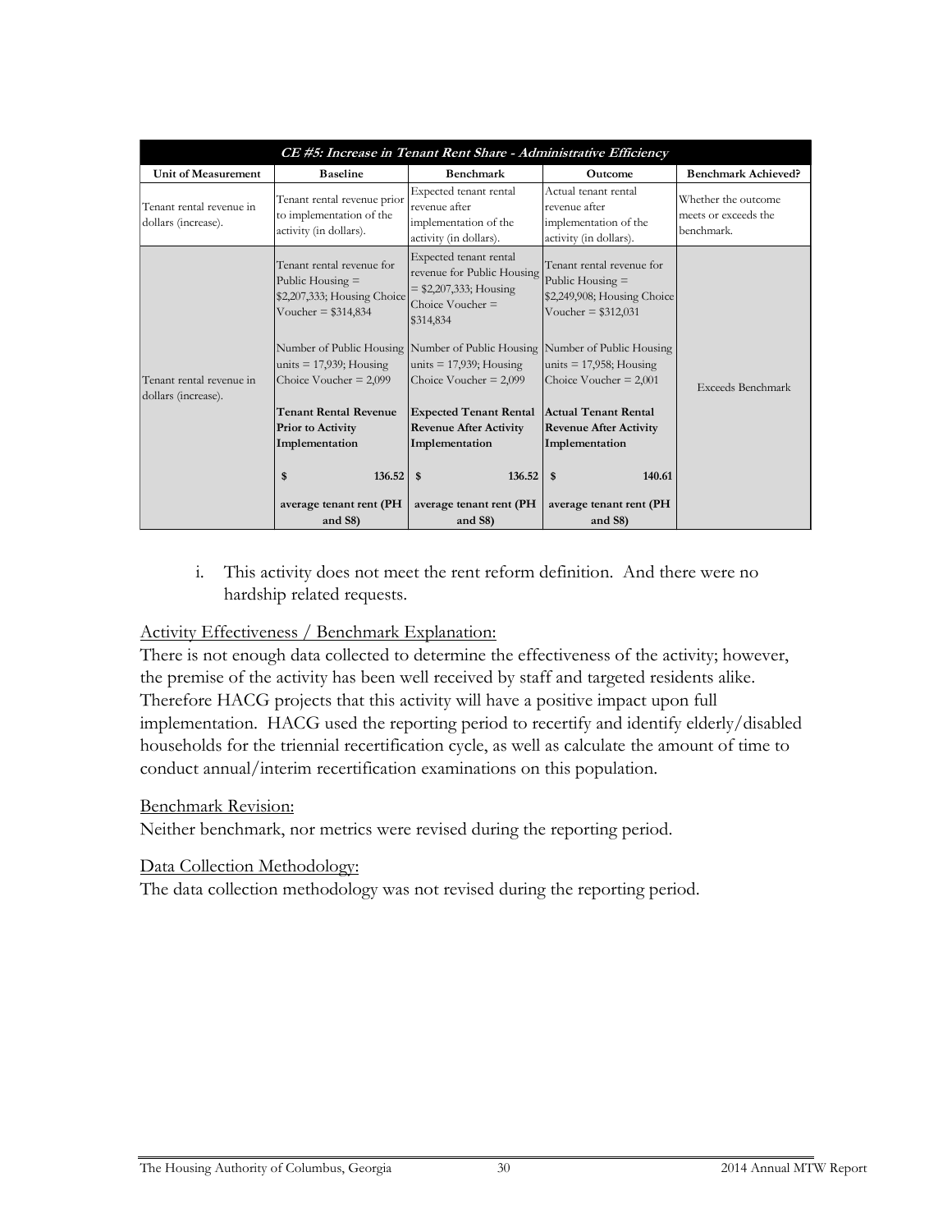| *CE #5: Increase in Tenant Rent Share - Administrative Efficiency* | | | | |
|---|---|---|---|---|
| **Unit of Measurement** | **Baseline** | **Benchmark** | **Outcome** | **Benchmark Achieved?** |
| Tenant rental revenue in dollars (increase). | Tenant rental revenue prior to implementation of the activity (in dollars). | Expected tenant rental revenue after implementation of the activity (in dollars). | Actual tenant rental revenue after implementation of the activity (in dollars). | Whether the outcome meets or exceeds the benchmark. |
| Tenant rental revenue in dollars (increase). | Tenant rental revenue for Public Housing = \$2,207,333; Housing Choice Voucher = \$314,834<br><br>Number of Public Housing units = 17,939; Housing Choice Voucher = 2,099<br><br>**Tenant Rental Revenue Prior to Activity Implementation**<br><br>**\$ 136.52**<br><br>**average tenant rent (PH and S8)** | Expected tenant rental revenue for Public Housing = \$2,207,333; Housing Choice Voucher = \$314,834<br><br>Number of Public Housing units = 17,939; Housing Choice Voucher = 2,099<br><br>**Expected Tenant Rental Revenue After Activity Implementation**<br><br>**\$ 136.52**<br><br>**average tenant rent (PH and S8)** | Tenant rental revenue for Public Housing = \$2,249,908; Housing Choice Voucher = \$312,031<br><br>Number of Public Housing units = 17,958; Housing Choice Voucher = 2,001<br><br>**Actual Tenant Rental Revenue After Activity Implementation**<br><br>**\$ 140.61**<br><br>**average tenant rent (PH and S8)** | Exceeds Benchmark |

i. This activity does not meet the rent reform definition. And there were no hardship related requests.

<u>Activity Effectiveness / Benchmark Explanation:</u>

There is not enough data collected to determine the effectiveness of the activity; however, the premise of the activity has been well received by staff and targeted residents alike. Therefore HACG projects that this activity will have a positive impact upon full implementation. HACG used the reporting period to recertify and identify elderly/disabled households for the triennial recertification cycle, as well as calculate the amount of time to conduct annual/interim recertification examinations on this population.

<u>Benchmark Revision:</u>

Neither benchmark, nor metrics were revised during the reporting period.

<u>Data Collection Methodology:</u>

The data collection methodology was not revised during the reporting period.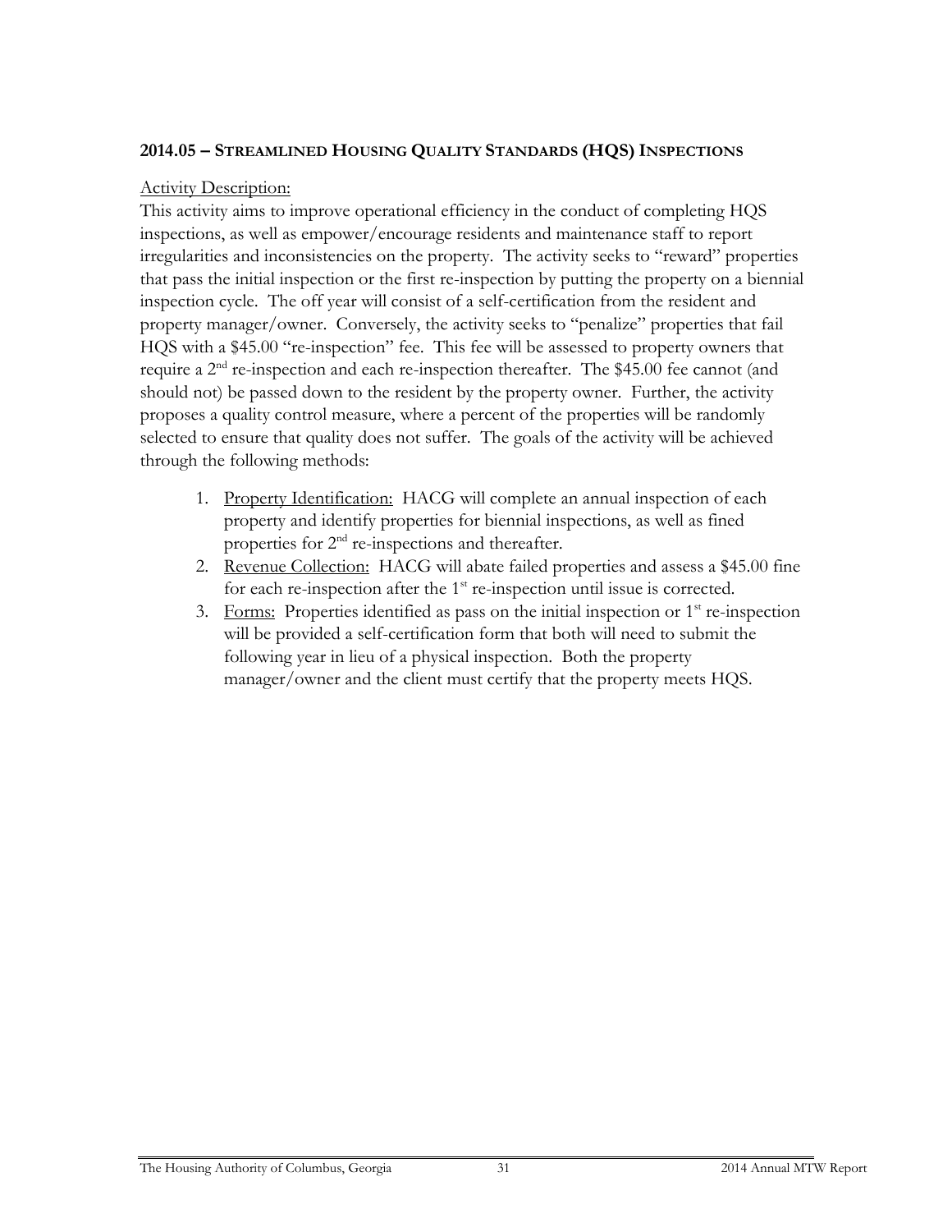## 2014.05 – STREAMLINED HOUSING QUALITY STANDARDS (HQS) INSPECTIONS

Activity Description:

This activity aims to improve operational efficiency in the conduct of completing HQS inspections, as well as empower/encourage residents and maintenance staff to report irregularities and inconsistencies on the property. The activity seeks to "reward" properties that pass the initial inspection or the first re-inspection by putting the property on a biennial inspection cycle. The off year will consist of a self-certification from the resident and property manager/owner. Conversely, the activity seeks to "penalize" properties that fail HQS with a $45.00 "re-inspection" fee. This fee will be assessed to property owners that require a 2nd re-inspection and each re-inspection thereafter. The $45.00 fee cannot (and should not) be passed down to the resident by the property owner. Further, the activity proposes a quality control measure, where a percent of the properties will be randomly selected to ensure that quality does not suffer. The goals of the activity will be achieved through the following methods:

1. Property Identification: HACG will complete an annual inspection of each property and identify properties for biennial inspections, as well as fined properties for 2nd re-inspections and thereafter.
2. Revenue Collection: HACG will abate failed properties and assess a $45.00 fine for each re-inspection after the 1st re-inspection until issue is corrected.
3. Forms: Properties identified as pass on the initial inspection or 1st re-inspection will be provided a self-certification form that both will need to submit the following year in lieu of a physical inspection. Both the property manager/owner and the client must certify that the property meets HQS.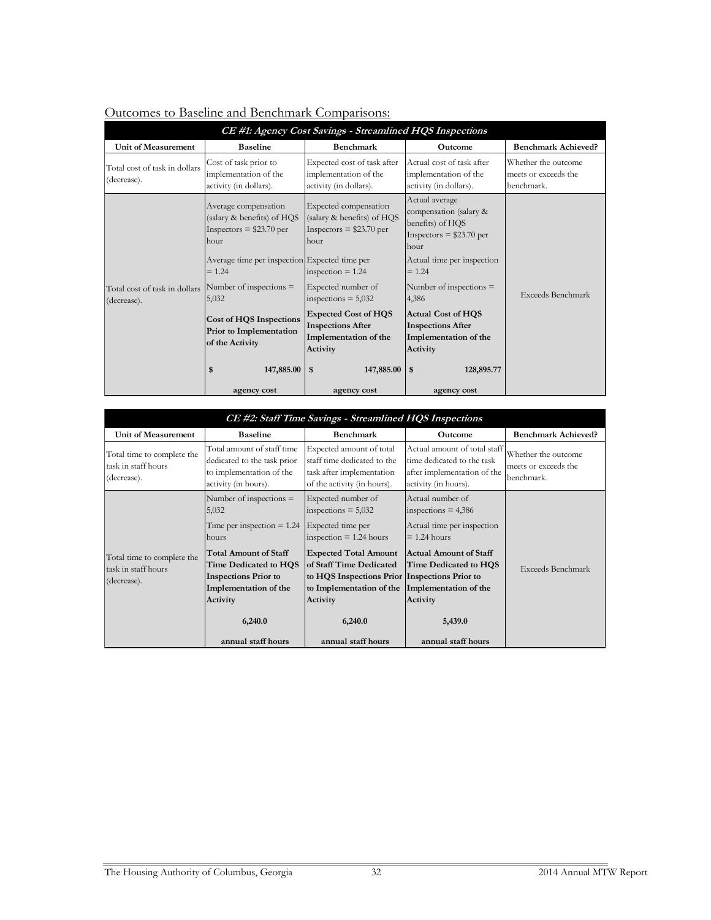Outcomes to Baseline and Benchmark Comparisons:

| *CE #1: Agency Cost Savings - Streamlined HQS Inspections* | | | | |
|---|---|---|---|---|
| **Unit of Measurement** | **Baseline** | **Benchmark** | **Outcome** | **Benchmark Achieved?** |
| Total cost of task in dollars (decrease). | Cost of task prior to implementation of the activity (in dollars). | Expected cost of task after implementation of the activity (in dollars). | Actual cost of task after implementation of the activity (in dollars). | Whether the outcome meets or exceeds the benchmark. |
| Total cost of task in dollars (decrease). | Average compensation (salary & benefits) of HQS Inspectors = $23.70 per hour<br>Average time per inspection = 1.24<br>Number of inspections = 5,032<br>**Cost of HQS Inspections Prior to Implementation of the Activity**<br>**$ 147,885.00**<br>**agency cost** | Expected compensation (salary & benefits) of HQS Inspectors = $23.70 per hour<br>Expected time per inspection = 1.24<br>Expected number of inspections = 5,032<br>**Expected Cost of HQS Inspections After Implementation of the Activity**<br>**$ 147,885.00**<br>**agency cost** | Actual average compensation (salary & benefits) of HQS Inspectors = $23.70 per hour<br>Actual time per inspection = 1.24<br>Number of inspections = 4,386<br>**Actual Cost of HQS Inspections After Implementation of the Activity**<br>**$ 128,895.77**<br>**agency cost** | Exceeds Benchmark |

| *CE #2: Staff Time Savings - Streamlined HQS Inspections* | | | | |
|---|---|---|---|---|
| **Unit of Measurement** | **Baseline** | **Benchmark** | **Outcome** | **Benchmark Achieved?** |
| Total time to complete the task in staff hours (decrease). | Total amount of staff time dedicated to the task prior to implementation of the activity (in hours). | Expected amount of total staff time dedicated to the task after implementation of the activity (in hours). | Actual amount of total staff time dedicated to the task after implementation of the activity (in hours). | Whether the outcome meets or exceeds the benchmark. |
| Total time to complete the task in staff hours (decrease). | Number of inspections = 5,032<br>Time per inspection = 1.24 hours<br>**Total Amount of Staff Time Dedicated to HQS Inspections Prior to Implementation of the Activity**<br>**6,240.0**<br>**annual staff hours** | Expected number of inspections = 5,032<br>Expected time per inspection = 1.24 hours<br>**Expected Total Amount of Staff Time Dedicated to HQS Inspections Prior to Implementation of the Activity**<br>**6,240.0**<br>**annual staff hours** | Actual number of inspections = 4,386<br>Actual time per inspection = 1.24 hours<br>**Actual Amount of Staff Time Dedicated to HQS Inspections Prior to Implementation of the Activity**<br>**5,439.0**<br>**annual staff hours** | Exceeds Benchmark |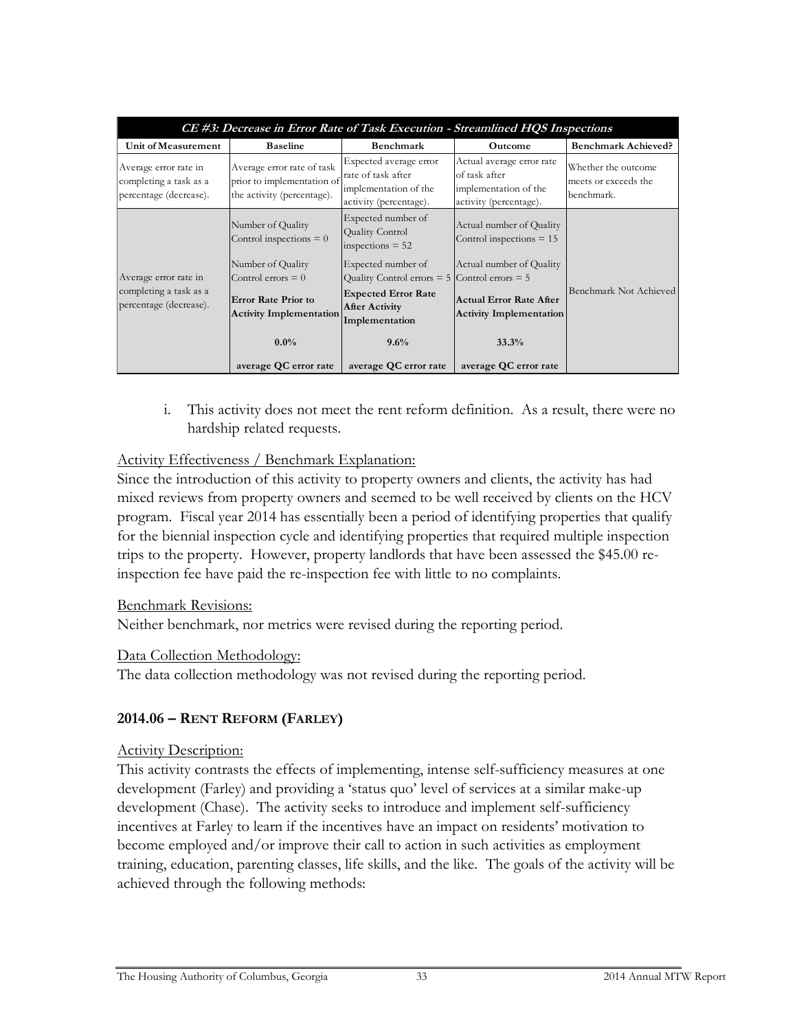| *CE #3: Decrease in Error Rate of Task Execution - Streamlined HQS Inspections* | | | | |
|---|---|---|---|---|
| **Unit of Measurement** | **Baseline** | **Benchmark** | **Outcome** | **Benchmark Achieved?** |
| Average error rate in completing a task as a percentage (decrease). | Average error rate of task prior to implementation of the activity (percentage). | Expected average error rate of task after implementation of the activity (percentage). | Actual average error rate of task after implementation of the activity (percentage). | Whether the outcome meets or exceeds the benchmark. |
| Average error rate in completing a task as a percentage (decrease). | Number of Quality Control inspections = 0<br><br>Number of Quality Control errors = 0<br><br>**Error Rate Prior to Activity Implementation**<br><br>**0.0%**<br><br>**average QC error rate** | Expected number of Quality Control inspections = 52<br><br>Expected number of Quality Control errors = 5<br><br>**Expected Error Rate After Activity Implementation**<br><br>**9.6%**<br><br>**average QC error rate** | Actual number of Quality Control inspections = 15<br><br>Actual number of Quality Control errors = 5<br><br>**Actual Error Rate After Activity Implementation**<br><br>**33.3%**<br><br>**average QC error rate** | Benchmark Not Achieved |

i. This activity does not meet the rent reform definition. As a result, there were no hardship related requests.

Activity Effectiveness / Benchmark Explanation:

Since the introduction of this activity to property owners and clients, the activity has had mixed reviews from property owners and seemed to be well received by clients on the HCV program. Fiscal year 2014 has essentially been a period of identifying properties that qualify for the biennial inspection cycle and identifying properties that required multiple inspection trips to the property. However, property landlords that have been assessed the $45.00 re-inspection fee have paid the re-inspection fee with little to no complaints.

Benchmark Revisions:

Neither benchmark, nor metrics were revised during the reporting period.

Data Collection Methodology:

The data collection methodology was not revised during the reporting period.

### 2014.06 – RENT REFORM (FARLEY)

Activity Description:

This activity contrasts the effects of implementing, intense self-sufficiency measures at one development (Farley) and providing a 'status quo' level of services at a similar make-up development (Chase). The activity seeks to introduce and implement self-sufficiency incentives at Farley to learn if the incentives have an impact on residents' motivation to become employed and/or improve their call to action in such activities as employment training, education, parenting classes, life skills, and the like. The goals of the activity will be achieved through the following methods: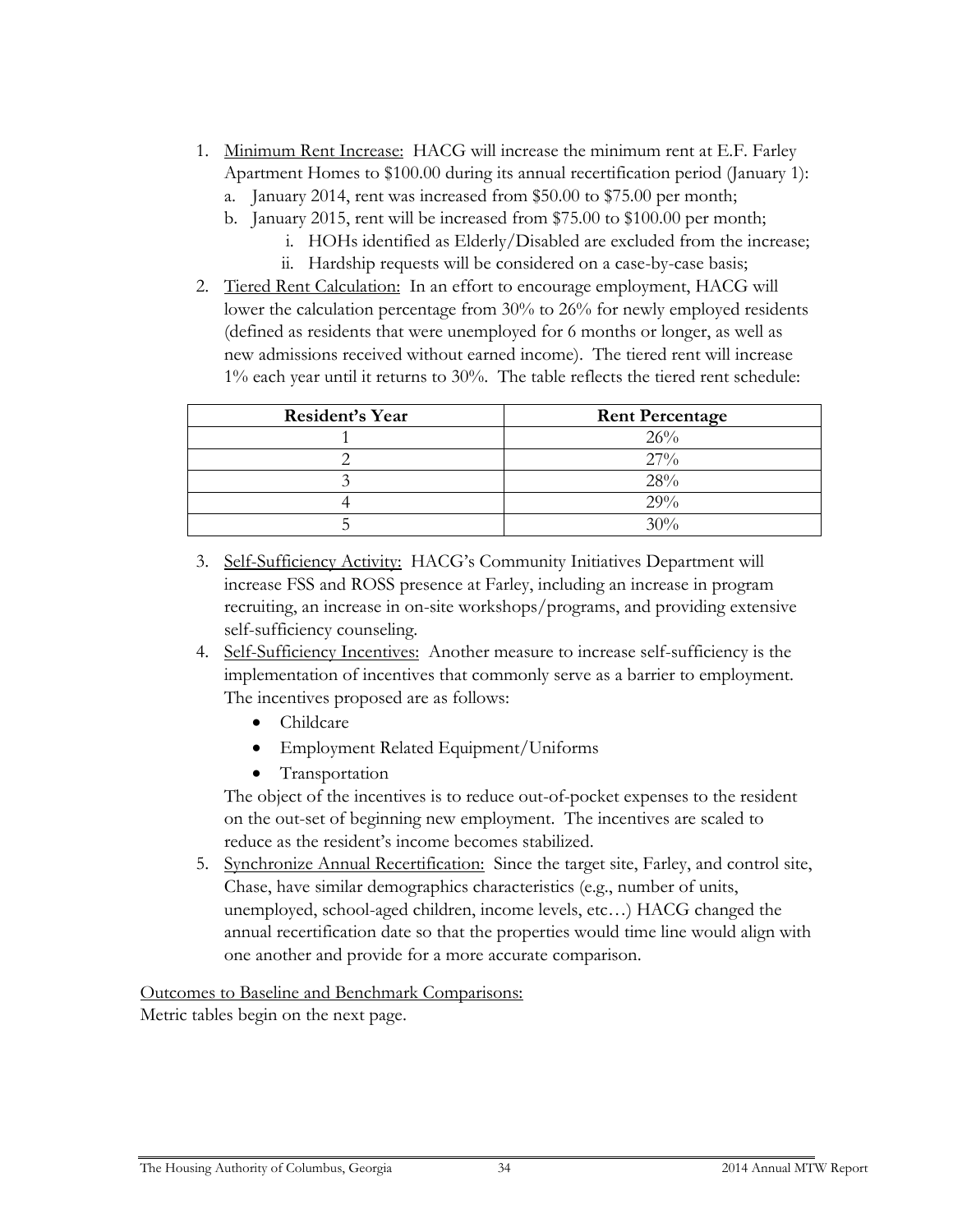1. Minimum Rent Increase: HACG will increase the minimum rent at E.F. Farley Apartment Homes to $100.00 during its annual recertification period (January 1):
   a. January 2014, rent was increased from $50.00 to $75.00 per month;
   b. January 2015, rent will be increased from $75.00 to $100.00 per month;
      i. HOHs identified as Elderly/Disabled are excluded from the increase;
      ii. Hardship requests will be considered on a case-by-case basis;
2. Tiered Rent Calculation: In an effort to encourage employment, HACG will lower the calculation percentage from 30% to 26% for newly employed residents (defined as residents that were unemployed for 6 months or longer, as well as new admissions received without earned income). The tiered rent will increase 1% each year until it returns to 30%. The table reflects the tiered rent schedule:

| Resident's Year | Rent Percentage |
|---|---|
| 1 | 26% |
| 2 | 27% |
| 3 | 28% |
| 4 | 29% |
| 5 | 30% |

3. Self-Sufficiency Activity: HACG's Community Initiatives Department will increase FSS and ROSS presence at Farley, including an increase in program recruiting, an increase in on-site workshops/programs, and providing extensive self-sufficiency counseling.
4. Self-Sufficiency Incentives: Another measure to increase self-sufficiency is the implementation of incentives that commonly serve as a barrier to employment. The incentives proposed are as follows:
   - Childcare
   - Employment Related Equipment/Uniforms
   - Transportation

   The object of the incentives is to reduce out-of-pocket expenses to the resident on the out-set of beginning new employment. The incentives are scaled to reduce as the resident's income becomes stabilized.
5. Synchronize Annual Recertification: Since the target site, Farley, and control site, Chase, have similar demographics characteristics (e.g., number of units, unemployed, school-aged children, income levels, etc…) HACG changed the annual recertification date so that the properties would time line would align with one another and provide for a more accurate comparison.

Outcomes to Baseline and Benchmark Comparisons:
Metric tables begin on the next page.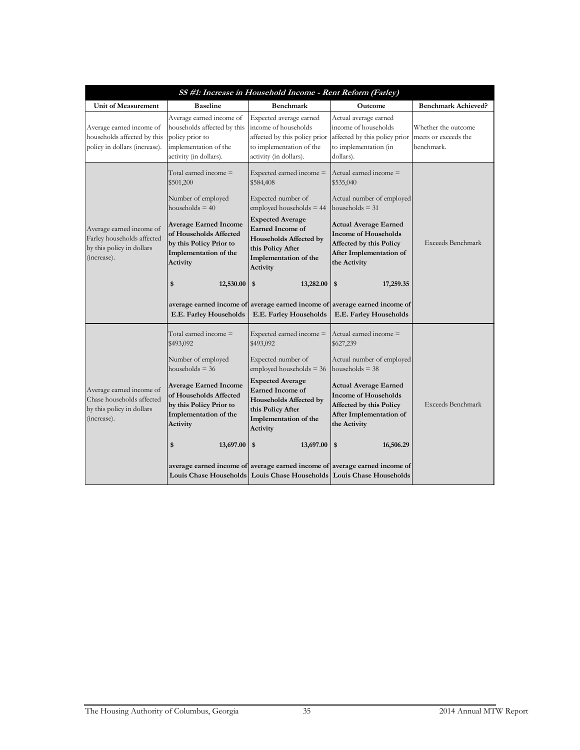| ***SS #1: Increase in Household Income - Rent Reform (Farley)*** | | | | |
|---|---|---|---|---|
| **Unit of Measurement** | **Baseline** | **Benchmark** | **Outcome** | **Benchmark Achieved?** |
| Average earned income of households affected by this policy in dollars (increase). | Average earned income of households affected by this policy prior to implementation of the activity (in dollars). | Expected average earned income of households affected by this policy prior to implementation of the activity (in dollars). | Actual average earned income of households affected by this policy prior to implementation (in dollars). | Whether the outcome meets or exceeds the benchmark. |
| Average earned income of Farley households affected by this policy in dollars (increase). | Total earned income = $501,200<br><br>Number of employed households = 40<br><br>**Average Earned Income of Households Affected by this Policy Prior to Implementation of the Activity**<br><br>**$ 12,530.00**<br><br>**average earned income of E.E. Farley Households** | Expected earned income = $584,408<br><br>Expected number of employed households = 44<br><br>**Expected Average Earned Income of Households Affected by this Policy After Implementation of the Activity**<br><br>**$ 13,282.00**<br><br>**average earned income of E.E. Farley Households** | Actual earned income = $535,040<br><br>Actual number of employed households = 31<br><br>**Actual Average Earned Income of Households Affected by this Policy After Implementation of the Activity**<br><br>**$ 17,259.35**<br><br>**average earned income of E.E. Farley Households** | Exceeds Benchmark |
| Average earned income of Chase households affected by this policy in dollars (increase). | Total earned income = $493,092<br><br>Number of employed households = 36<br><br>**Average Earned Income of Households Affected by this Policy Prior to Implementation of the Activity**<br><br>**$ 13,697.00**<br><br>**average earned income of Louis Chase Households** | Expected earned income = $493,092<br><br>Expected number of employed households = 36<br><br>**Expected Average Earned Income of Households Affected by this Policy After Implementation of the Activity**<br><br>**$ 13,697.00**<br><br>**average earned income of Louis Chase Households** | Actual earned income = $627,239<br><br>Actual number of employed households = 38<br><br>**Actual Average Earned Income of Households Affected by this Policy After Implementation of the Activity**<br><br>**$ 16,506.29**<br><br>**average earned income of Louis Chase Households** | Exceeds Benchmark |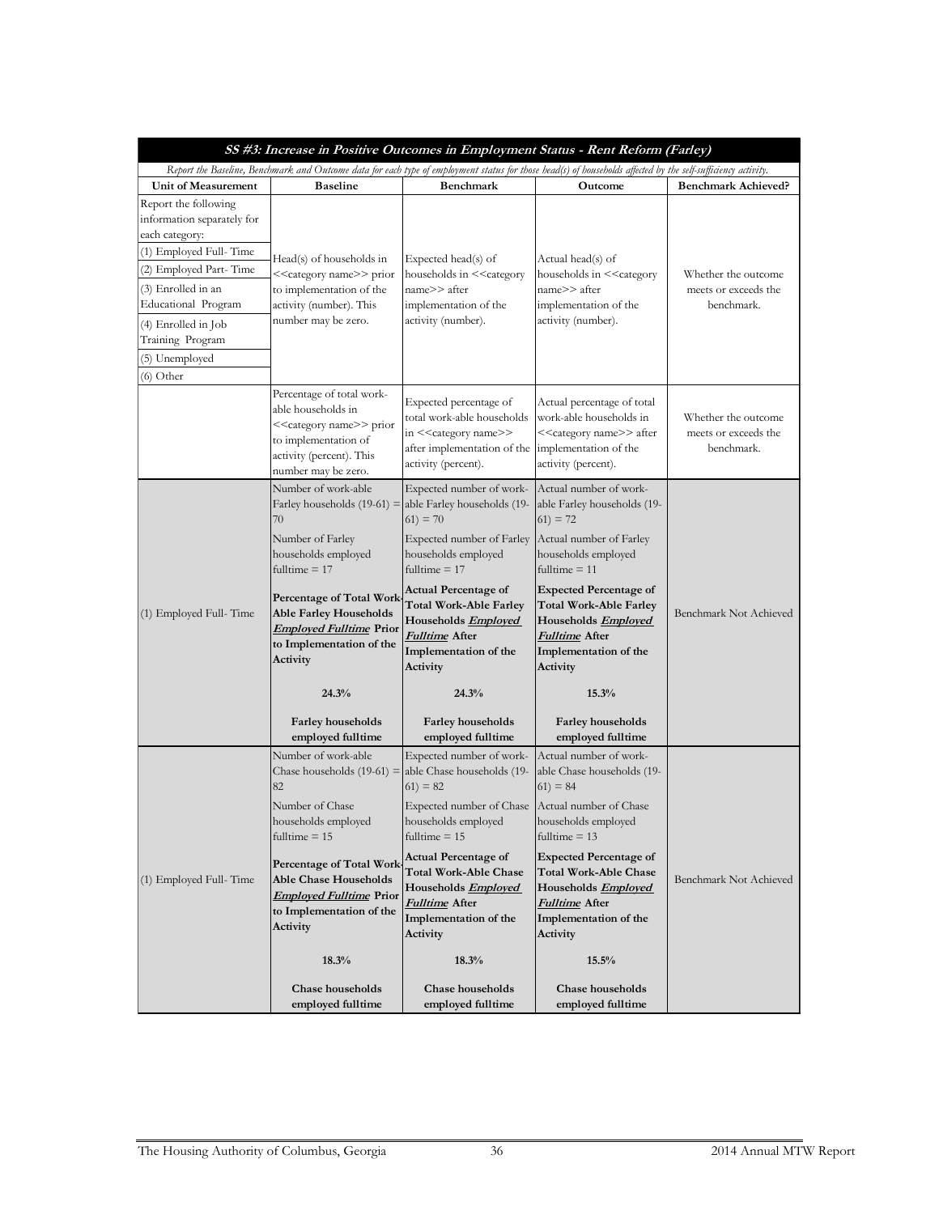| ***SS #3: Increase in Positive Outcomes in Employment Status - Rent Reform (Farley)*** | | | | |
|---|---|---|---|---|
| *Report the Baseline, Benchmark and Outcome data for each type of employment status for those head(s) of households affected by the self-sufficiency activity.* | | | | |
| **Unit of Measurement** | **Baseline** | **Benchmark** | **Outcome** | **Benchmark Achieved?** |
| Report the following information separately for each category:<br>(1) Employed Full- Time<br>(2) Employed Part- Time<br>(3) Enrolled in an Educational Program<br>(4) Enrolled in Job Training Program<br>(5) Unemployed<br>(6) Other | Head(s) of households in <<category name>> prior to implementation of the activity (number). This number may be zero. | Expected head(s) of households in <<category name>> after implementation of the activity (number). | Actual head(s) of households in <<category name>> after implementation of the activity (number). | Whether the outcome meets or exceeds the benchmark. |
| | Percentage of total work-able households in <<category name>> prior to implementation of activity (percent). This number may be zero. | Expected percentage of total work-able households in <<category name>> after implementation of the activity (percent). | Actual percentage of total work-able households in <<category name>> after implementation of the activity (percent). | Whether the outcome meets or exceeds the benchmark. |
| (1) Employed Full- Time | Number of work-able Farley households (19-61) = 70<br>Number of Farley households employed fulltime = 17<br>**Percentage of Total Work-Able Farley Households *Employed Fulltime* Prior to Implementation of the Activity**<br>**24.3%**<br>**Farley households employed fulltime** | Expected number of work-able Farley households (19-61) = 70<br>Expected number of Farley households employed fulltime = 17<br>**Actual Percentage of Total Work-Able Farley Households *Employed Fulltime* After Implementation of the Activity**<br>**24.3%**<br>**Farley households employed fulltime** | Actual number of work-able Farley households (19-61) = 72<br>Actual number of Farley households employed fulltime = 11<br>**Expected Percentage of Total Work-Able Farley Households *Employed Fulltime* After Implementation of the Activity**<br>**15.3%**<br>**Farley households employed fulltime** | Benchmark Not Achieved |
| (1) Employed Full- Time | Number of work-able Chase households (19-61) = 82<br>Number of Chase households employed fulltime = 15<br>**Percentage of Total Work-Able Chase Households *Employed Fulltime* Prior to Implementation of the Activity**<br>**18.3%**<br>**Chase households employed fulltime** | Expected number of work-able Chase households (19-61) = 82<br>Expected number of Chase households employed fulltime = 15<br>**Actual Percentage of Total Work-Able Chase Households *Employed Fulltime* After Implementation of the Activity**<br>**18.3%**<br>**Chase households employed fulltime** | Actual number of work-able Chase households (19-61) = 84<br>Actual number of Chase households employed fulltime = 13<br>**Expected Percentage of Total Work-Able Chase Households *Employed Fulltime* After Implementation of the Activity**<br>**15.5%**<br>**Chase households employed fulltime** | Benchmark Not Achieved |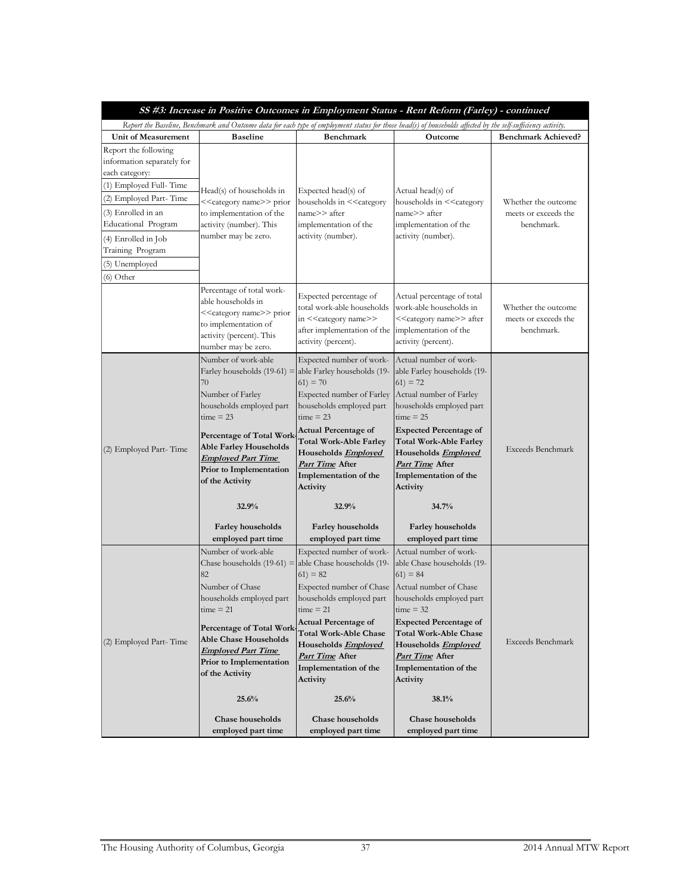| ***SS #3: Increase in Positive Outcomes in Employment Status - Rent Reform (Farley) - continued*** | | | | |
|---|---|---|---|---|
| *Report the Baseline, Benchmark and Outcome data for each type of employment status for those head(s) of households affected by the self-sufficiency activity.* | | | | |
| **Unit of Measurement** | **Baseline** | **Benchmark** | **Outcome** | **Benchmark Achieved?** |
| Report the following information separately for each category:<br>(1) Employed Full- Time<br>(2) Employed Part- Time<br>(3) Enrolled in an Educational Program<br>(4) Enrolled in Job Training Program<br>(5) Unemployed<br>(6) Other | Head(s) of households in <<category name>> prior to implementation of the activity (number). This number may be zero. | Expected head(s) of households in <<category name>> after implementation of the activity (number). | Actual head(s) of households in <<category name>> after implementation of the activity (number). | Whether the outcome meets or exceeds the benchmark. |
| | Percentage of total work-able households in <<category name>> prior to implementation of activity (percent). This number may be zero. | Expected percentage of total work-able households in <<category name>> after implementation of the activity (percent). | Actual percentage of total work-able households in <<category name>> after implementation of the activity (percent). | Whether the outcome meets or exceeds the benchmark. |
| (2) Employed Part- Time | Number of work-able Farley households (19-61) = 70<br>Number of Farley households employed part time = 23<br>**Percentage of Total Work-Able Farley Households *Employed Part Time* Prior to Implementation of the Activity**<br>**32.9%**<br>**Farley households employed part time** | Expected number of work-able Farley households (19-61) = 70<br>Expected number of Farley households employed part time = 23<br>**Actual Percentage of Total Work-Able Farley Households *Employed Part Time* After Implementation of the Activity**<br>**32.9%**<br>**Farley households employed part time** | Actual number of work-able Farley households (19-61) = 72<br>Actual number of Farley households employed part time = 25<br>**Expected Percentage of Total Work-Able Farley Households *Employed Part Time* After Implementation of the Activity**<br>**34.7%**<br>**Farley households employed part time** | Exceeds Benchmark |
| (2) Employed Part- Time | Number of work-able Chase households (19-61) = 82<br>Number of Chase households employed part time = 21<br>**Percentage of Total Work-Able Chase Households *Employed Part Time* Prior to Implementation of the Activity**<br>**25.6%**<br>**Chase households employed part time** | Expected number of work-able Chase households (19-61) = 82<br>Expected number of Chase households employed part time = 21<br>**Actual Percentage of Total Work-Able Chase Households *Employed Part Time* After Implementation of the Activity**<br>**25.6%**<br>**Chase households employed part time** | Actual number of work-able Chase households (19-61) = 84<br>Actual number of Chase households employed part time = 32<br>**Expected Percentage of Total Work-Able Chase Households *Employed Part Time* After Implementation of the Activity**<br>**38.1%**<br>**Chase households employed part time** | Exceeds Benchmark |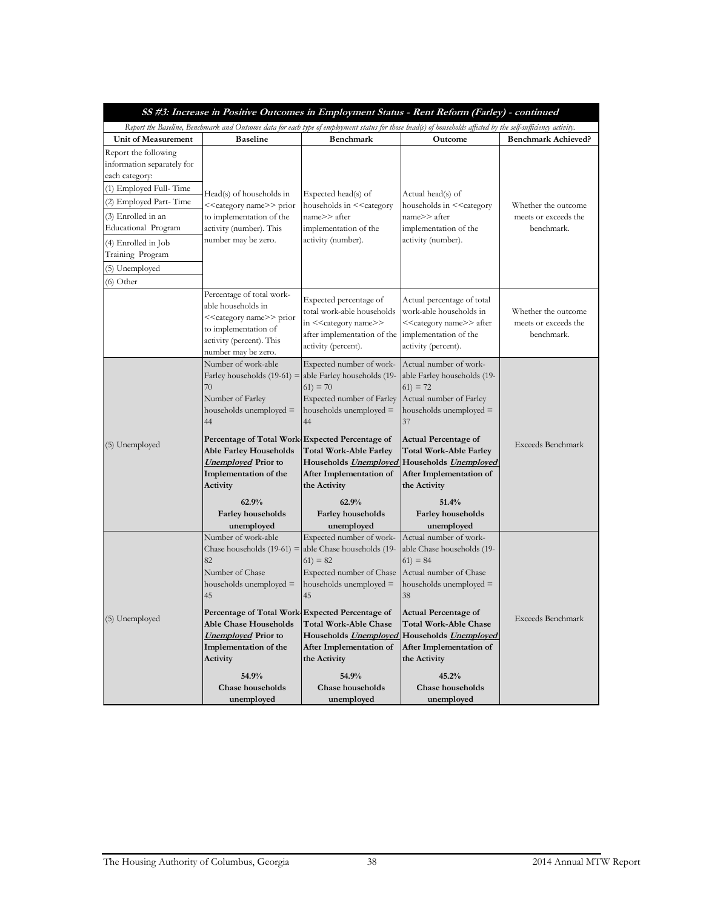**SS #3: Increase in Positive Outcomes in Employment Status - Rent Reform (Farley) - continued**

*Report the Baseline, Benchmark and Outcome data for each type of employment status for those head(s) of households affected by the self-sufficiency activity.*

| Unit of Measurement | Baseline | Benchmark | Outcome | Benchmark Achieved? |
|---|---|---|---|---|
| Report the following information separately for each category: (1) Employed Full- Time (2) Employed Part- Time (3) Enrolled in an Educational Program (4) Enrolled in Job Training Program (5) Unemployed (6) Other | Head(s) of households in <<category name>> prior to implementation of the activity (number). This number may be zero. | Expected head(s) of households in <<category name>> after implementation of the activity (number). | Actual head(s) of households in <<category name>> after implementation of the activity (number). | Whether the outcome meets or exceeds the benchmark. |
| | Percentage of total work-able households in <<category name>> prior to implementation of activity (percent). This number may be zero. | Expected percentage of total work-able households in <<category name>> after implementation of the activity (percent). | Actual percentage of total work-able households in <<category name>> after implementation of the activity (percent). | Whether the outcome meets or exceeds the benchmark. |
| (5) Unemployed | Number of work-able Farley households (19-61) = 70<br>Number of Farley households unemployed = 44<br>**Percentage of Total Work-Able Farley Households *Unemployed* Prior to Implementation of the Activity**<br>**62.9% Farley households unemployed** | Expected number of work-able Farley households (19-61) = 70<br>Expected number of Farley households unemployed = 44<br>**Expected Percentage of Total Work-Able Farley Households *Unemployed* After Implementation of the Activity**<br>**62.9% Farley households unemployed** | Actual number of work-able Farley households (19-61) = 72<br>Actual number of Farley households unemployed = 37<br>**Actual Percentage of Total Work-Able Farley Households *Unemployed* After Implementation of the Activity**<br>**51.4% Farley households unemployed** | Exceeds Benchmark |
| (5) Unemployed | Number of work-able Chase households (19-61) = 82<br>Number of Chase households unemployed = 45<br>**Percentage of Total Work-Able Chase Households *Unemployed* Prior to Implementation of the Activity**<br>**54.9% Chase households unemployed** | Expected number of work-able Chase households (19-61) = 82<br>Expected number of Chase households unemployed = 45<br>**Expected Percentage of Total Work-Able Chase Households *Unemployed* After Implementation of the Activity**<br>**54.9% Chase households unemployed** | Actual number of work-able Chase households (19-61) = 84<br>Actual number of Chase households unemployed = 38<br>**Actual Percentage of Total Work-Able Chase Households *Unemployed* After Implementation of the Activity**<br>**45.2% Chase households unemployed** | Exceeds Benchmark |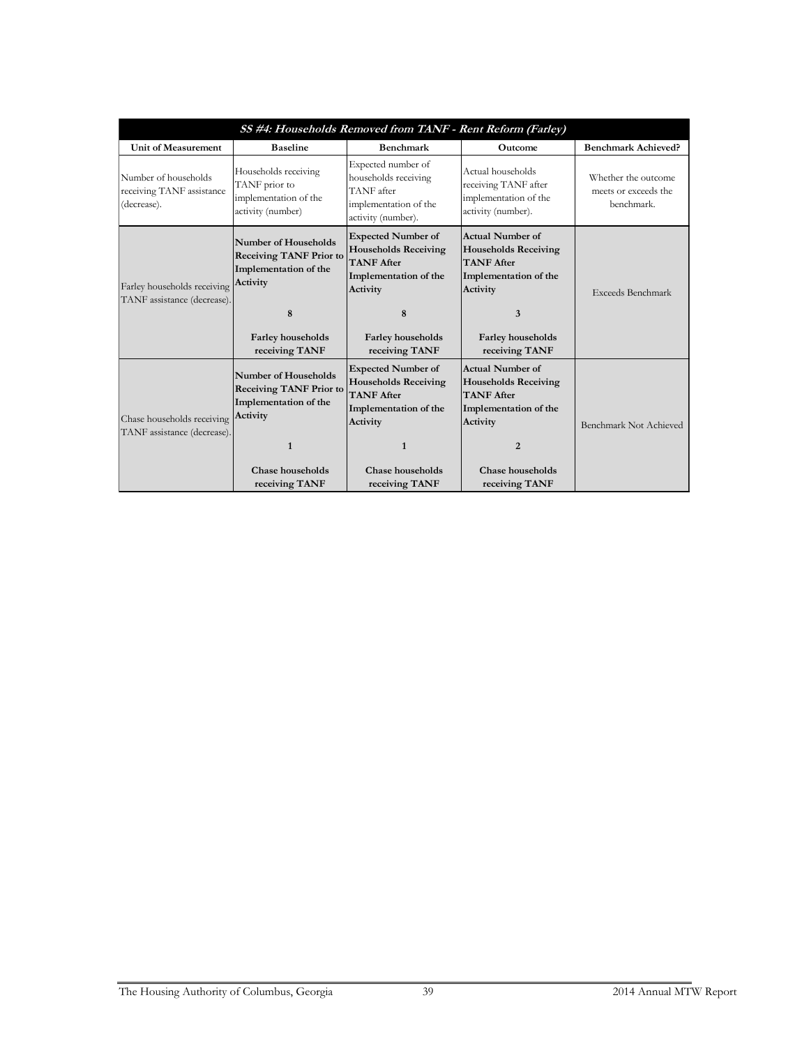| ***SS #4: Households Removed from TANF - Rent Reform (Farley)*** | | | | |
|---|---|---|---|---|
| **Unit of Measurement** | **Baseline** | **Benchmark** | **Outcome** | **Benchmark Achieved?** |
| Number of households receiving TANF assistance (decrease). | Households receiving TANF prior to implementation of the activity (number) | Expected number of households receiving TANF after implementation of the activity (number). | Actual households receiving TANF after implementation of the activity (number). | Whether the outcome meets or exceeds the benchmark. |
| Farley households receiving TANF assistance (decrease). | **Number of Households Receiving TANF Prior to Implementation of the Activity**<br><br>**8**<br><br>**Farley households receiving TANF** | **Expected Number of Households Receiving TANF After Implementation of the Activity**<br><br>**8**<br><br>**Farley households receiving TANF** | **Actual Number of Households Receiving TANF After Implementation of the Activity**<br><br>**3**<br><br>**Farley households receiving TANF** | Exceeds Benchmark |
| Chase households receiving TANF assistance (decrease). | **Number of Households Receiving TANF Prior to Implementation of the Activity**<br><br>**1**<br><br>**Chase households receiving TANF** | **Expected Number of Households Receiving TANF After Implementation of the Activity**<br><br>**1**<br><br>**Chase households receiving TANF** | **Actual Number of Households Receiving TANF After Implementation of the Activity**<br><br>**2**<br><br>**Chase households receiving TANF** | Benchmark Not Achieved |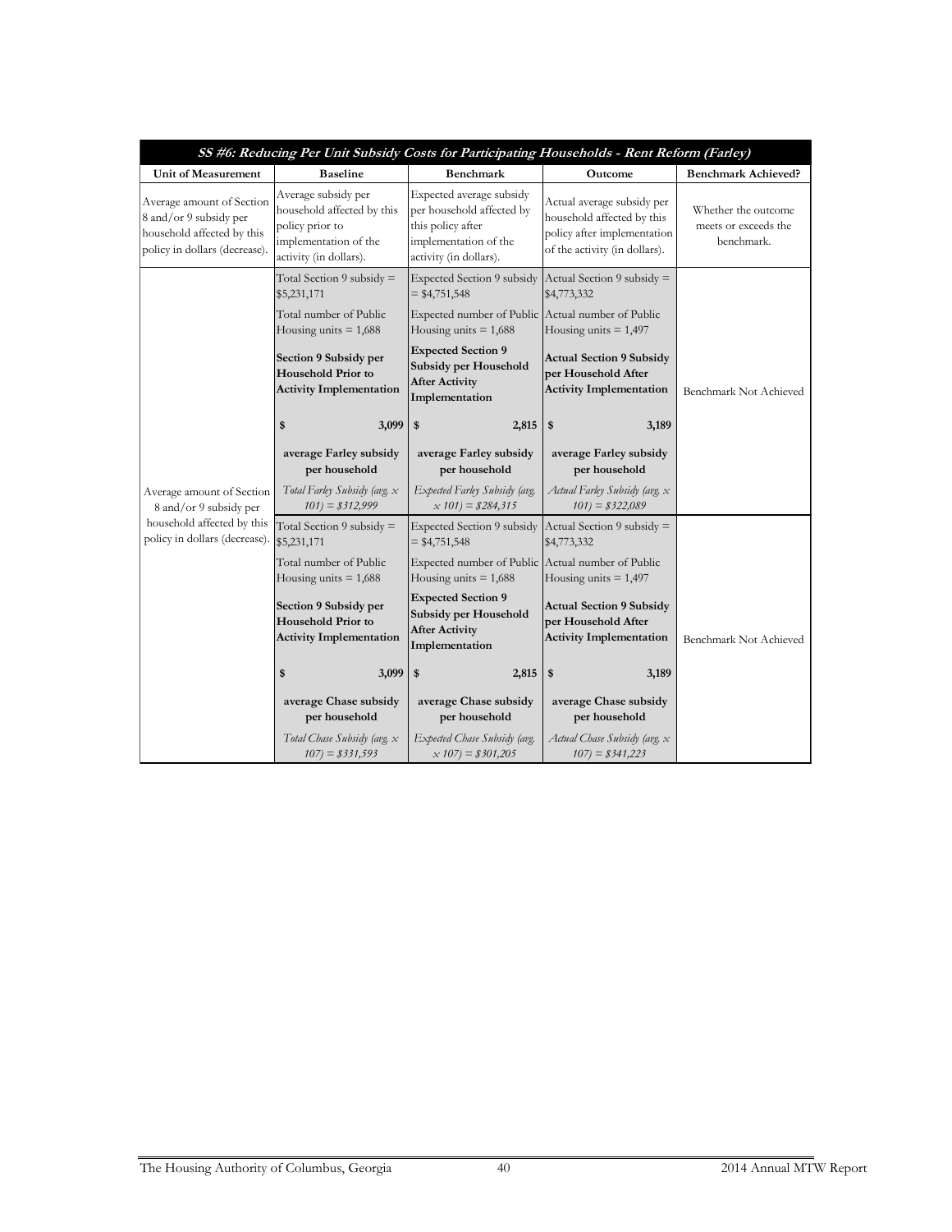| ***SS #6: Reducing Per Unit Subsidy Costs for Participating Households - Rent Reform (Farley)*** | | | | |
|---|---|---|---|---|
| **Unit of Measurement** | **Baseline** | **Benchmark** | **Outcome** | **Benchmark Achieved?** |
| Average amount of Section 8 and/or 9 subsidy per household affected by this policy in dollars (decrease). | Average subsidy per household affected by this policy prior to implementation of the activity (in dollars). | Expected average subsidy per household affected by this policy after implementation of the activity (in dollars). | Actual average subsidy per household affected by this policy after implementation of the activity (in dollars). | Whether the outcome meets or exceeds the benchmark. |
| Average amount of Section 8 and/or 9 subsidy per household affected by this policy in dollars (decrease). | Total Section 9 subsidy = $5,231,171<br>Total number of Public Housing units = 1,688<br>**Section 9 Subsidy per Household Prior to Activity Implementation**<br>**$ 3,099**<br>**average Farley subsidy per household**<br>*Total Farley Subsidy (avg. x 101) = $312,999* | Expected Section 9 subsidy = $4,751,548<br>Expected number of Public Housing units = 1,688<br>**Expected Section 9 Subsidy per Household After Activity Implementation**<br>**$ 2,815**<br>**average Farley subsidy per household**<br>*Expected Farley Subsidy (avg. x 101) = $284,315* | Actual Section 9 subsidy = $4,773,332<br>Actual number of Public Housing units = 1,497<br>**Actual Section 9 Subsidy per Household After Activity Implementation**<br>**$ 3,189**<br>**average Farley subsidy per household**<br>*Actual Farley Subsidy (avg. x 101) = $322,089* | Benchmark Not Achieved |
| | Total Section 9 subsidy = $5,231,171<br>Total number of Public Housing units = 1,688<br>**Section 9 Subsidy per Household Prior to Activity Implementation**<br>**$ 3,099**<br>**average Chase subsidy per household**<br>*Total Chase Subsidy (avg. x 107) = $331,593* | Expected Section 9 subsidy = $4,751,548<br>Expected number of Public Housing units = 1,688<br>**Expected Section 9 Subsidy per Household After Activity Implementation**<br>**$ 2,815**<br>**average Chase subsidy per household**<br>*Expected Chase Subsidy (avg. x 107) = $301,205* | Actual Section 9 subsidy = $4,773,332<br>Actual number of Public Housing units = 1,497<br>**Actual Section 9 Subsidy per Household After Activity Implementation**<br>**$ 3,189**<br>**average Chase subsidy per household**<br>*Actual Chase Subsidy (avg. x 107) = $341,223* | Benchmark Not Achieved |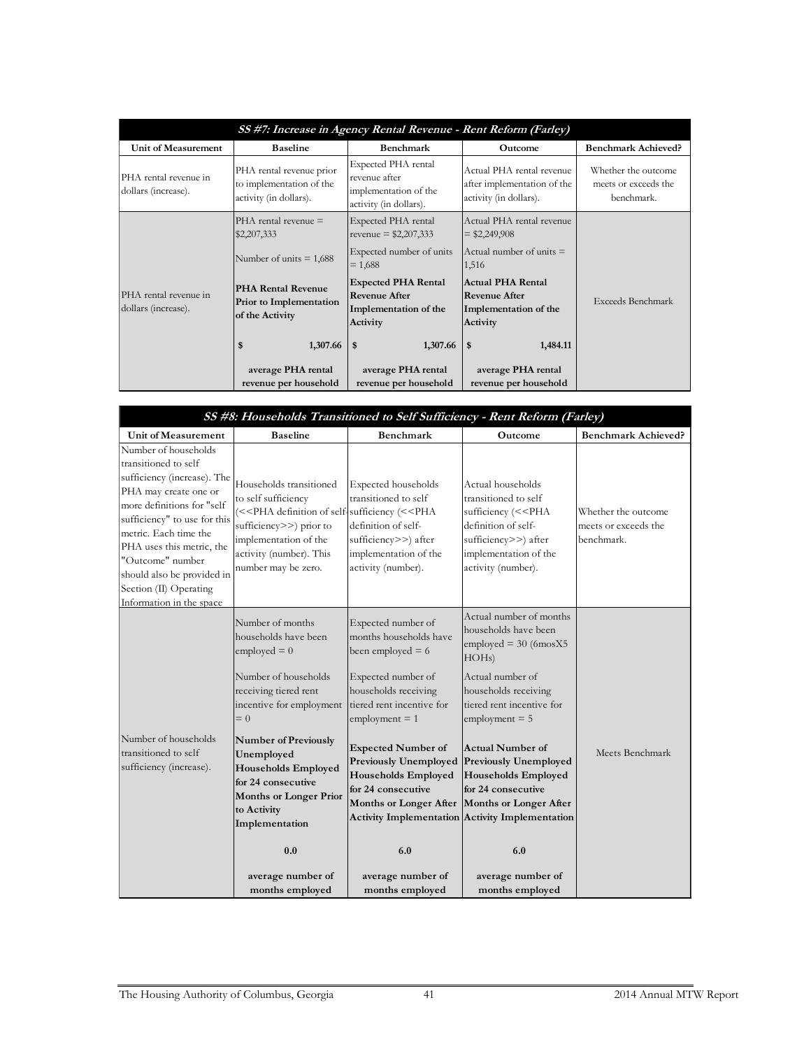| *SS #7: Increase in Agency Rental Revenue - Rent Reform (Farley)* | | | | |
|---|---|---|---|---|
| **Unit of Measurement** | **Baseline** | **Benchmark** | **Outcome** | **Benchmark Achieved?** |
| PHA rental revenue in dollars (increase). | PHA rental revenue prior to implementation of the activity (in dollars). | Expected PHA rental revenue after implementation of the activity (in dollars). | Actual PHA rental revenue after implementation of the activity (in dollars). | Whether the outcome meets or exceeds the benchmark. |
| PHA rental revenue in dollars (increase). | PHA rental revenue = $2,207,333<br><br>Number of units = 1,688<br><br>**PHA Rental Revenue Prior to Implementation of the Activity**<br><br>**$ 1,307.66**<br><br>**average PHA rental revenue per household** | Expected PHA rental revenue = $2,207,333<br><br>Expected number of units = 1,688<br><br>**Expected PHA Rental Revenue After Implementation of the Activity**<br><br>**$ 1,307.66**<br><br>**average PHA rental revenue per household** | Actual PHA rental revenue = $2,249,908<br><br>Actual number of units = 1,516<br><br>**Actual PHA Rental Revenue After Implementation of the Activity**<br><br>**$ 1,484.11**<br><br>**average PHA rental revenue per household** | Exceeds Benchmark |

| *SS #8: Households Transitioned to Self Sufficiency - Rent Reform (Farley)* | | | | |
|---|---|---|---|---|
| **Unit of Measurement** | **Baseline** | **Benchmark** | **Outcome** | **Benchmark Achieved?** |
| Number of households transitioned to self sufficiency (increase). The PHA may create one or more definitions for "self sufficiency" to use for this metric. Each time the PHA uses this metric, the "Outcome" number should also be provided in Section (II) Operating Information in the space | Households transitioned to self sufficiency (<<PHA definition of self-sufficiency>>) prior to implementation of the activity (number). This number may be zero. | Expected households transitioned to self sufficiency (<<PHA definition of self-sufficiency>>) after implementation of the activity (number). | Actual households transitioned to self sufficiency (<<PHA definition of self-sufficiency>>) after implementation of the activity (number). | Whether the outcome meets or exceeds the benchmark. |
| Number of households transitioned to self sufficiency (increase). | Number of months households have been employed = 0<br><br>Number of households receiving tiered rent incentive for employment = 0<br><br>**Number of Previously Unemployed Households Employed for 24 consecutive Months or Longer Prior to Activity Implementation**<br><br>**0.0**<br><br>**average number of months employed** | Expected number of months households have been employed = 6<br><br>Expected number of households receiving tiered rent incentive for employment = 1<br><br>**Expected Number of Previously Unemployed Households Employed for 24 consecutive Months or Longer After Activity Implementation**<br><br>**6.0**<br><br>**average number of months employed** | Actual number of months households have been employed = 30 (6mosX5 HOHs)<br><br>Actual number of households receiving tiered rent incentive for employment = 5<br><br>**Actual Number of Previously Unemployed Households Employed for 24 consecutive Months or Longer After Activity Implementation**<br><br>**6.0**<br><br>**average number of months employed** | Meets Benchmark |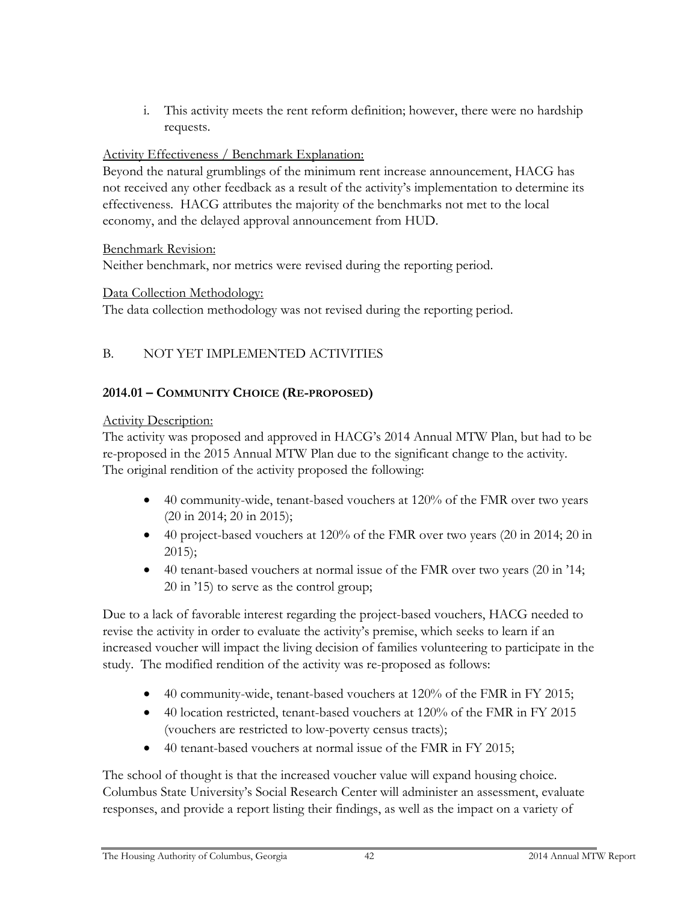i. This activity meets the rent reform definition; however, there were no hardship requests.

Activity Effectiveness / Benchmark Explanation:
Beyond the natural grumblings of the minimum rent increase announcement, HACG has not received any other feedback as a result of the activity's implementation to determine its effectiveness. HACG attributes the majority of the benchmarks not met to the local economy, and the delayed approval announcement from HUD.

Benchmark Revision:
Neither benchmark, nor metrics were revised during the reporting period.

Data Collection Methodology:
The data collection methodology was not revised during the reporting period.

## B. NOT YET IMPLEMENTED ACTIVITIES

### 2014.01 – COMMUNITY CHOICE (RE-PROPOSED)

Activity Description:
The activity was proposed and approved in HACG's 2014 Annual MTW Plan, but had to be re-proposed in the 2015 Annual MTW Plan due to the significant change to the activity. The original rendition of the activity proposed the following:

- 40 community-wide, tenant-based vouchers at 120% of the FMR over two years (20 in 2014; 20 in 2015);
- 40 project-based vouchers at 120% of the FMR over two years (20 in 2014; 20 in 2015);
- 40 tenant-based vouchers at normal issue of the FMR over two years (20 in '14; 20 in '15) to serve as the control group;

Due to a lack of favorable interest regarding the project-based vouchers, HACG needed to revise the activity in order to evaluate the activity's premise, which seeks to learn if an increased voucher will impact the living decision of families volunteering to participate in the study. The modified rendition of the activity was re-proposed as follows:

- 40 community-wide, tenant-based vouchers at 120% of the FMR in FY 2015;
- 40 location restricted, tenant-based vouchers at 120% of the FMR in FY 2015 (vouchers are restricted to low-poverty census tracts);
- 40 tenant-based vouchers at normal issue of the FMR in FY 2015;

The school of thought is that the increased voucher value will expand housing choice. Columbus State University's Social Research Center will administer an assessment, evaluate responses, and provide a report listing their findings, as well as the impact on a variety of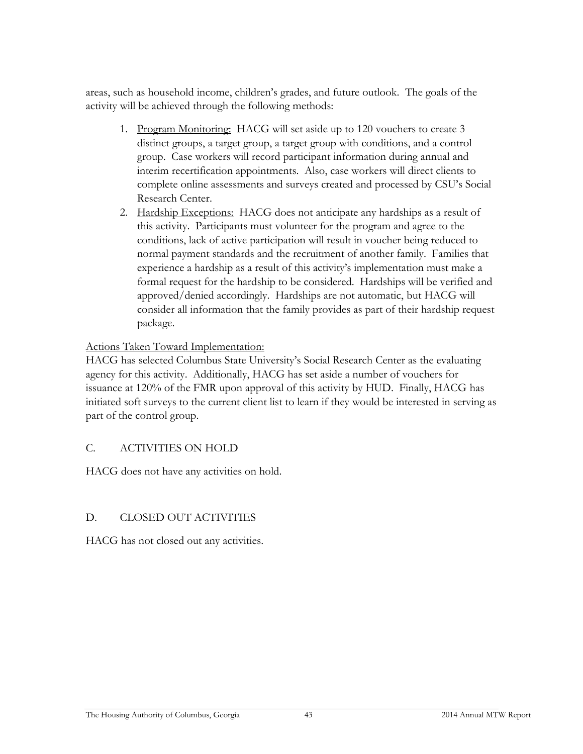areas, such as household income, children's grades, and future outlook. The goals of the activity will be achieved through the following methods:

1. Program Monitoring: HACG will set aside up to 120 vouchers to create 3 distinct groups, a target group, a target group with conditions, and a control group. Case workers will record participant information during annual and interim recertification appointments. Also, case workers will direct clients to complete online assessments and surveys created and processed by CSU's Social Research Center.
2. Hardship Exceptions: HACG does not anticipate any hardships as a result of this activity. Participants must volunteer for the program and agree to the conditions, lack of active participation will result in voucher being reduced to normal payment standards and the recruitment of another family. Families that experience a hardship as a result of this activity's implementation must make a formal request for the hardship to be considered. Hardships will be verified and approved/denied accordingly. Hardships are not automatic, but HACG will consider all information that the family provides as part of their hardship request package.

Actions Taken Toward Implementation:

HACG has selected Columbus State University's Social Research Center as the evaluating agency for this activity. Additionally, HACG has set aside a number of vouchers for issuance at 120% of the FMR upon approval of this activity by HUD. Finally, HACG has initiated soft surveys to the current client list to learn if they would be interested in serving as part of the control group.

## C. ACTIVITIES ON HOLD

HACG does not have any activities on hold.

## D. CLOSED OUT ACTIVITIES

HACG has not closed out any activities.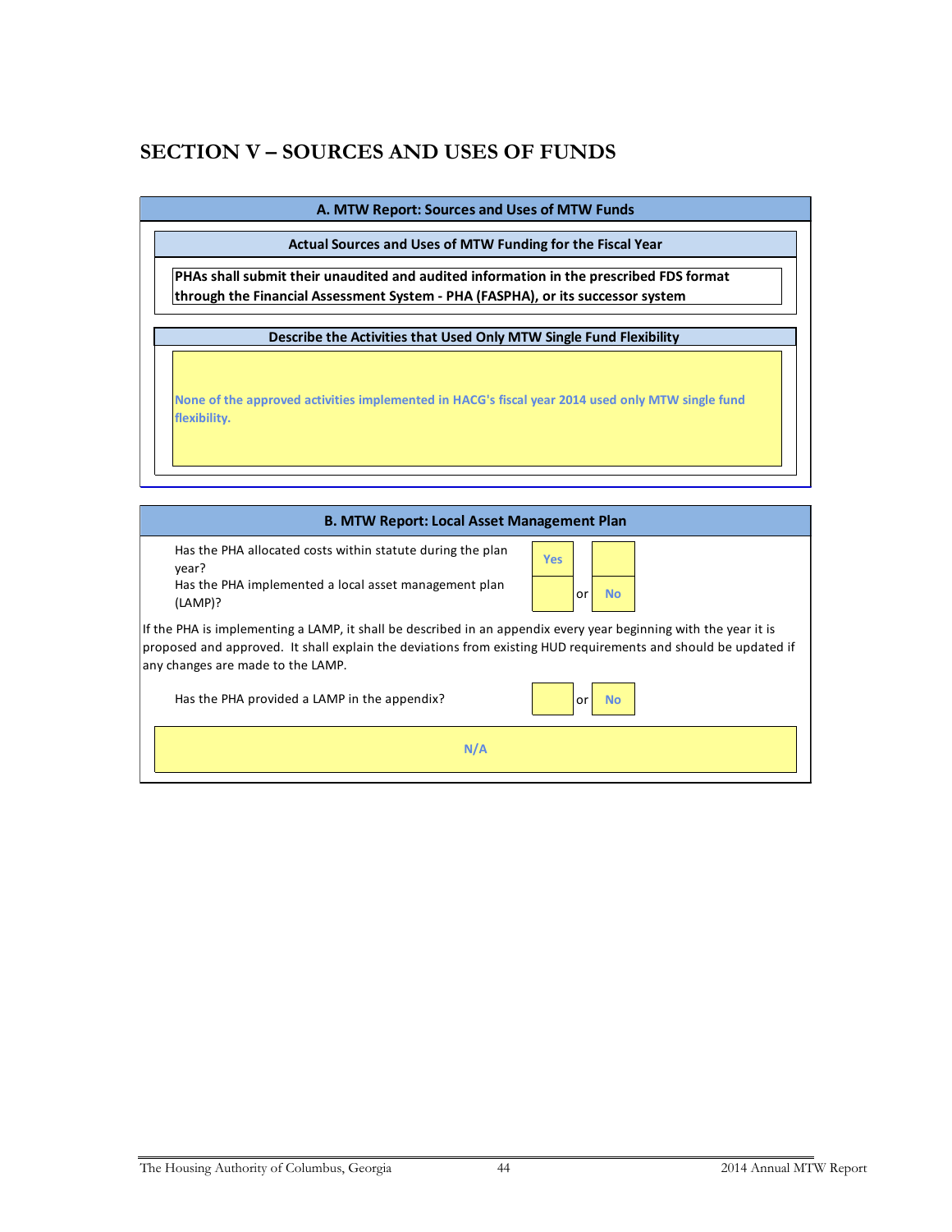# SECTION V – SOURCES AND USES OF FUNDS

## A. MTW Report: Sources and Uses of MTW Funds

### Actual Sources and Uses of MTW Funding for the Fiscal Year

**PHAs shall submit their unaudited and audited information in the prescribed FDS format through the Financial Assessment System - PHA (FASPHA), or its successor system**

### Describe the Activities that Used Only MTW Single Fund Flexibility

None of the approved activities implemented in HACG's fiscal year 2014 used only MTW single fund flexibility.

## B. MTW Report: Local Asset Management Plan

| | | | |
|---|---|---|---|
| Has the PHA allocated costs within statute during the plan year? | Yes | | |
| Has the PHA implemented a local asset management plan (LAMP)? | | or | No |

If the PHA is implementing a LAMP, it shall be described in an appendix every year beginning with the year it is proposed and approved. It shall explain the deviations from existing HUD requirements and should be updated if any changes are made to the LAMP.

| | | | |
|---|---|---|---|
| Has the PHA provided a LAMP in the appendix? | | or | No |

N/A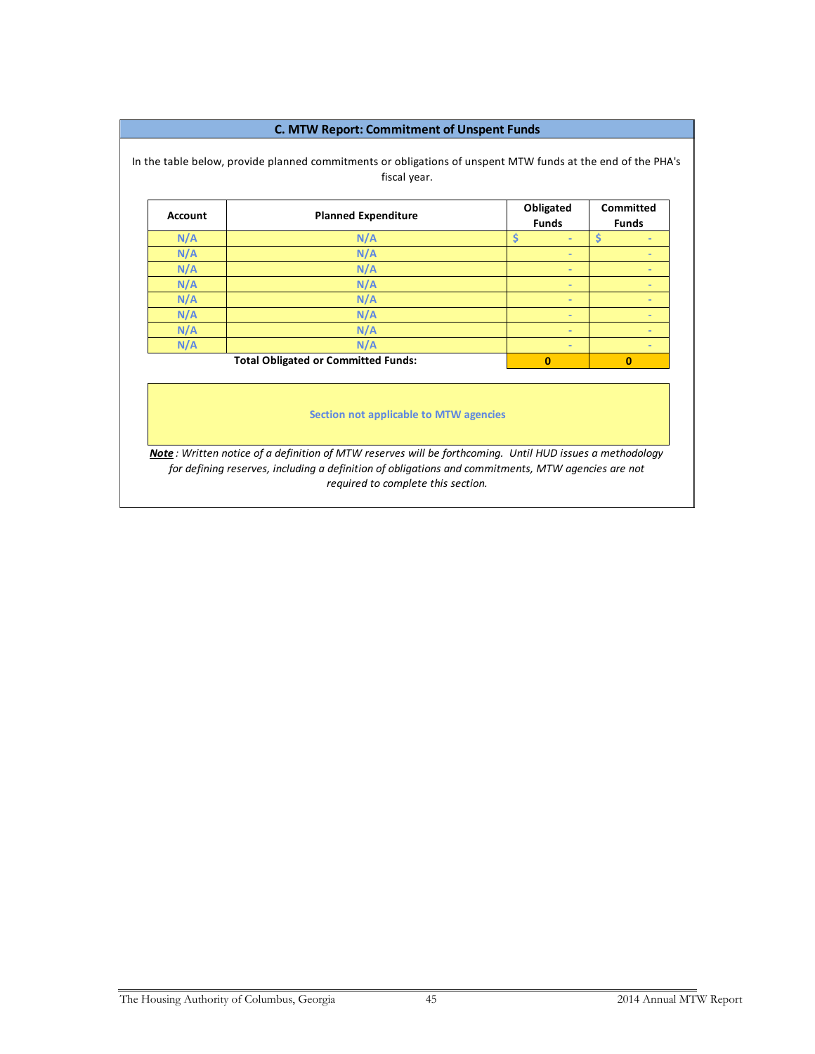## C. MTW Report: Commitment of Unspent Funds

In the table below, provide planned commitments or obligations of unspent MTW funds at the end of the PHA's fiscal year.

| Account | Planned Expenditure | Obligated Funds | Committed Funds |
|---|---|---|---|
| N/A | N/A | $ - | $ - |
| N/A | N/A | - | - |
| N/A | N/A | - | - |
| N/A | N/A | - | - |
| N/A | N/A | - | - |
| N/A | N/A | - | - |
| N/A | N/A | - | - |
| N/A | N/A | - | - |
| | **Total Obligated or Committed Funds:** | **0** | **0** |

Section not applicable to MTW agencies

***Note*** *: Written notice of a definition of MTW reserves will be forthcoming. Until HUD issues a methodology for defining reserves, including a definition of obligations and commitments, MTW agencies are not required to complete this section.*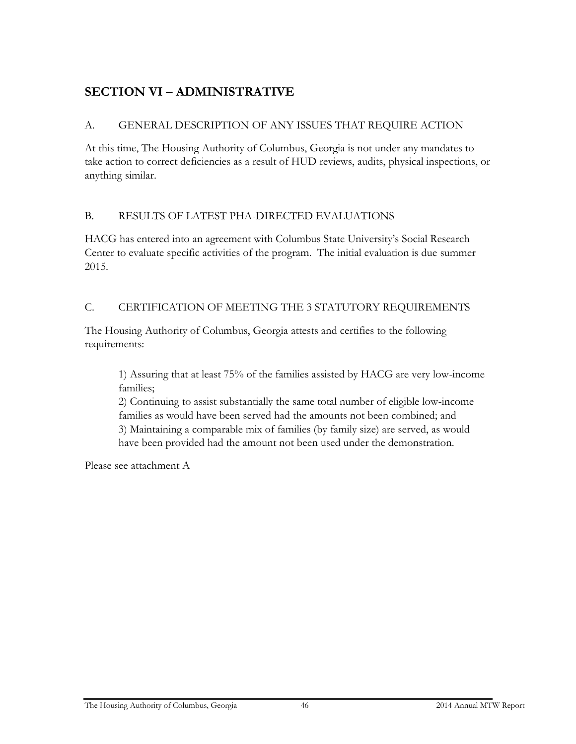## SECTION VI – ADMINISTRATIVE

### A. GENERAL DESCRIPTION OF ANY ISSUES THAT REQUIRE ACTION

At this time, The Housing Authority of Columbus, Georgia is not under any mandates to take action to correct deficiencies as a result of HUD reviews, audits, physical inspections, or anything similar.

### B. RESULTS OF LATEST PHA-DIRECTED EVALUATIONS

HACG has entered into an agreement with Columbus State University's Social Research Center to evaluate specific activities of the program. The initial evaluation is due summer 2015.

### C. CERTIFICATION OF MEETING THE 3 STATUTORY REQUIREMENTS

The Housing Authority of Columbus, Georgia attests and certifies to the following requirements:

1) Assuring that at least 75% of the families assisted by HACG are very low-income families;
2) Continuing to assist substantially the same total number of eligible low-income families as would have been served had the amounts not been combined; and
3) Maintaining a comparable mix of families (by family size) are served, as would have been provided had the amount not been used under the demonstration.

Please see attachment A